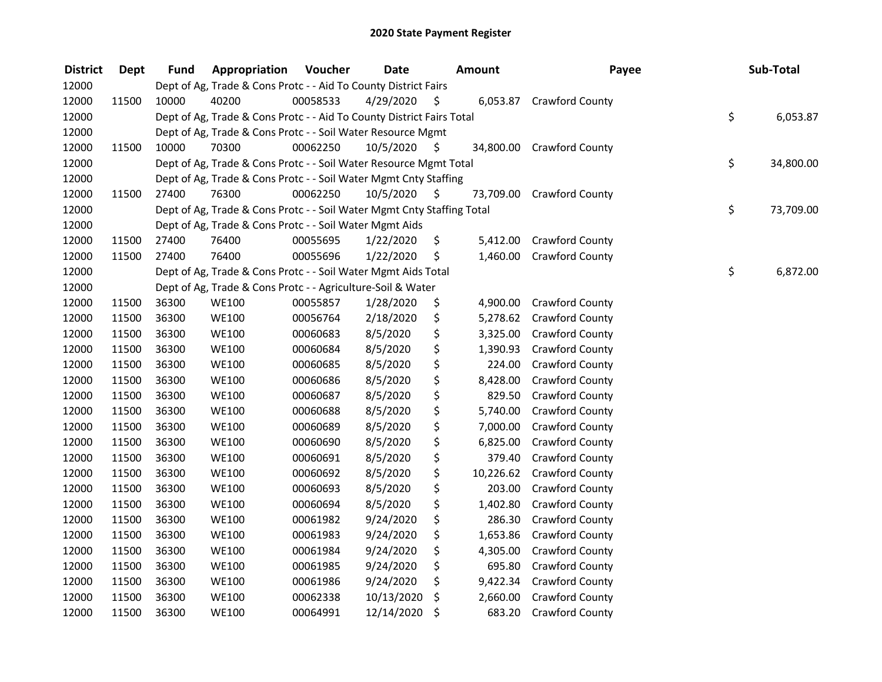# 2020 State Payment Register

| District | Dept | Fund | Appropriation | Voucher | Date | Amount | Payee | Sub-Total |
|---|---|---|---|---|---|---|---|---|
| 12000 | | Dept of Ag, Trade & Cons Protc - - Aid To County District Fairs | | | | | | |
| 12000 | 11500 | 10000 | 40200 | 00058533 | 4/29/2020 | $ 6,053.87 | Crawford County | |
| 12000 | | Dept of Ag, Trade & Cons Protc - - Aid To County District Fairs Total | | | | | | $ 6,053.87 |
| 12000 | | Dept of Ag, Trade & Cons Protc - - Soil Water Resource Mgmt | | | | | | |
| 12000 | 11500 | 10000 | 70300 | 00062250 | 10/5/2020 | $ 34,800.00 | Crawford County | |
| 12000 | | Dept of Ag, Trade & Cons Protc - - Soil Water Resource Mgmt Total | | | | | | $ 34,800.00 |
| 12000 | | Dept of Ag, Trade & Cons Protc - - Soil Water Mgmt Cnty Staffing | | | | | | |
| 12000 | 11500 | 27400 | 76300 | 00062250 | 10/5/2020 | $ 73,709.00 | Crawford County | |
| 12000 | | Dept of Ag, Trade & Cons Protc - - Soil Water Mgmt Cnty Staffing Total | | | | | | $ 73,709.00 |
| 12000 | | Dept of Ag, Trade & Cons Protc - - Soil Water Mgmt Aids | | | | | | |
| 12000 | 11500 | 27400 | 76400 | 00055695 | 1/22/2020 | $ 5,412.00 | Crawford County | |
| 12000 | 11500 | 27400 | 76400 | 00055696 | 1/22/2020 | $ 1,460.00 | Crawford County | |
| 12000 | | Dept of Ag, Trade & Cons Protc - - Soil Water Mgmt Aids Total | | | | | | $ 6,872.00 |
| 12000 | | Dept of Ag, Trade & Cons Protc - - Agriculture-Soil & Water | | | | | | |
| 12000 | 11500 | 36300 | WE100 | 00055857 | 1/28/2020 | $ 4,900.00 | Crawford County | |
| 12000 | 11500 | 36300 | WE100 | 00056764 | 2/18/2020 | $ 5,278.62 | Crawford County | |
| 12000 | 11500 | 36300 | WE100 | 00060683 | 8/5/2020 | $ 3,325.00 | Crawford County | |
| 12000 | 11500 | 36300 | WE100 | 00060684 | 8/5/2020 | $ 1,390.93 | Crawford County | |
| 12000 | 11500 | 36300 | WE100 | 00060685 | 8/5/2020 | $ 224.00 | Crawford County | |
| 12000 | 11500 | 36300 | WE100 | 00060686 | 8/5/2020 | $ 8,428.00 | Crawford County | |
| 12000 | 11500 | 36300 | WE100 | 00060687 | 8/5/2020 | $ 829.50 | Crawford County | |
| 12000 | 11500 | 36300 | WE100 | 00060688 | 8/5/2020 | $ 5,740.00 | Crawford County | |
| 12000 | 11500 | 36300 | WE100 | 00060689 | 8/5/2020 | $ 7,000.00 | Crawford County | |
| 12000 | 11500 | 36300 | WE100 | 00060690 | 8/5/2020 | $ 6,825.00 | Crawford County | |
| 12000 | 11500 | 36300 | WE100 | 00060691 | 8/5/2020 | $ 379.40 | Crawford County | |
| 12000 | 11500 | 36300 | WE100 | 00060692 | 8/5/2020 | $ 10,226.62 | Crawford County | |
| 12000 | 11500 | 36300 | WE100 | 00060693 | 8/5/2020 | $ 203.00 | Crawford County | |
| 12000 | 11500 | 36300 | WE100 | 00060694 | 8/5/2020 | $ 1,402.80 | Crawford County | |
| 12000 | 11500 | 36300 | WE100 | 00061982 | 9/24/2020 | $ 286.30 | Crawford County | |
| 12000 | 11500 | 36300 | WE100 | 00061983 | 9/24/2020 | $ 1,653.86 | Crawford County | |
| 12000 | 11500 | 36300 | WE100 | 00061984 | 9/24/2020 | $ 4,305.00 | Crawford County | |
| 12000 | 11500 | 36300 | WE100 | 00061985 | 9/24/2020 | $ 695.80 | Crawford County | |
| 12000 | 11500 | 36300 | WE100 | 00061986 | 9/24/2020 | $ 9,422.34 | Crawford County | |
| 12000 | 11500 | 36300 | WE100 | 00062338 | 10/13/2020 | $ 2,660.00 | Crawford County | |
| 12000 | 11500 | 36300 | WE100 | 00064991 | 12/14/2020 | $ 683.20 | Crawford County | |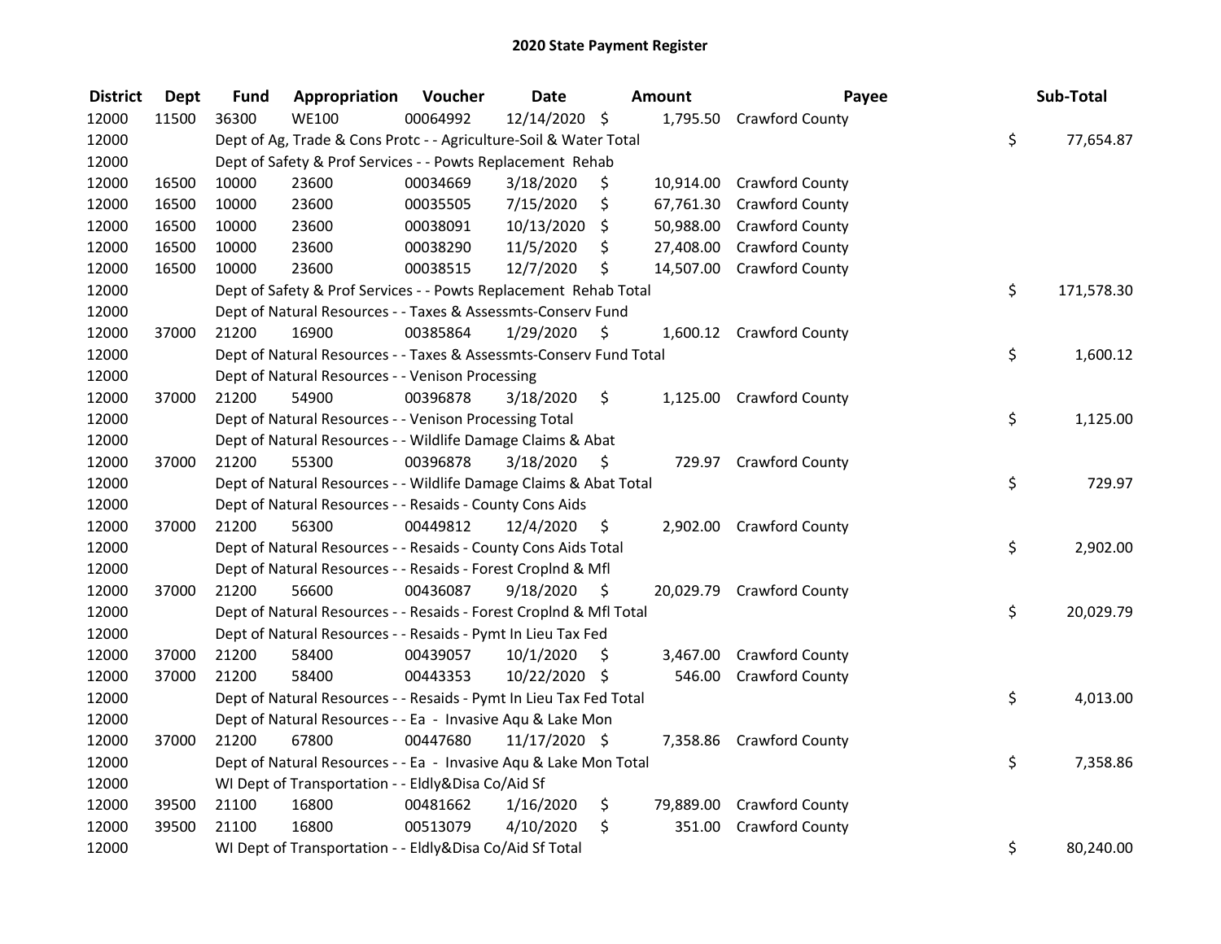# 2020 State Payment Register

| District | Dept | Fund | Appropriation | Voucher | Date | Amount | Payee | Sub-Total |
|---|---|---|---|---|---|---|---|---|
| 12000 | 11500 | 36300 | WE100 | 00064992 | 12/14/2020 | $ 1,795.50 | Crawford County | |
| 12000 | | Dept of Ag, Trade & Cons Protc - - Agriculture-Soil & Water Total | | | | | | $ 77,654.87 |
| 12000 | | Dept of Safety & Prof Services - - Powts Replacement Rehab | | | | | | |
| 12000 | 16500 | 10000 | 23600 | 00034669 | 3/18/2020 | $ 10,914.00 | Crawford County | |
| 12000 | 16500 | 10000 | 23600 | 00035505 | 7/15/2020 | $ 67,761.30 | Crawford County | |
| 12000 | 16500 | 10000 | 23600 | 00038091 | 10/13/2020 | $ 50,988.00 | Crawford County | |
| 12000 | 16500 | 10000 | 23600 | 00038290 | 11/5/2020 | $ 27,408.00 | Crawford County | |
| 12000 | 16500 | 10000 | 23600 | 00038515 | 12/7/2020 | $ 14,507.00 | Crawford County | |
| 12000 | | Dept of Safety & Prof Services - - Powts Replacement Rehab Total | | | | | | $ 171,578.30 |
| 12000 | | Dept of Natural Resources - - Taxes & Assessmts-Conserv Fund | | | | | | |
| 12000 | 37000 | 21200 | 16900 | 00385864 | 1/29/2020 | $ 1,600.12 | Crawford County | |
| 12000 | | Dept of Natural Resources - - Taxes & Assessmts-Conserv Fund Total | | | | | | $ 1,600.12 |
| 12000 | | Dept of Natural Resources - - Venison Processing | | | | | | |
| 12000 | 37000 | 21200 | 54900 | 00396878 | 3/18/2020 | $ 1,125.00 | Crawford County | |
| 12000 | | Dept of Natural Resources - - Venison Processing Total | | | | | | $ 1,125.00 |
| 12000 | | Dept of Natural Resources - - Wildlife Damage Claims & Abat | | | | | | |
| 12000 | 37000 | 21200 | 55300 | 00396878 | 3/18/2020 | $ 729.97 | Crawford County | |
| 12000 | | Dept of Natural Resources - - Wildlife Damage Claims & Abat Total | | | | | | $ 729.97 |
| 12000 | | Dept of Natural Resources - - Resaids - County Cons Aids | | | | | | |
| 12000 | 37000 | 21200 | 56300 | 00449812 | 12/4/2020 | $ 2,902.00 | Crawford County | |
| 12000 | | Dept of Natural Resources - - Resaids - County Cons Aids Total | | | | | | $ 2,902.00 |
| 12000 | | Dept of Natural Resources - - Resaids - Forest Croplnd & Mfl | | | | | | |
| 12000 | 37000 | 21200 | 56600 | 00436087 | 9/18/2020 | $ 20,029.79 | Crawford County | |
| 12000 | | Dept of Natural Resources - - Resaids - Forest Croplnd & Mfl Total | | | | | | $ 20,029.79 |
| 12000 | | Dept of Natural Resources - - Resaids - Pymt In Lieu Tax Fed | | | | | | |
| 12000 | 37000 | 21200 | 58400 | 00439057 | 10/1/2020 | $ 3,467.00 | Crawford County | |
| 12000 | 37000 | 21200 | 58400 | 00443353 | 10/22/2020 | $ 546.00 | Crawford County | |
| 12000 | | Dept of Natural Resources - - Resaids - Pymt In Lieu Tax Fed Total | | | | | | $ 4,013.00 |
| 12000 | | Dept of Natural Resources - - Ea - Invasive Aqu & Lake Mon | | | | | | |
| 12000 | 37000 | 21200 | 67800 | 00447680 | 11/17/2020 | $ 7,358.86 | Crawford County | |
| 12000 | | Dept of Natural Resources - - Ea - Invasive Aqu & Lake Mon Total | | | | | | $ 7,358.86 |
| 12000 | | WI Dept of Transportation - - Eldly&Disa Co/Aid Sf | | | | | | |
| 12000 | 39500 | 21100 | 16800 | 00481662 | 1/16/2020 | $ 79,889.00 | Crawford County | |
| 12000 | 39500 | 21100 | 16800 | 00513079 | 4/10/2020 | $ 351.00 | Crawford County | |
| 12000 | | WI Dept of Transportation - - Eldly&Disa Co/Aid Sf Total | | | | | | $ 80,240.00 |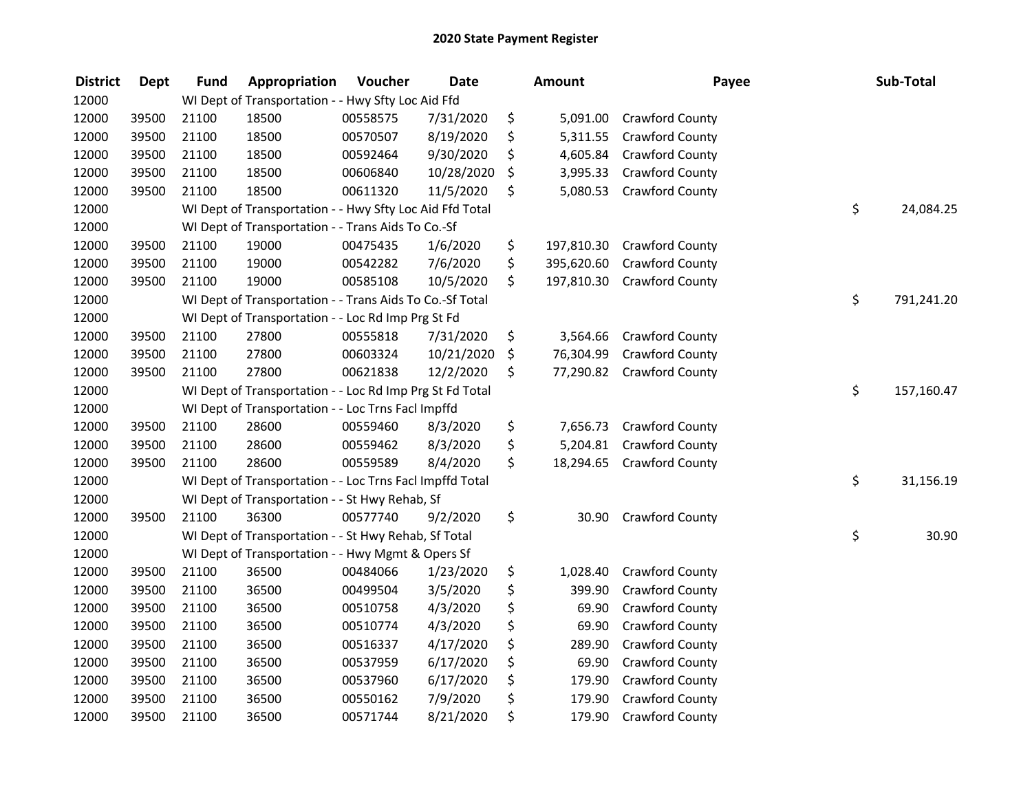# 2020 State Payment Register

| District | Dept | Fund | Appropriation | Voucher | Date | Amount | Payee | Sub-Total |
|---|---|---|---|---|---|---|---|---|
| 12000 | | WI Dept of Transportation - - Hwy Sfty Loc Aid Ffd | | | | | | |
| 12000 | 39500 | 21100 | 18500 | 00558575 | 7/31/2020 | $ 5,091.00 | Crawford County | |
| 12000 | 39500 | 21100 | 18500 | 00570507 | 8/19/2020 | $ 5,311.55 | Crawford County | |
| 12000 | 39500 | 21100 | 18500 | 00592464 | 9/30/2020 | $ 4,605.84 | Crawford County | |
| 12000 | 39500 | 21100 | 18500 | 00606840 | 10/28/2020 | $ 3,995.33 | Crawford County | |
| 12000 | 39500 | 21100 | 18500 | 00611320 | 11/5/2020 | $ 5,080.53 | Crawford County | |
| 12000 | | WI Dept of Transportation - - Hwy Sfty Loc Aid Ffd Total | | | | | | $ 24,084.25 |
| 12000 | | WI Dept of Transportation - - Trans Aids To Co.-Sf | | | | | | |
| 12000 | 39500 | 21100 | 19000 | 00475435 | 1/6/2020 | $ 197,810.30 | Crawford County | |
| 12000 | 39500 | 21100 | 19000 | 00542282 | 7/6/2020 | $ 395,620.60 | Crawford County | |
| 12000 | 39500 | 21100 | 19000 | 00585108 | 10/5/2020 | $ 197,810.30 | Crawford County | |
| 12000 | | WI Dept of Transportation - - Trans Aids To Co.-Sf Total | | | | | | $ 791,241.20 |
| 12000 | | WI Dept of Transportation - - Loc Rd Imp Prg St Fd | | | | | | |
| 12000 | 39500 | 21100 | 27800 | 00555818 | 7/31/2020 | $ 3,564.66 | Crawford County | |
| 12000 | 39500 | 21100 | 27800 | 00603324 | 10/21/2020 | $ 76,304.99 | Crawford County | |
| 12000 | 39500 | 21100 | 27800 | 00621838 | 12/2/2020 | $ 77,290.82 | Crawford County | |
| 12000 | | WI Dept of Transportation - - Loc Rd Imp Prg St Fd Total | | | | | | $ 157,160.47 |
| 12000 | | WI Dept of Transportation - - Loc Trns Facl Impffd | | | | | | |
| 12000 | 39500 | 21100 | 28600 | 00559460 | 8/3/2020 | $ 7,656.73 | Crawford County | |
| 12000 | 39500 | 21100 | 28600 | 00559462 | 8/3/2020 | $ 5,204.81 | Crawford County | |
| 12000 | 39500 | 21100 | 28600 | 00559589 | 8/4/2020 | $ 18,294.65 | Crawford County | |
| 12000 | | WI Dept of Transportation - - Loc Trns Facl Impffd Total | | | | | | $ 31,156.19 |
| 12000 | | WI Dept of Transportation - - St Hwy Rehab, Sf | | | | | | |
| 12000 | 39500 | 21100 | 36300 | 00577740 | 9/2/2020 | $ 30.90 | Crawford County | |
| 12000 | | WI Dept of Transportation - - St Hwy Rehab, Sf Total | | | | | | $ 30.90 |
| 12000 | | WI Dept of Transportation - - Hwy Mgmt & Opers Sf | | | | | | |
| 12000 | 39500 | 21100 | 36500 | 00484066 | 1/23/2020 | $ 1,028.40 | Crawford County | |
| 12000 | 39500 | 21100 | 36500 | 00499504 | 3/5/2020 | $ 399.90 | Crawford County | |
| 12000 | 39500 | 21100 | 36500 | 00510758 | 4/3/2020 | $ 69.90 | Crawford County | |
| 12000 | 39500 | 21100 | 36500 | 00510774 | 4/3/2020 | $ 69.90 | Crawford County | |
| 12000 | 39500 | 21100 | 36500 | 00516337 | 4/17/2020 | $ 289.90 | Crawford County | |
| 12000 | 39500 | 21100 | 36500 | 00537959 | 6/17/2020 | $ 69.90 | Crawford County | |
| 12000 | 39500 | 21100 | 36500 | 00537960 | 6/17/2020 | $ 179.90 | Crawford County | |
| 12000 | 39500 | 21100 | 36500 | 00550162 | 7/9/2020 | $ 179.90 | Crawford County | |
| 12000 | 39500 | 21100 | 36500 | 00571744 | 8/21/2020 | $ 179.90 | Crawford County | |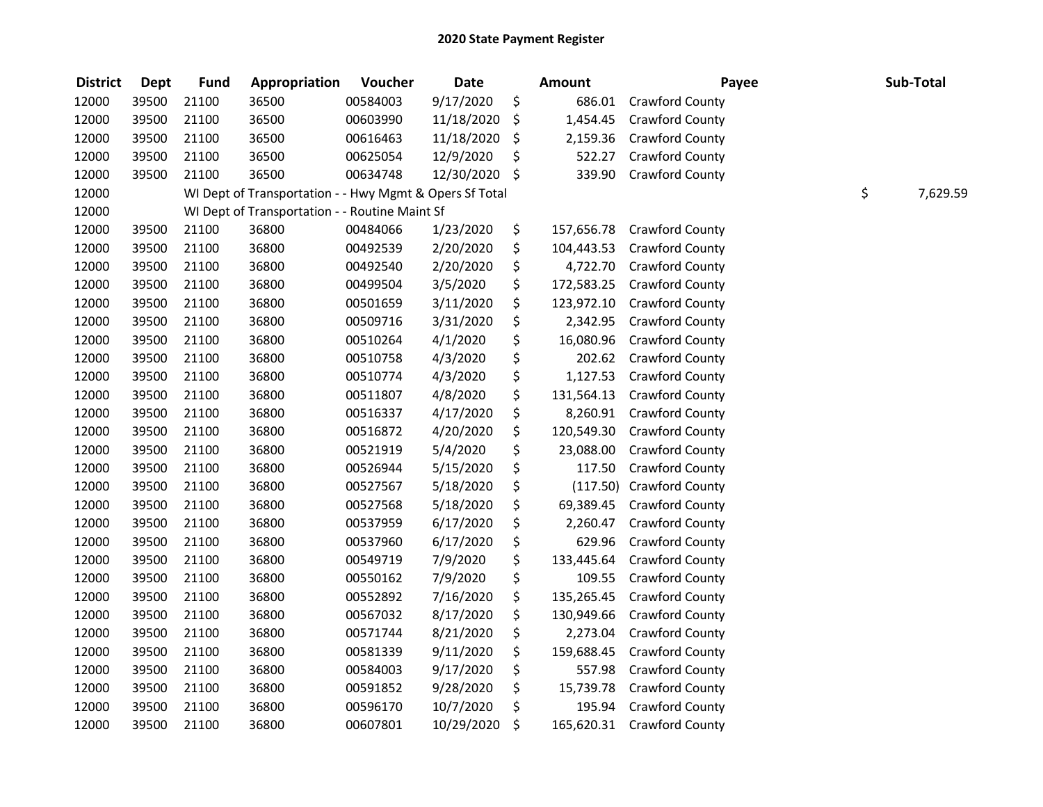## 2020 State Payment Register

| District | Dept | Fund | Appropriation | Voucher | Date | Amount | Payee | Sub-Total |
|---|---|---|---|---|---|---|---|---|
| 12000 | 39500 | 21100 | 36500 | 00584003 | 9/17/2020 | $ 686.01 | Crawford County | |
| 12000 | 39500 | 21100 | 36500 | 00603990 | 11/18/2020 | $ 1,454.45 | Crawford County | |
| 12000 | 39500 | 21100 | 36500 | 00616463 | 11/18/2020 | $ 2,159.36 | Crawford County | |
| 12000 | 39500 | 21100 | 36500 | 00625054 | 12/9/2020 | $ 522.27 | Crawford County | |
| 12000 | 39500 | 21100 | 36500 | 00634748 | 12/30/2020 | $ 339.90 | Crawford County | |
| 12000 | | WI Dept of Transportation - - Hwy Mgmt & Opers Sf Total | | | | | | $ 7,629.59 |
| 12000 | | WI Dept of Transportation - - Routine Maint Sf | | | | | | |
| 12000 | 39500 | 21100 | 36800 | 00484066 | 1/23/2020 | $ 157,656.78 | Crawford County | |
| 12000 | 39500 | 21100 | 36800 | 00492539 | 2/20/2020 | $ 104,443.53 | Crawford County | |
| 12000 | 39500 | 21100 | 36800 | 00492540 | 2/20/2020 | $ 4,722.70 | Crawford County | |
| 12000 | 39500 | 21100 | 36800 | 00499504 | 3/5/2020 | $ 172,583.25 | Crawford County | |
| 12000 | 39500 | 21100 | 36800 | 00501659 | 3/11/2020 | $ 123,972.10 | Crawford County | |
| 12000 | 39500 | 21100 | 36800 | 00509716 | 3/31/2020 | $ 2,342.95 | Crawford County | |
| 12000 | 39500 | 21100 | 36800 | 00510264 | 4/1/2020 | $ 16,080.96 | Crawford County | |
| 12000 | 39500 | 21100 | 36800 | 00510758 | 4/3/2020 | $ 202.62 | Crawford County | |
| 12000 | 39500 | 21100 | 36800 | 00510774 | 4/3/2020 | $ 1,127.53 | Crawford County | |
| 12000 | 39500 | 21100 | 36800 | 00511807 | 4/8/2020 | $ 131,564.13 | Crawford County | |
| 12000 | 39500 | 21100 | 36800 | 00516337 | 4/17/2020 | $ 8,260.91 | Crawford County | |
| 12000 | 39500 | 21100 | 36800 | 00516872 | 4/20/2020 | $ 120,549.30 | Crawford County | |
| 12000 | 39500 | 21100 | 36800 | 00521919 | 5/4/2020 | $ 23,088.00 | Crawford County | |
| 12000 | 39500 | 21100 | 36800 | 00526944 | 5/15/2020 | $ 117.50 | Crawford County | |
| 12000 | 39500 | 21100 | 36800 | 00527567 | 5/18/2020 | $ (117.50) | Crawford County | |
| 12000 | 39500 | 21100 | 36800 | 00527568 | 5/18/2020 | $ 69,389.45 | Crawford County | |
| 12000 | 39500 | 21100 | 36800 | 00537959 | 6/17/2020 | $ 2,260.47 | Crawford County | |
| 12000 | 39500 | 21100 | 36800 | 00537960 | 6/17/2020 | $ 629.96 | Crawford County | |
| 12000 | 39500 | 21100 | 36800 | 00549719 | 7/9/2020 | $ 133,445.64 | Crawford County | |
| 12000 | 39500 | 21100 | 36800 | 00550162 | 7/9/2020 | $ 109.55 | Crawford County | |
| 12000 | 39500 | 21100 | 36800 | 00552892 | 7/16/2020 | $ 135,265.45 | Crawford County | |
| 12000 | 39500 | 21100 | 36800 | 00567032 | 8/17/2020 | $ 130,949.66 | Crawford County | |
| 12000 | 39500 | 21100 | 36800 | 00571744 | 8/21/2020 | $ 2,273.04 | Crawford County | |
| 12000 | 39500 | 21100 | 36800 | 00581339 | 9/11/2020 | $ 159,688.45 | Crawford County | |
| 12000 | 39500 | 21100 | 36800 | 00584003 | 9/17/2020 | $ 557.98 | Crawford County | |
| 12000 | 39500 | 21100 | 36800 | 00591852 | 9/28/2020 | $ 15,739.78 | Crawford County | |
| 12000 | 39500 | 21100 | 36800 | 00596170 | 10/7/2020 | $ 195.94 | Crawford County | |
| 12000 | 39500 | 21100 | 36800 | 00607801 | 10/29/2020 | $ 165,620.31 | Crawford County | |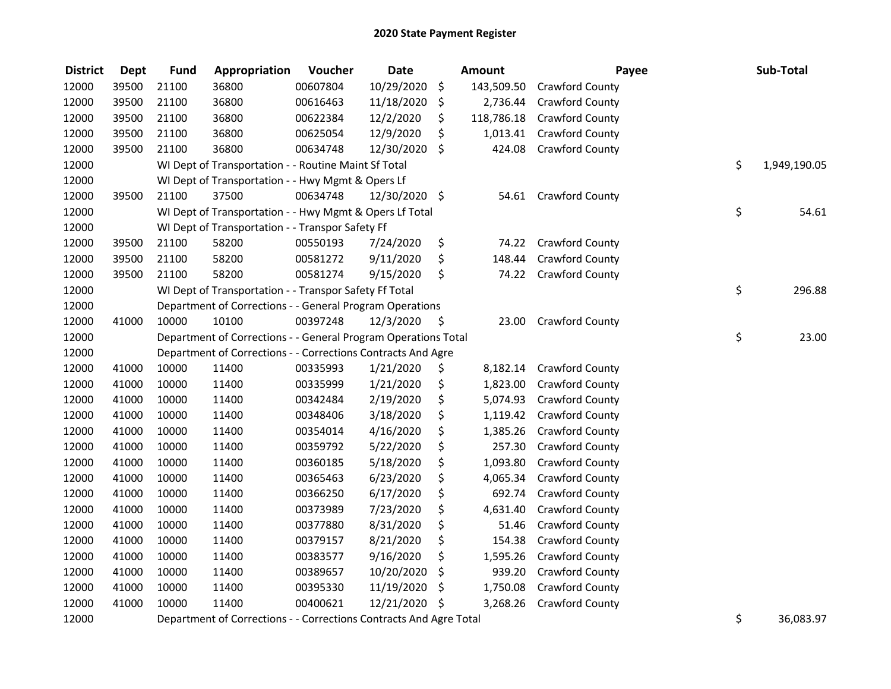# 2020 State Payment Register

| District | Dept | Fund | Appropriation | Voucher | Date | Amount | Payee | Sub-Total |
|---|---|---|---|---|---|---|---|---|
| 12000 | 39500 | 21100 | 36800 | 00607804 | 10/29/2020 | $ 143,509.50 | Crawford County | |
| 12000 | 39500 | 21100 | 36800 | 00616463 | 11/18/2020 | $ 2,736.44 | Crawford County | |
| 12000 | 39500 | 21100 | 36800 | 00622384 | 12/2/2020 | $ 118,786.18 | Crawford County | |
| 12000 | 39500 | 21100 | 36800 | 00625054 | 12/9/2020 | $ 1,013.41 | Crawford County | |
| 12000 | 39500 | 21100 | 36800 | 00634748 | 12/30/2020 | $ 424.08 | Crawford County | |
| 12000 | | WI Dept of Transportation - - Routine Maint Sf Total | | | | | | $ 1,949,190.05 |
| 12000 | | WI Dept of Transportation - - Hwy Mgmt & Opers Lf | | | | | | |
| 12000 | 39500 | 21100 | 37500 | 00634748 | 12/30/2020 | $ 54.61 | Crawford County | |
| 12000 | | WI Dept of Transportation - - Hwy Mgmt & Opers Lf Total | | | | | | $ 54.61 |
| 12000 | | WI Dept of Transportation - - Transpor Safety Ff | | | | | | |
| 12000 | 39500 | 21100 | 58200 | 00550193 | 7/24/2020 | $ 74.22 | Crawford County | |
| 12000 | 39500 | 21100 | 58200 | 00581272 | 9/11/2020 | $ 148.44 | Crawford County | |
| 12000 | 39500 | 21100 | 58200 | 00581274 | 9/15/2020 | $ 74.22 | Crawford County | |
| 12000 | | WI Dept of Transportation - - Transpor Safety Ff Total | | | | | | $ 296.88 |
| 12000 | | Department of Corrections - - General Program Operations | | | | | | |
| 12000 | 41000 | 10000 | 10100 | 00397248 | 12/3/2020 | $ 23.00 | Crawford County | |
| 12000 | | Department of Corrections - - General Program Operations Total | | | | | | $ 23.00 |
| 12000 | | Department of Corrections - - Corrections Contracts And Agre | | | | | | |
| 12000 | 41000 | 10000 | 11400 | 00335993 | 1/21/2020 | $ 8,182.14 | Crawford County | |
| 12000 | 41000 | 10000 | 11400 | 00335999 | 1/21/2020 | $ 1,823.00 | Crawford County | |
| 12000 | 41000 | 10000 | 11400 | 00342484 | 2/19/2020 | $ 5,074.93 | Crawford County | |
| 12000 | 41000 | 10000 | 11400 | 00348406 | 3/18/2020 | $ 1,119.42 | Crawford County | |
| 12000 | 41000 | 10000 | 11400 | 00354014 | 4/16/2020 | $ 1,385.26 | Crawford County | |
| 12000 | 41000 | 10000 | 11400 | 00359792 | 5/22/2020 | $ 257.30 | Crawford County | |
| 12000 | 41000 | 10000 | 11400 | 00360185 | 5/18/2020 | $ 1,093.80 | Crawford County | |
| 12000 | 41000 | 10000 | 11400 | 00365463 | 6/23/2020 | $ 4,065.34 | Crawford County | |
| 12000 | 41000 | 10000 | 11400 | 00366250 | 6/17/2020 | $ 692.74 | Crawford County | |
| 12000 | 41000 | 10000 | 11400 | 00373989 | 7/23/2020 | $ 4,631.40 | Crawford County | |
| 12000 | 41000 | 10000 | 11400 | 00377880 | 8/31/2020 | $ 51.46 | Crawford County | |
| 12000 | 41000 | 10000 | 11400 | 00379157 | 8/21/2020 | $ 154.38 | Crawford County | |
| 12000 | 41000 | 10000 | 11400 | 00383577 | 9/16/2020 | $ 1,595.26 | Crawford County | |
| 12000 | 41000 | 10000 | 11400 | 00389657 | 10/20/2020 | $ 939.20 | Crawford County | |
| 12000 | 41000 | 10000 | 11400 | 00395330 | 11/19/2020 | $ 1,750.08 | Crawford County | |
| 12000 | 41000 | 10000 | 11400 | 00400621 | 12/21/2020 | $ 3,268.26 | Crawford County | |
| 12000 | | Department of Corrections - - Corrections Contracts And Agre Total | | | | | | $ 36,083.97 |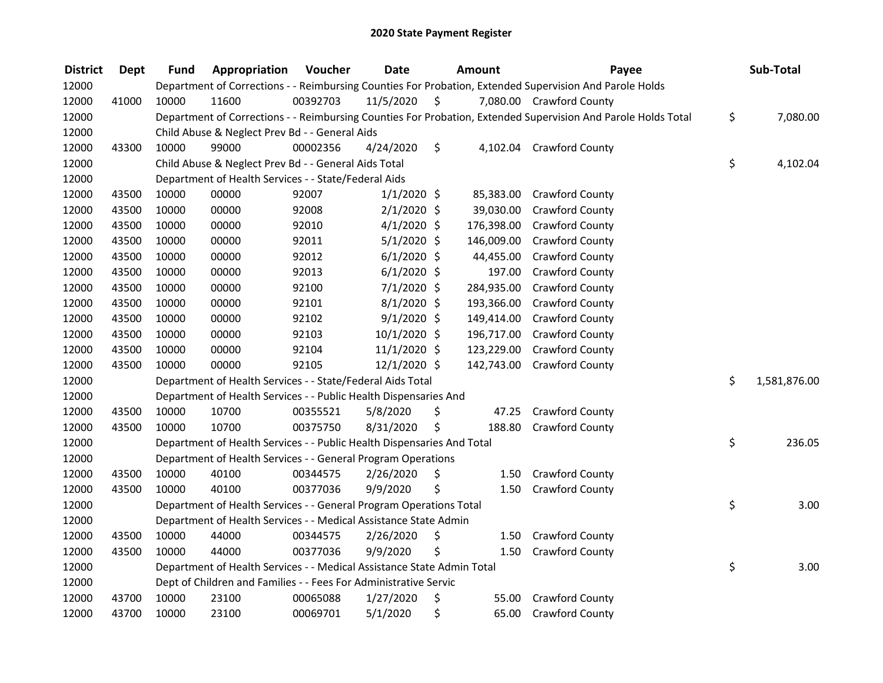# 2020 State Payment Register

| District | Dept | Fund | Appropriation | Voucher | Date | Amount | Payee | Sub-Total |
|---|---|---|---|---|---|---|---|---|
| 12000 | | Department of Corrections - - Reimbursing Counties For Probation, Extended Supervision And Parole Holds | | | | | | |
| 12000 | 41000 | 10000 | 11600 | 00392703 | 11/5/2020 | $ 7,080.00 | Crawford County | |
| 12000 | | Department of Corrections - - Reimbursing Counties For Probation, Extended Supervision And Parole Holds Total | | | | | | $ 7,080.00 |
| 12000 | | Child Abuse & Neglect Prev Bd - - General Aids | | | | | | |
| 12000 | 43300 | 10000 | 99000 | 00002356 | 4/24/2020 | $ 4,102.04 | Crawford County | |
| 12000 | | Child Abuse & Neglect Prev Bd - - General Aids Total | | | | | | $ 4,102.04 |
| 12000 | | Department of Health Services - - State/Federal Aids | | | | | | |
| 12000 | 43500 | 10000 | 00000 | 92007 | 1/1/2020 | $ 85,383.00 | Crawford County | |
| 12000 | 43500 | 10000 | 00000 | 92008 | 2/1/2020 | $ 39,030.00 | Crawford County | |
| 12000 | 43500 | 10000 | 00000 | 92010 | 4/1/2020 | $ 176,398.00 | Crawford County | |
| 12000 | 43500 | 10000 | 00000 | 92011 | 5/1/2020 | $ 146,009.00 | Crawford County | |
| 12000 | 43500 | 10000 | 00000 | 92012 | 6/1/2020 | $ 44,455.00 | Crawford County | |
| 12000 | 43500 | 10000 | 00000 | 92013 | 6/1/2020 | $ 197.00 | Crawford County | |
| 12000 | 43500 | 10000 | 00000 | 92100 | 7/1/2020 | $ 284,935.00 | Crawford County | |
| 12000 | 43500 | 10000 | 00000 | 92101 | 8/1/2020 | $ 193,366.00 | Crawford County | |
| 12000 | 43500 | 10000 | 00000 | 92102 | 9/1/2020 | $ 149,414.00 | Crawford County | |
| 12000 | 43500 | 10000 | 00000 | 92103 | 10/1/2020 | $ 196,717.00 | Crawford County | |
| 12000 | 43500 | 10000 | 00000 | 92104 | 11/1/2020 | $ 123,229.00 | Crawford County | |
| 12000 | 43500 | 10000 | 00000 | 92105 | 12/1/2020 | $ 142,743.00 | Crawford County | |
| 12000 | | Department of Health Services - - State/Federal Aids Total | | | | | | $ 1,581,876.00 |
| 12000 | | Department of Health Services - - Public Health Dispensaries And | | | | | | |
| 12000 | 43500 | 10000 | 10700 | 00355521 | 5/8/2020 | $ 47.25 | Crawford County | |
| 12000 | 43500 | 10000 | 10700 | 00375750 | 8/31/2020 | $ 188.80 | Crawford County | |
| 12000 | | Department of Health Services - - Public Health Dispensaries And Total | | | | | | $ 236.05 |
| 12000 | | Department of Health Services - - General Program Operations | | | | | | |
| 12000 | 43500 | 10000 | 40100 | 00344575 | 2/26/2020 | $ 1.50 | Crawford County | |
| 12000 | 43500 | 10000 | 40100 | 00377036 | 9/9/2020 | $ 1.50 | Crawford County | |
| 12000 | | Department of Health Services - - General Program Operations Total | | | | | | $ 3.00 |
| 12000 | | Department of Health Services - - Medical Assistance State Admin | | | | | | |
| 12000 | 43500 | 10000 | 44000 | 00344575 | 2/26/2020 | $ 1.50 | Crawford County | |
| 12000 | 43500 | 10000 | 44000 | 00377036 | 9/9/2020 | $ 1.50 | Crawford County | |
| 12000 | | Department of Health Services - - Medical Assistance State Admin Total | | | | | | $ 3.00 |
| 12000 | | Dept of Children and Families - - Fees For Administrative Servic | | | | | | |
| 12000 | 43700 | 10000 | 23100 | 00065088 | 1/27/2020 | $ 55.00 | Crawford County | |
| 12000 | 43700 | 10000 | 23100 | 00069701 | 5/1/2020 | $ 65.00 | Crawford County | |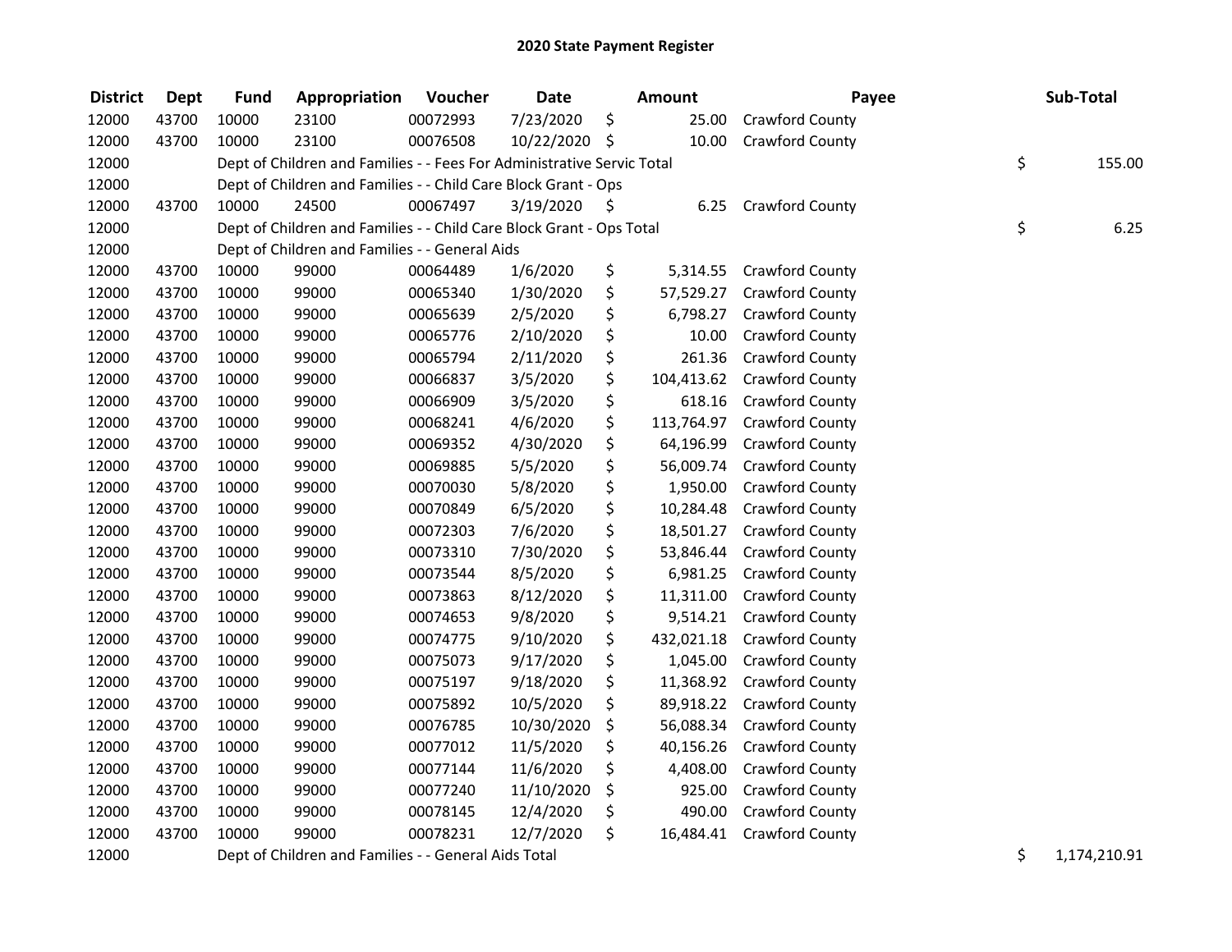## 2020 State Payment Register

| District | Dept | Fund | Appropriation | Voucher | Date | Amount | Payee | Sub-Total |
|---|---|---|---|---|---|---|---|---|
| 12000 | 43700 | 10000 | 23100 | 00072993 | 7/23/2020 | $ 25.00 | Crawford County | |
| 12000 | 43700 | 10000 | 23100 | 00076508 | 10/22/2020 | $ 10.00 | Crawford County | |
| 12000 | | Dept of Children and Families - - Fees For Administrative Servic Total | | | | | | $ 155.00 |
| 12000 | | Dept of Children and Families - - Child Care Block Grant - Ops | | | | | | |
| 12000 | 43700 | 10000 | 24500 | 00067497 | 3/19/2020 | $ 6.25 | Crawford County | |
| 12000 | | Dept of Children and Families - - Child Care Block Grant - Ops Total | | | | | | $ 6.25 |
| 12000 | | Dept of Children and Families - - General Aids | | | | | | |
| 12000 | 43700 | 10000 | 99000 | 00064489 | 1/6/2020 | $ 5,314.55 | Crawford County | |
| 12000 | 43700 | 10000 | 99000 | 00065340 | 1/30/2020 | $ 57,529.27 | Crawford County | |
| 12000 | 43700 | 10000 | 99000 | 00065639 | 2/5/2020 | $ 6,798.27 | Crawford County | |
| 12000 | 43700 | 10000 | 99000 | 00065776 | 2/10/2020 | $ 10.00 | Crawford County | |
| 12000 | 43700 | 10000 | 99000 | 00065794 | 2/11/2020 | $ 261.36 | Crawford County | |
| 12000 | 43700 | 10000 | 99000 | 00066837 | 3/5/2020 | $ 104,413.62 | Crawford County | |
| 12000 | 43700 | 10000 | 99000 | 00066909 | 3/5/2020 | $ 618.16 | Crawford County | |
| 12000 | 43700 | 10000 | 99000 | 00068241 | 4/6/2020 | $ 113,764.97 | Crawford County | |
| 12000 | 43700 | 10000 | 99000 | 00069352 | 4/30/2020 | $ 64,196.99 | Crawford County | |
| 12000 | 43700 | 10000 | 99000 | 00069885 | 5/5/2020 | $ 56,009.74 | Crawford County | |
| 12000 | 43700 | 10000 | 99000 | 00070030 | 5/8/2020 | $ 1,950.00 | Crawford County | |
| 12000 | 43700 | 10000 | 99000 | 00070849 | 6/5/2020 | $ 10,284.48 | Crawford County | |
| 12000 | 43700 | 10000 | 99000 | 00072303 | 7/6/2020 | $ 18,501.27 | Crawford County | |
| 12000 | 43700 | 10000 | 99000 | 00073310 | 7/30/2020 | $ 53,846.44 | Crawford County | |
| 12000 | 43700 | 10000 | 99000 | 00073544 | 8/5/2020 | $ 6,981.25 | Crawford County | |
| 12000 | 43700 | 10000 | 99000 | 00073863 | 8/12/2020 | $ 11,311.00 | Crawford County | |
| 12000 | 43700 | 10000 | 99000 | 00074653 | 9/8/2020 | $ 9,514.21 | Crawford County | |
| 12000 | 43700 | 10000 | 99000 | 00074775 | 9/10/2020 | $ 432,021.18 | Crawford County | |
| 12000 | 43700 | 10000 | 99000 | 00075073 | 9/17/2020 | $ 1,045.00 | Crawford County | |
| 12000 | 43700 | 10000 | 99000 | 00075197 | 9/18/2020 | $ 11,368.92 | Crawford County | |
| 12000 | 43700 | 10000 | 99000 | 00075892 | 10/5/2020 | $ 89,918.22 | Crawford County | |
| 12000 | 43700 | 10000 | 99000 | 00076785 | 10/30/2020 | $ 56,088.34 | Crawford County | |
| 12000 | 43700 | 10000 | 99000 | 00077012 | 11/5/2020 | $ 40,156.26 | Crawford County | |
| 12000 | 43700 | 10000 | 99000 | 00077144 | 11/6/2020 | $ 4,408.00 | Crawford County | |
| 12000 | 43700 | 10000 | 99000 | 00077240 | 11/10/2020 | $ 925.00 | Crawford County | |
| 12000 | 43700 | 10000 | 99000 | 00078145 | 12/4/2020 | $ 490.00 | Crawford County | |
| 12000 | 43700 | 10000 | 99000 | 00078231 | 12/7/2020 | $ 16,484.41 | Crawford County | |
| 12000 | | Dept of Children and Families - - General Aids Total | | | | | | $ 1,174,210.91 |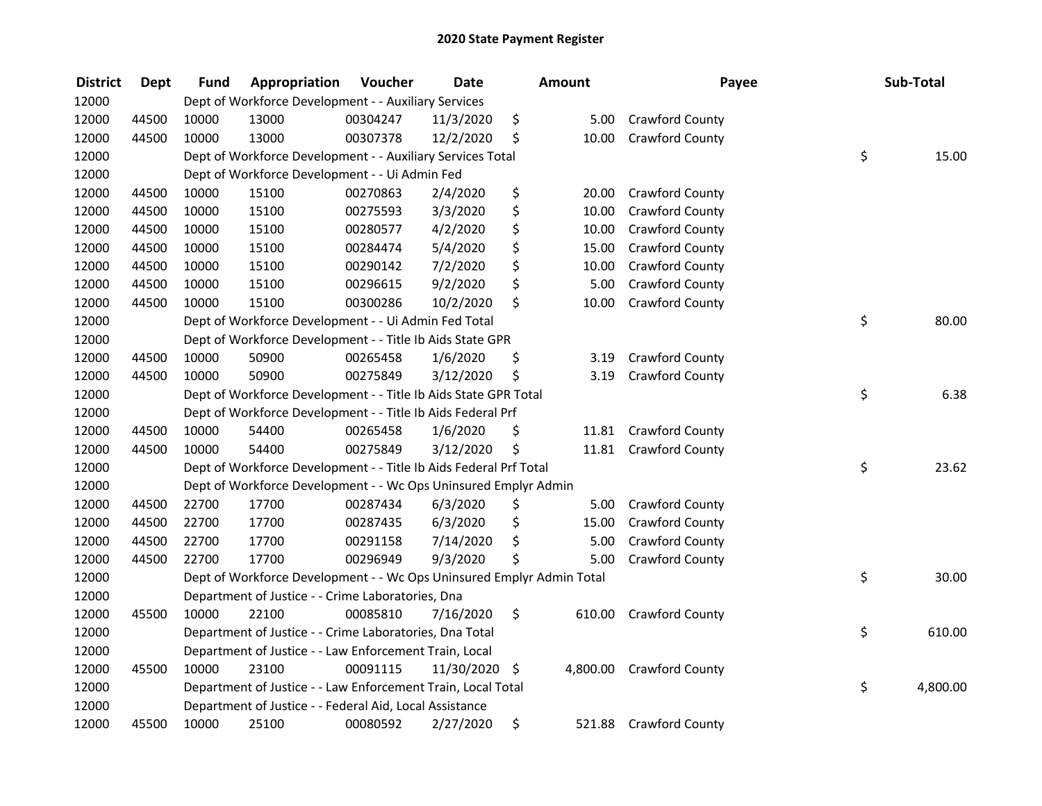# 2020 State Payment Register

| District | Dept | Fund | Appropriation | Voucher | Date | Amount | Payee | Sub-Total |
|---|---|---|---|---|---|---|---|---|
| 12000 | | Dept of Workforce Development - - Auxiliary Services | | | | | | |
| 12000 | 44500 | 10000 | 13000 | 00304247 | 11/3/2020 | $ 5.00 | Crawford County | |
| 12000 | 44500 | 10000 | 13000 | 00307378 | 12/2/2020 | $ 10.00 | Crawford County | |
| 12000 | | Dept of Workforce Development - - Auxiliary Services Total | | | | | | $ 15.00 |
| 12000 | | Dept of Workforce Development - - Ui Admin Fed | | | | | | |
| 12000 | 44500 | 10000 | 15100 | 00270863 | 2/4/2020 | $ 20.00 | Crawford County | |
| 12000 | 44500 | 10000 | 15100 | 00275593 | 3/3/2020 | $ 10.00 | Crawford County | |
| 12000 | 44500 | 10000 | 15100 | 00280577 | 4/2/2020 | $ 10.00 | Crawford County | |
| 12000 | 44500 | 10000 | 15100 | 00284474 | 5/4/2020 | $ 15.00 | Crawford County | |
| 12000 | 44500 | 10000 | 15100 | 00290142 | 7/2/2020 | $ 10.00 | Crawford County | |
| 12000 | 44500 | 10000 | 15100 | 00296615 | 9/2/2020 | $ 5.00 | Crawford County | |
| 12000 | 44500 | 10000 | 15100 | 00300286 | 10/2/2020 | $ 10.00 | Crawford County | |
| 12000 | | Dept of Workforce Development - - Ui Admin Fed Total | | | | | | $ 80.00 |
| 12000 | | Dept of Workforce Development - - Title Ib Aids State GPR | | | | | | |
| 12000 | 44500 | 10000 | 50900 | 00265458 | 1/6/2020 | $ 3.19 | Crawford County | |
| 12000 | 44500 | 10000 | 50900 | 00275849 | 3/12/2020 | $ 3.19 | Crawford County | |
| 12000 | | Dept of Workforce Development - - Title Ib Aids State GPR Total | | | | | | $ 6.38 |
| 12000 | | Dept of Workforce Development - - Title Ib Aids Federal Prf | | | | | | |
| 12000 | 44500 | 10000 | 54400 | 00265458 | 1/6/2020 | $ 11.81 | Crawford County | |
| 12000 | 44500 | 10000 | 54400 | 00275849 | 3/12/2020 | $ 11.81 | Crawford County | |
| 12000 | | Dept of Workforce Development - - Title Ib Aids Federal Prf Total | | | | | | $ 23.62 |
| 12000 | | Dept of Workforce Development - - Wc Ops Uninsured Emplyr Admin | | | | | | |
| 12000 | 44500 | 22700 | 17700 | 00287434 | 6/3/2020 | $ 5.00 | Crawford County | |
| 12000 | 44500 | 22700 | 17700 | 00287435 | 6/3/2020 | $ 15.00 | Crawford County | |
| 12000 | 44500 | 22700 | 17700 | 00291158 | 7/14/2020 | $ 5.00 | Crawford County | |
| 12000 | 44500 | 22700 | 17700 | 00296949 | 9/3/2020 | $ 5.00 | Crawford County | |
| 12000 | | Dept of Workforce Development - - Wc Ops Uninsured Emplyr Admin Total | | | | | | $ 30.00 |
| 12000 | | Department of Justice - - Crime Laboratories, Dna | | | | | | |
| 12000 | 45500 | 10000 | 22100 | 00085810 | 7/16/2020 | $ 610.00 | Crawford County | |
| 12000 | | Department of Justice - - Crime Laboratories, Dna Total | | | | | | $ 610.00 |
| 12000 | | Department of Justice - - Law Enforcement Train, Local | | | | | | |
| 12000 | 45500 | 10000 | 23100 | 00091115 | 11/30/2020 | $ 4,800.00 | Crawford County | |
| 12000 | | Department of Justice - - Law Enforcement Train, Local Total | | | | | | $ 4,800.00 |
| 12000 | | Department of Justice - - Federal Aid, Local Assistance | | | | | | |
| 12000 | 45500 | 10000 | 25100 | 00080592 | 2/27/2020 | $ 521.88 | Crawford County | |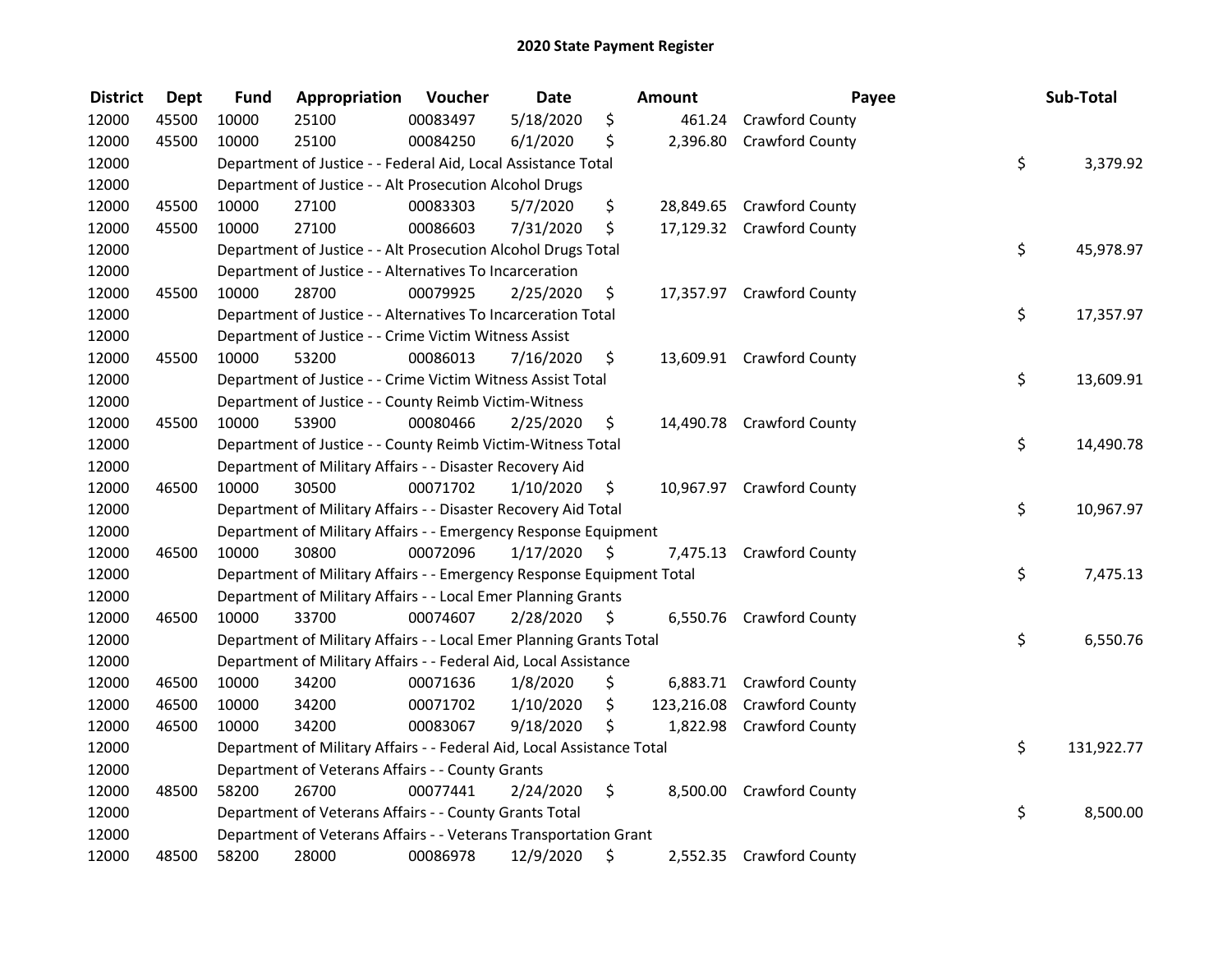# 2020 State Payment Register

| District | Dept | Fund | Appropriation | Voucher | Date | Amount | Payee | Sub-Total |
|---|---|---|---|---|---|---|---|---|
| 12000 | 45500 | 10000 | 25100 | 00083497 | 5/18/2020 | $ 461.24 | Crawford County | |
| 12000 | 45500 | 10000 | 25100 | 00084250 | 6/1/2020 | $ 2,396.80 | Crawford County | |
| 12000 | | Department of Justice - - Federal Aid, Local Assistance Total | | | | | | $ 3,379.92 |
| 12000 | | Department of Justice - - Alt Prosecution Alcohol Drugs | | | | | | |
| 12000 | 45500 | 10000 | 27100 | 00083303 | 5/7/2020 | $ 28,849.65 | Crawford County | |
| 12000 | 45500 | 10000 | 27100 | 00086603 | 7/31/2020 | $ 17,129.32 | Crawford County | |
| 12000 | | Department of Justice - - Alt Prosecution Alcohol Drugs Total | | | | | | $ 45,978.97 |
| 12000 | | Department of Justice - - Alternatives To Incarceration | | | | | | |
| 12000 | 45500 | 10000 | 28700 | 00079925 | 2/25/2020 | $ 17,357.97 | Crawford County | |
| 12000 | | Department of Justice - - Alternatives To Incarceration Total | | | | | | $ 17,357.97 |
| 12000 | | Department of Justice - - Crime Victim Witness Assist | | | | | | |
| 12000 | 45500 | 10000 | 53200 | 00086013 | 7/16/2020 | $ 13,609.91 | Crawford County | |
| 12000 | | Department of Justice - - Crime Victim Witness Assist Total | | | | | | $ 13,609.91 |
| 12000 | | Department of Justice - - County Reimb Victim-Witness | | | | | | |
| 12000 | 45500 | 10000 | 53900 | 00080466 | 2/25/2020 | $ 14,490.78 | Crawford County | |
| 12000 | | Department of Justice - - County Reimb Victim-Witness Total | | | | | | $ 14,490.78 |
| 12000 | | Department of Military Affairs - - Disaster Recovery Aid | | | | | | |
| 12000 | 46500 | 10000 | 30500 | 00071702 | 1/10/2020 | $ 10,967.97 | Crawford County | |
| 12000 | | Department of Military Affairs - - Disaster Recovery Aid Total | | | | | | $ 10,967.97 |
| 12000 | | Department of Military Affairs - - Emergency Response Equipment | | | | | | |
| 12000 | 46500 | 10000 | 30800 | 00072096 | 1/17/2020 | $ 7,475.13 | Crawford County | |
| 12000 | | Department of Military Affairs - - Emergency Response Equipment Total | | | | | | $ 7,475.13 |
| 12000 | | Department of Military Affairs - - Local Emer Planning Grants | | | | | | |
| 12000 | 46500 | 10000 | 33700 | 00074607 | 2/28/2020 | $ 6,550.76 | Crawford County | |
| 12000 | | Department of Military Affairs - - Local Emer Planning Grants Total | | | | | | $ 6,550.76 |
| 12000 | | Department of Military Affairs - - Federal Aid, Local Assistance | | | | | | |
| 12000 | 46500 | 10000 | 34200 | 00071636 | 1/8/2020 | $ 6,883.71 | Crawford County | |
| 12000 | 46500 | 10000 | 34200 | 00071702 | 1/10/2020 | $ 123,216.08 | Crawford County | |
| 12000 | 46500 | 10000 | 34200 | 00083067 | 9/18/2020 | $ 1,822.98 | Crawford County | |
| 12000 | | Department of Military Affairs - - Federal Aid, Local Assistance Total | | | | | | $ 131,922.77 |
| 12000 | | Department of Veterans Affairs - - County Grants | | | | | | |
| 12000 | 48500 | 58200 | 26700 | 00077441 | 2/24/2020 | $ 8,500.00 | Crawford County | |
| 12000 | | Department of Veterans Affairs - - County Grants Total | | | | | | $ 8,500.00 |
| 12000 | | Department of Veterans Affairs - - Veterans Transportation Grant | | | | | | |
| 12000 | 48500 | 58200 | 28000 | 00086978 | 12/9/2020 | $ 2,552.35 | Crawford County | |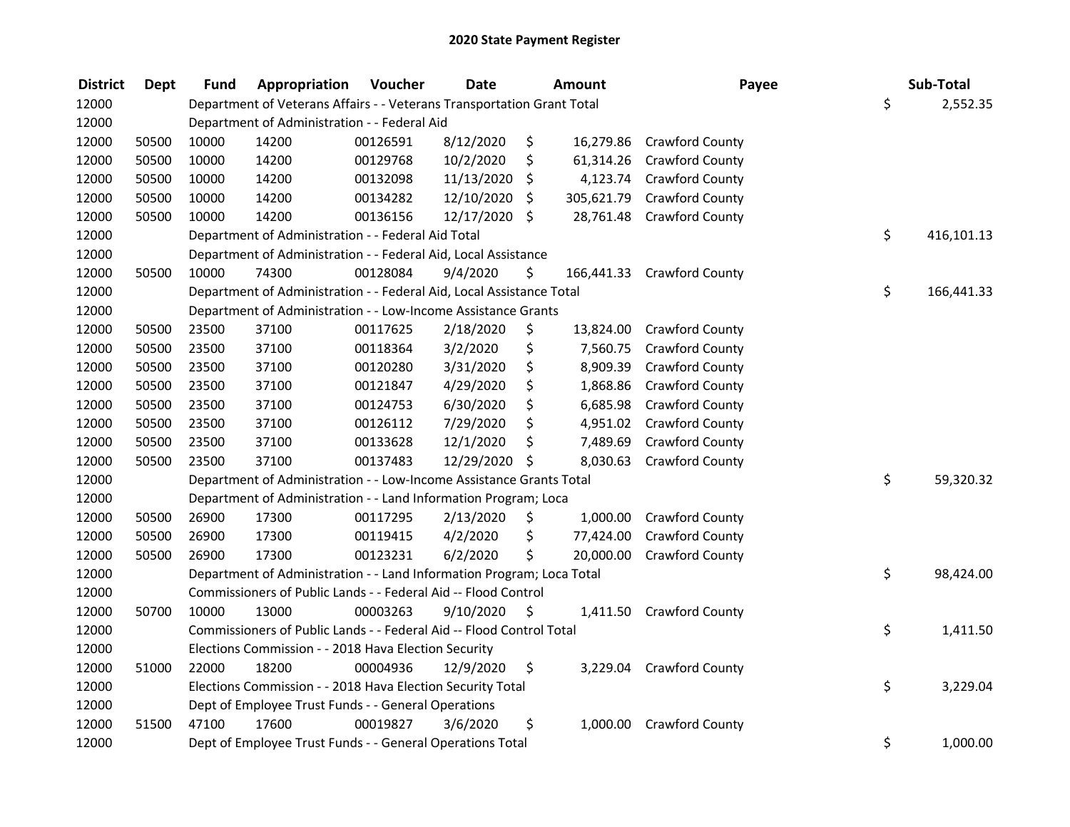# 2020 State Payment Register

| District | Dept | Fund | Appropriation | Voucher | Date | Amount | Payee | Sub-Total |
|---|---|---|---|---|---|---|---|---|
| 12000 | | Department of Veterans Affairs - - Veterans Transportation Grant Total | | | | | | $ 2,552.35 |
| 12000 | | Department of Administration - - Federal Aid | | | | | | |
| 12000 | 50500 | 10000 | 14200 | 00126591 | 8/12/2020 | $ 16,279.86 | Crawford County | |
| 12000 | 50500 | 10000 | 14200 | 00129768 | 10/2/2020 | $ 61,314.26 | Crawford County | |
| 12000 | 50500 | 10000 | 14200 | 00132098 | 11/13/2020 | $ 4,123.74 | Crawford County | |
| 12000 | 50500 | 10000 | 14200 | 00134282 | 12/10/2020 | $ 305,621.79 | Crawford County | |
| 12000 | 50500 | 10000 | 14200 | 00136156 | 12/17/2020 | $ 28,761.48 | Crawford County | |
| 12000 | | Department of Administration - - Federal Aid Total | | | | | | $ 416,101.13 |
| 12000 | | Department of Administration - - Federal Aid, Local Assistance | | | | | | |
| 12000 | 50500 | 10000 | 74300 | 00128084 | 9/4/2020 | $ 166,441.33 | Crawford County | |
| 12000 | | Department of Administration - - Federal Aid, Local Assistance Total | | | | | | $ 166,441.33 |
| 12000 | | Department of Administration - - Low-Income Assistance Grants | | | | | | |
| 12000 | 50500 | 23500 | 37100 | 00117625 | 2/18/2020 | $ 13,824.00 | Crawford County | |
| 12000 | 50500 | 23500 | 37100 | 00118364 | 3/2/2020 | $ 7,560.75 | Crawford County | |
| 12000 | 50500 | 23500 | 37100 | 00120280 | 3/31/2020 | $ 8,909.39 | Crawford County | |
| 12000 | 50500 | 23500 | 37100 | 00121847 | 4/29/2020 | $ 1,868.86 | Crawford County | |
| 12000 | 50500 | 23500 | 37100 | 00124753 | 6/30/2020 | $ 6,685.98 | Crawford County | |
| 12000 | 50500 | 23500 | 37100 | 00126112 | 7/29/2020 | $ 4,951.02 | Crawford County | |
| 12000 | 50500 | 23500 | 37100 | 00133628 | 12/1/2020 | $ 7,489.69 | Crawford County | |
| 12000 | 50500 | 23500 | 37100 | 00137483 | 12/29/2020 | $ 8,030.63 | Crawford County | |
| 12000 | | Department of Administration - - Low-Income Assistance Grants Total | | | | | | $ 59,320.32 |
| 12000 | | Department of Administration - - Land Information Program; Loca | | | | | | |
| 12000 | 50500 | 26900 | 17300 | 00117295 | 2/13/2020 | $ 1,000.00 | Crawford County | |
| 12000 | 50500 | 26900 | 17300 | 00119415 | 4/2/2020 | $ 77,424.00 | Crawford County | |
| 12000 | 50500 | 26900 | 17300 | 00123231 | 6/2/2020 | $ 20,000.00 | Crawford County | |
| 12000 | | Department of Administration - - Land Information Program; Loca Total | | | | | | $ 98,424.00 |
| 12000 | | Commissioners of Public Lands - - Federal Aid -- Flood Control | | | | | | |
| 12000 | 50700 | 10000 | 13000 | 00003263 | 9/10/2020 | $ 1,411.50 | Crawford County | |
| 12000 | | Commissioners of Public Lands - - Federal Aid -- Flood Control Total | | | | | | $ 1,411.50 |
| 12000 | | Elections Commission - - 2018 Hava Election Security | | | | | | |
| 12000 | 51000 | 22000 | 18200 | 00004936 | 12/9/2020 | $ 3,229.04 | Crawford County | |
| 12000 | | Elections Commission - - 2018 Hava Election Security Total | | | | | | $ 3,229.04 |
| 12000 | | Dept of Employee Trust Funds - - General Operations | | | | | | |
| 12000 | 51500 | 47100 | 17600 | 00019827 | 3/6/2020 | $ 1,000.00 | Crawford County | |
| 12000 | | Dept of Employee Trust Funds - - General Operations Total | | | | | | $ 1,000.00 |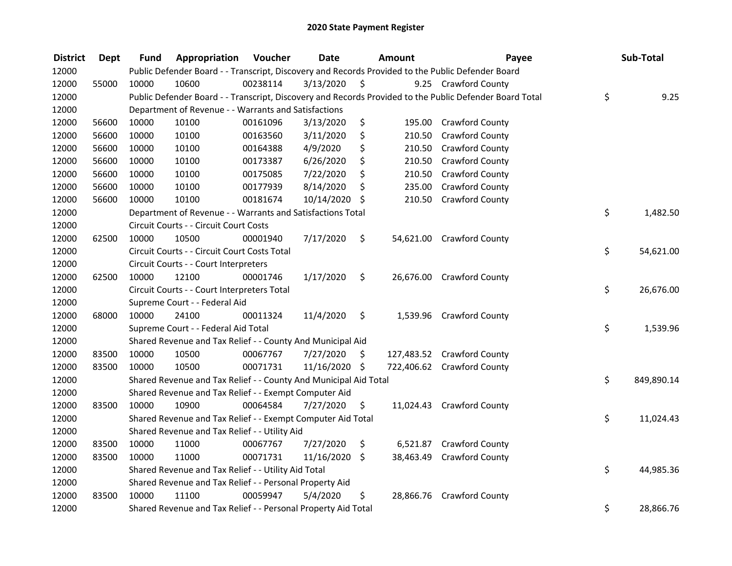# 2020 State Payment Register

| District | Dept | Fund | Appropriation | Voucher | Date | Amount | Payee | Sub-Total |
|---|---|---|---|---|---|---|---|---|
| 12000 | | Public Defender Board - - Transcript, Discovery and Records Provided to the Public Defender Board | | | | | | |
| 12000 | 55000 | 10000 | 10600 | 00238114 | 3/13/2020 | $ 9.25 | Crawford County | |
| 12000 | | Public Defender Board - - Transcript, Discovery and Records Provided to the Public Defender Board Total | | | | | | $ 9.25 |
| 12000 | | Department of Revenue - - Warrants and Satisfactions | | | | | | |
| 12000 | 56600 | 10000 | 10100 | 00161096 | 3/13/2020 | $ 195.00 | Crawford County | |
| 12000 | 56600 | 10000 | 10100 | 00163560 | 3/11/2020 | $ 210.50 | Crawford County | |
| 12000 | 56600 | 10000 | 10100 | 00164388 | 4/9/2020 | $ 210.50 | Crawford County | |
| 12000 | 56600 | 10000 | 10100 | 00173387 | 6/26/2020 | $ 210.50 | Crawford County | |
| 12000 | 56600 | 10000 | 10100 | 00175085 | 7/22/2020 | $ 210.50 | Crawford County | |
| 12000 | 56600 | 10000 | 10100 | 00177939 | 8/14/2020 | $ 235.00 | Crawford County | |
| 12000 | 56600 | 10000 | 10100 | 00181674 | 10/14/2020 | $ 210.50 | Crawford County | |
| 12000 | | Department of Revenue - - Warrants and Satisfactions Total | | | | | | $ 1,482.50 |
| 12000 | | Circuit Courts - - Circuit Court Costs | | | | | | |
| 12000 | 62500 | 10000 | 10500 | 00001940 | 7/17/2020 | $ 54,621.00 | Crawford County | |
| 12000 | | Circuit Courts - - Circuit Court Costs Total | | | | | | $ 54,621.00 |
| 12000 | | Circuit Courts - - Court Interpreters | | | | | | |
| 12000 | 62500 | 10000 | 12100 | 00001746 | 1/17/2020 | $ 26,676.00 | Crawford County | |
| 12000 | | Circuit Courts - - Court Interpreters Total | | | | | | $ 26,676.00 |
| 12000 | | Supreme Court - - Federal Aid | | | | | | |
| 12000 | 68000 | 10000 | 24100 | 00011324 | 11/4/2020 | $ 1,539.96 | Crawford County | |
| 12000 | | Supreme Court - - Federal Aid Total | | | | | | $ 1,539.96 |
| 12000 | | Shared Revenue and Tax Relief - - County And Municipal Aid | | | | | | |
| 12000 | 83500 | 10000 | 10500 | 00067767 | 7/27/2020 | $ 127,483.52 | Crawford County | |
| 12000 | 83500 | 10000 | 10500 | 00071731 | 11/16/2020 | $ 722,406.62 | Crawford County | |
| 12000 | | Shared Revenue and Tax Relief - - County And Municipal Aid Total | | | | | | $ 849,890.14 |
| 12000 | | Shared Revenue and Tax Relief - - Exempt Computer Aid | | | | | | |
| 12000 | 83500 | 10000 | 10900 | 00064584 | 7/27/2020 | $ 11,024.43 | Crawford County | |
| 12000 | | Shared Revenue and Tax Relief - - Exempt Computer Aid Total | | | | | | $ 11,024.43 |
| 12000 | | Shared Revenue and Tax Relief - - Utility Aid | | | | | | |
| 12000 | 83500 | 10000 | 11000 | 00067767 | 7/27/2020 | $ 6,521.87 | Crawford County | |
| 12000 | 83500 | 10000 | 11000 | 00071731 | 11/16/2020 | $ 38,463.49 | Crawford County | |
| 12000 | | Shared Revenue and Tax Relief - - Utility Aid Total | | | | | | $ 44,985.36 |
| 12000 | | Shared Revenue and Tax Relief - - Personal Property Aid | | | | | | |
| 12000 | 83500 | 10000 | 11100 | 00059947 | 5/4/2020 | $ 28,866.76 | Crawford County | |
| 12000 | | Shared Revenue and Tax Relief - - Personal Property Aid Total | | | | | | $ 28,866.76 |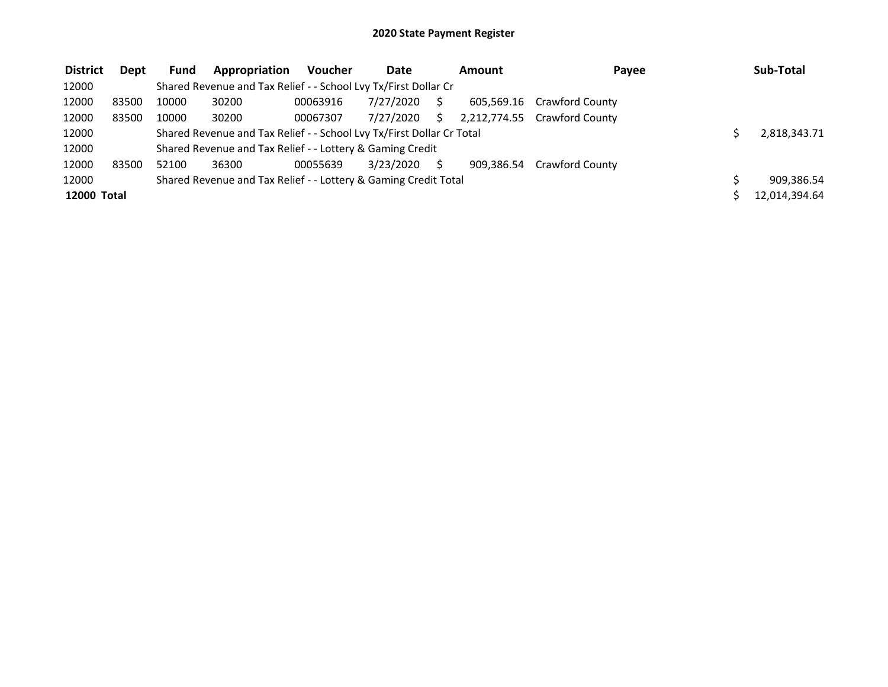# 2020 State Payment Register

| District | Dept | Fund | Appropriation | Voucher | Date | Amount | Payee | Sub-Total |
|---|---|---|---|---|---|---|---|---|
| 12000 | | Shared Revenue and Tax Relief - - School Lvy Tx/First Dollar Cr | | | | | | |
| 12000 | 83500 | 10000 | 30200 | 00063916 | 7/27/2020 | $ 605,569.16 | Crawford County | |
| 12000 | 83500 | 10000 | 30200 | 00067307 | 7/27/2020 | $ 2,212,774.55 | Crawford County | |
| 12000 | | Shared Revenue and Tax Relief - - School Lvy Tx/First Dollar Cr Total | | | | | | $ 2,818,343.71 |
| 12000 | | Shared Revenue and Tax Relief - - Lottery & Gaming Credit | | | | | | |
| 12000 | 83500 | 52100 | 36300 | 00055639 | 3/23/2020 | $ 909,386.54 | Crawford County | |
| 12000 | | Shared Revenue and Tax Relief - - Lottery & Gaming Credit Total | | | | | | $ 909,386.54 |
| **12000 Total** | | | | | | | | $ 12,014,394.64 |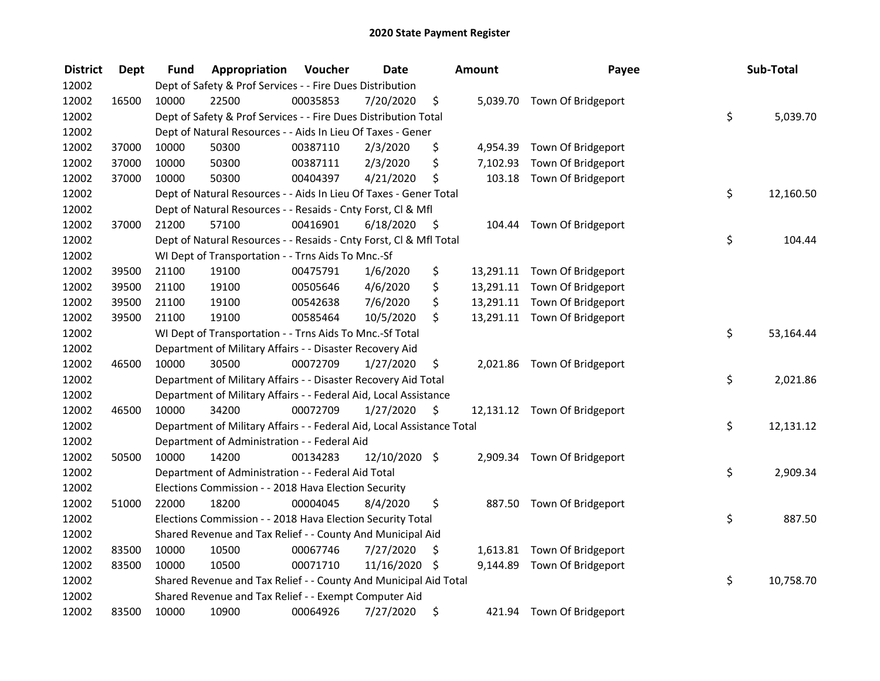# 2020 State Payment Register

| District | Dept | Fund | Appropriation | Voucher | Date | Amount | Payee | Sub-Total |
|---|---|---|---|---|---|---|---|---|
| 12002 | | Dept of Safety & Prof Services - - Fire Dues Distribution | | | | | | |
| 12002 | 16500 | 10000 | 22500 | 00035853 | 7/20/2020 | $ 5,039.70 | Town Of Bridgeport | |
| 12002 | | Dept of Safety & Prof Services - - Fire Dues Distribution Total | | | | | | $ 5,039.70 |
| 12002 | | Dept of Natural Resources - - Aids In Lieu Of Taxes - Gener | | | | | | |
| 12002 | 37000 | 10000 | 50300 | 00387110 | 2/3/2020 | $ 4,954.39 | Town Of Bridgeport | |
| 12002 | 37000 | 10000 | 50300 | 00387111 | 2/3/2020 | $ 7,102.93 | Town Of Bridgeport | |
| 12002 | 37000 | 10000 | 50300 | 00404397 | 4/21/2020 | $ 103.18 | Town Of Bridgeport | |
| 12002 | | Dept of Natural Resources - - Aids In Lieu Of Taxes - Gener Total | | | | | | $ 12,160.50 |
| 12002 | | Dept of Natural Resources - - Resaids - Cnty Forst, Cl & Mfl | | | | | | |
| 12002 | 37000 | 21200 | 57100 | 00416901 | 6/18/2020 | $ 104.44 | Town Of Bridgeport | |
| 12002 | | Dept of Natural Resources - - Resaids - Cnty Forst, Cl & Mfl Total | | | | | | $ 104.44 |
| 12002 | | WI Dept of Transportation - - Trns Aids To Mnc.-Sf | | | | | | |
| 12002 | 39500 | 21100 | 19100 | 00475791 | 1/6/2020 | $ 13,291.11 | Town Of Bridgeport | |
| 12002 | 39500 | 21100 | 19100 | 00505646 | 4/6/2020 | $ 13,291.11 | Town Of Bridgeport | |
| 12002 | 39500 | 21100 | 19100 | 00542638 | 7/6/2020 | $ 13,291.11 | Town Of Bridgeport | |
| 12002 | 39500 | 21100 | 19100 | 00585464 | 10/5/2020 | $ 13,291.11 | Town Of Bridgeport | |
| 12002 | | WI Dept of Transportation - - Trns Aids To Mnc.-Sf Total | | | | | | $ 53,164.44 |
| 12002 | | Department of Military Affairs - - Disaster Recovery Aid | | | | | | |
| 12002 | 46500 | 10000 | 30500 | 00072709 | 1/27/2020 | $ 2,021.86 | Town Of Bridgeport | |
| 12002 | | Department of Military Affairs - - Disaster Recovery Aid Total | | | | | | $ 2,021.86 |
| 12002 | | Department of Military Affairs - - Federal Aid, Local Assistance | | | | | | |
| 12002 | 46500 | 10000 | 34200 | 00072709 | 1/27/2020 | $ 12,131.12 | Town Of Bridgeport | |
| 12002 | | Department of Military Affairs - - Federal Aid, Local Assistance Total | | | | | | $ 12,131.12 |
| 12002 | | Department of Administration - - Federal Aid | | | | | | |
| 12002 | 50500 | 10000 | 14200 | 00134283 | 12/10/2020 | $ 2,909.34 | Town Of Bridgeport | |
| 12002 | | Department of Administration - - Federal Aid Total | | | | | | $ 2,909.34 |
| 12002 | | Elections Commission - - 2018 Hava Election Security | | | | | | |
| 12002 | 51000 | 22000 | 18200 | 00004045 | 8/4/2020 | $ 887.50 | Town Of Bridgeport | |
| 12002 | | Elections Commission - - 2018 Hava Election Security Total | | | | | | $ 887.50 |
| 12002 | | Shared Revenue and Tax Relief - - County And Municipal Aid | | | | | | |
| 12002 | 83500 | 10000 | 10500 | 00067746 | 7/27/2020 | $ 1,613.81 | Town Of Bridgeport | |
| 12002 | 83500 | 10000 | 10500 | 00071710 | 11/16/2020 | $ 9,144.89 | Town Of Bridgeport | |
| 12002 | | Shared Revenue and Tax Relief - - County And Municipal Aid Total | | | | | | $ 10,758.70 |
| 12002 | | Shared Revenue and Tax Relief - - Exempt Computer Aid | | | | | | |
| 12002 | 83500 | 10000 | 10900 | 00064926 | 7/27/2020 | $ 421.94 | Town Of Bridgeport | |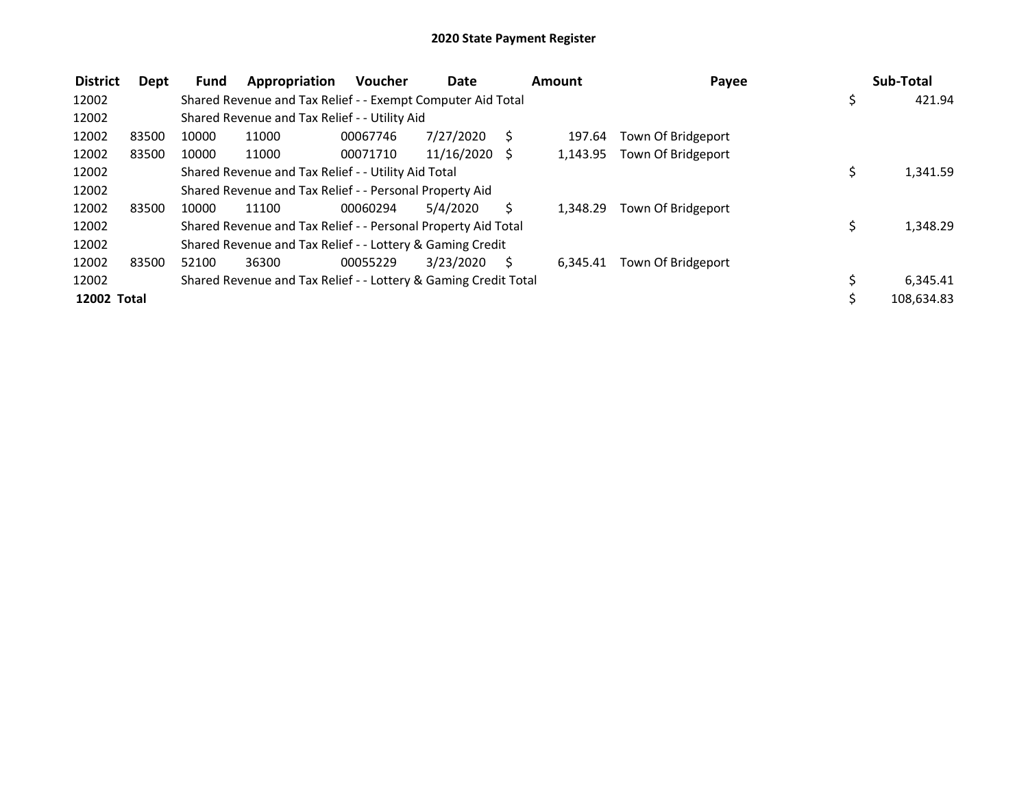## 2020 State Payment Register

| District | Dept | Fund | Appropriation | Voucher | Date | Amount | Payee | Sub-Total |
|---|---|---|---|---|---|---|---|---|
| 12002 | | Shared Revenue and Tax Relief - - Exempt Computer Aid Total | | | | | | $ 421.94 |
| 12002 | | Shared Revenue and Tax Relief - - Utility Aid | | | | | | |
| 12002 | 83500 | 10000 | 11000 | 00067746 | 7/27/2020 | $ 197.64 | Town Of Bridgeport | |
| 12002 | 83500 | 10000 | 11000 | 00071710 | 11/16/2020 | $ 1,143.95 | Town Of Bridgeport | |
| 12002 | | Shared Revenue and Tax Relief - - Utility Aid Total | | | | | | $ 1,341.59 |
| 12002 | | Shared Revenue and Tax Relief - - Personal Property Aid | | | | | | |
| 12002 | 83500 | 10000 | 11100 | 00060294 | 5/4/2020 | $ 1,348.29 | Town Of Bridgeport | |
| 12002 | | Shared Revenue and Tax Relief - - Personal Property Aid Total | | | | | | $ 1,348.29 |
| 12002 | | Shared Revenue and Tax Relief - - Lottery & Gaming Credit | | | | | | |
| 12002 | 83500 | 52100 | 36300 | 00055229 | 3/23/2020 | $ 6,345.41 | Town Of Bridgeport | |
| 12002 | | Shared Revenue and Tax Relief - - Lottery & Gaming Credit Total | | | | | | $ 6,345.41 |
| **12002 Total** | | | | | | | | $ 108,634.83 |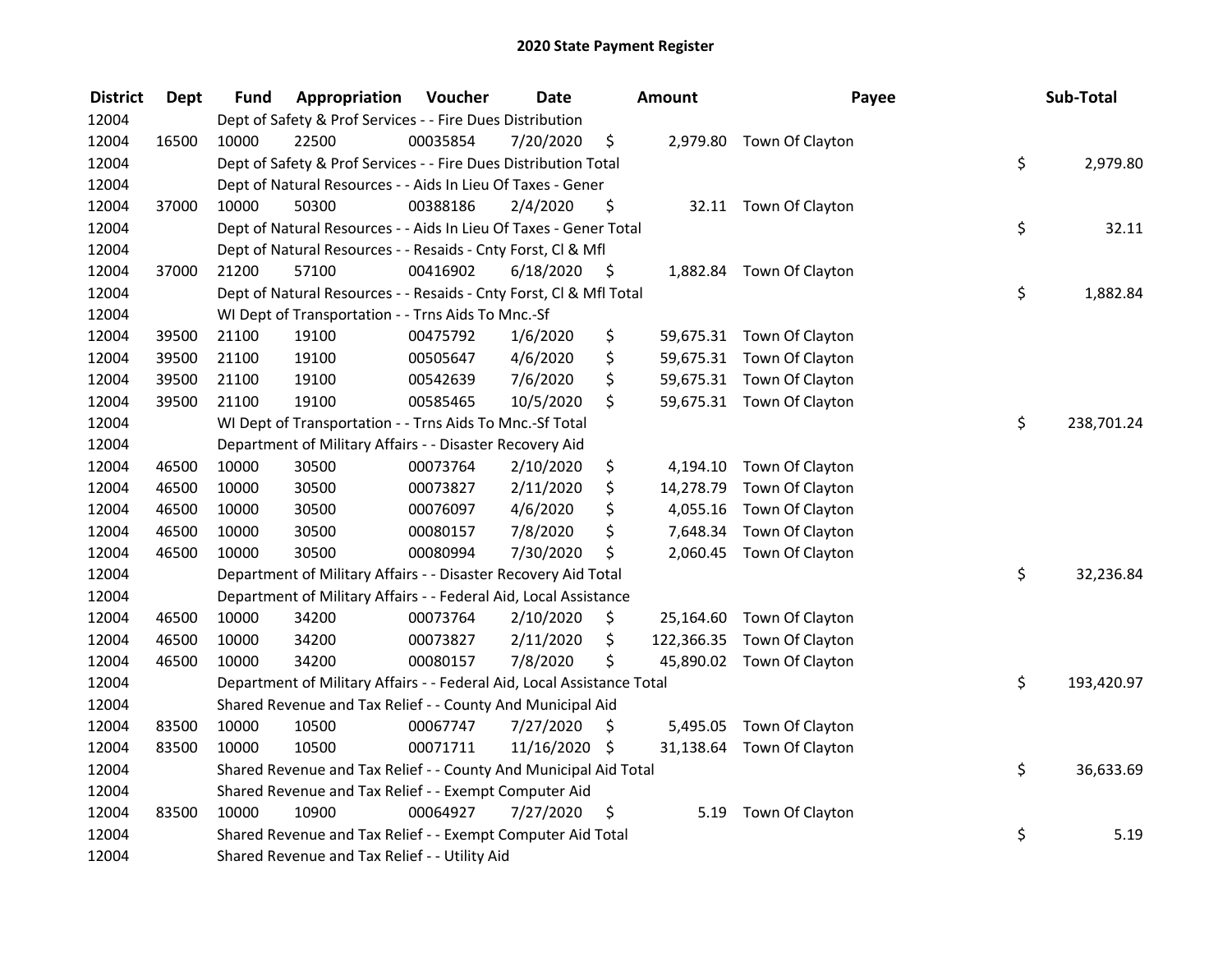## 2020 State Payment Register

| District | Dept | Fund | Appropriation | Voucher | Date | Amount | Payee | Sub-Total |
|---|---|---|---|---|---|---|---|---|
| 12004 | | Dept of Safety & Prof Services - - Fire Dues Distribution | | | | | | |
| 12004 | 16500 | 10000 | 22500 | 00035854 | 7/20/2020 | $ 2,979.80 | Town Of Clayton | |
| 12004 | | Dept of Safety & Prof Services - - Fire Dues Distribution Total | | | | | | $ 2,979.80 |
| 12004 | | Dept of Natural Resources - - Aids In Lieu Of Taxes - Gener | | | | | | |
| 12004 | 37000 | 10000 | 50300 | 00388186 | 2/4/2020 | $ 32.11 | Town Of Clayton | |
| 12004 | | Dept of Natural Resources - - Aids In Lieu Of Taxes - Gener Total | | | | | | $ 32.11 |
| 12004 | | Dept of Natural Resources - - Resaids - Cnty Forst, Cl & Mfl | | | | | | |
| 12004 | 37000 | 21200 | 57100 | 00416902 | 6/18/2020 | $ 1,882.84 | Town Of Clayton | |
| 12004 | | Dept of Natural Resources - - Resaids - Cnty Forst, Cl & Mfl Total | | | | | | $ 1,882.84 |
| 12004 | | WI Dept of Transportation - - Trns Aids To Mnc.-Sf | | | | | | |
| 12004 | 39500 | 21100 | 19100 | 00475792 | 1/6/2020 | $ 59,675.31 | Town Of Clayton | |
| 12004 | 39500 | 21100 | 19100 | 00505647 | 4/6/2020 | $ 59,675.31 | Town Of Clayton | |
| 12004 | 39500 | 21100 | 19100 | 00542639 | 7/6/2020 | $ 59,675.31 | Town Of Clayton | |
| 12004 | 39500 | 21100 | 19100 | 00585465 | 10/5/2020 | $ 59,675.31 | Town Of Clayton | |
| 12004 | | WI Dept of Transportation - - Trns Aids To Mnc.-Sf Total | | | | | | $ 238,701.24 |
| 12004 | | Department of Military Affairs - - Disaster Recovery Aid | | | | | | |
| 12004 | 46500 | 10000 | 30500 | 00073764 | 2/10/2020 | $ 4,194.10 | Town Of Clayton | |
| 12004 | 46500 | 10000 | 30500 | 00073827 | 2/11/2020 | $ 14,278.79 | Town Of Clayton | |
| 12004 | 46500 | 10000 | 30500 | 00076097 | 4/6/2020 | $ 4,055.16 | Town Of Clayton | |
| 12004 | 46500 | 10000 | 30500 | 00080157 | 7/8/2020 | $ 7,648.34 | Town Of Clayton | |
| 12004 | 46500 | 10000 | 30500 | 00080994 | 7/30/2020 | $ 2,060.45 | Town Of Clayton | |
| 12004 | | Department of Military Affairs - - Disaster Recovery Aid Total | | | | | | $ 32,236.84 |
| 12004 | | Department of Military Affairs - - Federal Aid, Local Assistance | | | | | | |
| 12004 | 46500 | 10000 | 34200 | 00073764 | 2/10/2020 | $ 25,164.60 | Town Of Clayton | |
| 12004 | 46500 | 10000 | 34200 | 00073827 | 2/11/2020 | $ 122,366.35 | Town Of Clayton | |
| 12004 | 46500 | 10000 | 34200 | 00080157 | 7/8/2020 | $ 45,890.02 | Town Of Clayton | |
| 12004 | | Department of Military Affairs - - Federal Aid, Local Assistance Total | | | | | | $ 193,420.97 |
| 12004 | | Shared Revenue and Tax Relief - - County And Municipal Aid | | | | | | |
| 12004 | 83500 | 10000 | 10500 | 00067747 | 7/27/2020 | $ 5,495.05 | Town Of Clayton | |
| 12004 | 83500 | 10000 | 10500 | 00071711 | 11/16/2020 | $ 31,138.64 | Town Of Clayton | |
| 12004 | | Shared Revenue and Tax Relief - - County And Municipal Aid Total | | | | | | $ 36,633.69 |
| 12004 | | Shared Revenue and Tax Relief - - Exempt Computer Aid | | | | | | |
| 12004 | 83500 | 10000 | 10900 | 00064927 | 7/27/2020 | $ 5.19 | Town Of Clayton | |
| 12004 | | Shared Revenue and Tax Relief - - Exempt Computer Aid Total | | | | | | $ 5.19 |
| 12004 | | Shared Revenue and Tax Relief - - Utility Aid | | | | | | |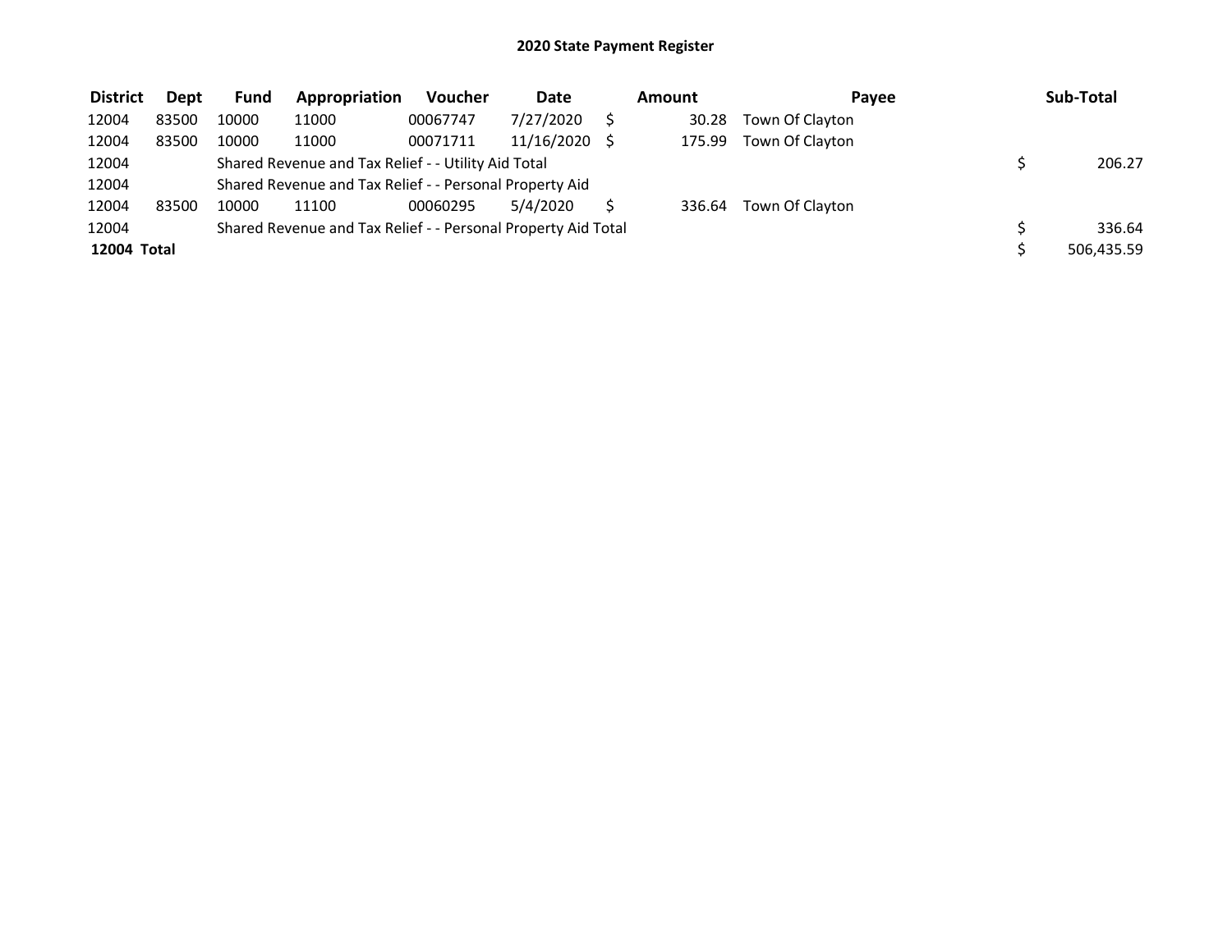# 2020 State Payment Register

| District | Dept | Fund | Appropriation | Voucher | Date | Amount | Payee | Sub-Total |
|---|---|---|---|---|---|---|---|---|
| 12004 | 83500 | 10000 | 11000 | 00067747 | 7/27/2020 | $ 30.28 | Town Of Clayton | |
| 12004 | 83500 | 10000 | 11000 | 00071711 | 11/16/2020 | $ 175.99 | Town Of Clayton | |
| 12004 | | Shared Revenue and Tax Relief - - Utility Aid Total | | | | | | $ 206.27 |
| 12004 | | Shared Revenue and Tax Relief - - Personal Property Aid | | | | | | |
| 12004 | 83500 | 10000 | 11100 | 00060295 | 5/4/2020 | $ 336.64 | Town Of Clayton | |
| 12004 | | Shared Revenue and Tax Relief - - Personal Property Aid Total | | | | | | $ 336.64 |
| **12004 Total** | | | | | | | | $ 506,435.59 |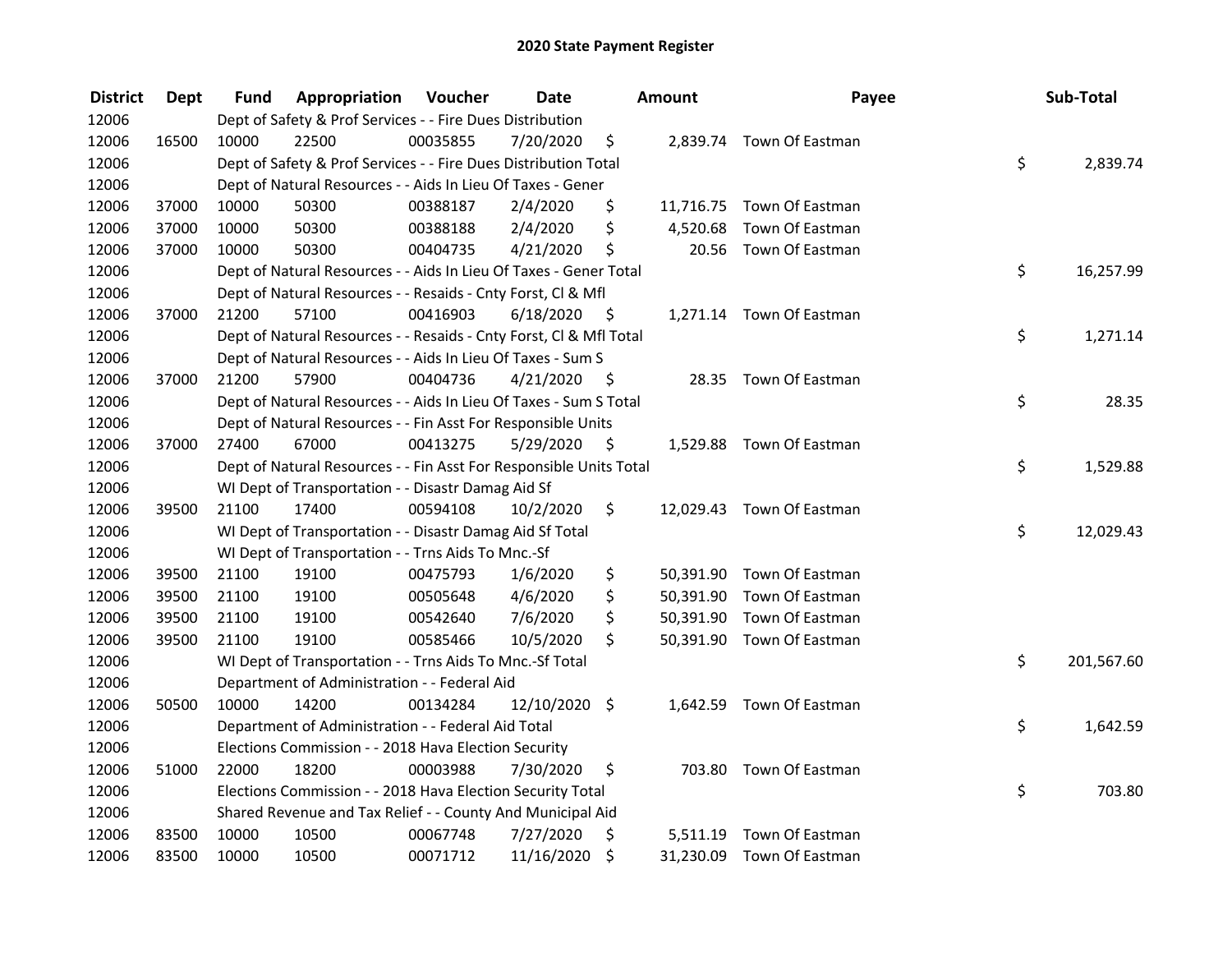# 2020 State Payment Register

| District | Dept | Fund | Appropriation | Voucher | Date | Amount | Payee | Sub-Total |
|---|---|---|---|---|---|---|---|---|
| 12006 | | Dept of Safety & Prof Services - - Fire Dues Distribution | | | | | | |
| 12006 | 16500 | 10000 | 22500 | 00035855 | 7/20/2020 | $ 2,839.74 | Town Of Eastman | |
| 12006 | | Dept of Safety & Prof Services - - Fire Dues Distribution Total | | | | | | $ 2,839.74 |
| 12006 | | Dept of Natural Resources - - Aids In Lieu Of Taxes - Gener | | | | | | |
| 12006 | 37000 | 10000 | 50300 | 00388187 | 2/4/2020 | $ 11,716.75 | Town Of Eastman | |
| 12006 | 37000 | 10000 | 50300 | 00388188 | 2/4/2020 | $ 4,520.68 | Town Of Eastman | |
| 12006 | 37000 | 10000 | 50300 | 00404735 | 4/21/2020 | $ 20.56 | Town Of Eastman | |
| 12006 | | Dept of Natural Resources - - Aids In Lieu Of Taxes - Gener Total | | | | | | $ 16,257.99 |
| 12006 | | Dept of Natural Resources - - Resaids - Cnty Forst, Cl & Mfl | | | | | | |
| 12006 | 37000 | 21200 | 57100 | 00416903 | 6/18/2020 | $ 1,271.14 | Town Of Eastman | |
| 12006 | | Dept of Natural Resources - - Resaids - Cnty Forst, Cl & Mfl Total | | | | | | $ 1,271.14 |
| 12006 | | Dept of Natural Resources - - Aids In Lieu Of Taxes - Sum S | | | | | | |
| 12006 | 37000 | 21200 | 57900 | 00404736 | 4/21/2020 | $ 28.35 | Town Of Eastman | |
| 12006 | | Dept of Natural Resources - - Aids In Lieu Of Taxes - Sum S Total | | | | | | $ 28.35 |
| 12006 | | Dept of Natural Resources - - Fin Asst For Responsible Units | | | | | | |
| 12006 | 37000 | 27400 | 67000 | 00413275 | 5/29/2020 | $ 1,529.88 | Town Of Eastman | |
| 12006 | | Dept of Natural Resources - - Fin Asst For Responsible Units Total | | | | | | $ 1,529.88 |
| 12006 | | WI Dept of Transportation - - Disastr Damag Aid Sf | | | | | | |
| 12006 | 39500 | 21100 | 17400 | 00594108 | 10/2/2020 | $ 12,029.43 | Town Of Eastman | |
| 12006 | | WI Dept of Transportation - - Disastr Damag Aid Sf Total | | | | | | $ 12,029.43 |
| 12006 | | WI Dept of Transportation - - Trns Aids To Mnc.-Sf | | | | | | |
| 12006 | 39500 | 21100 | 19100 | 00475793 | 1/6/2020 | $ 50,391.90 | Town Of Eastman | |
| 12006 | 39500 | 21100 | 19100 | 00505648 | 4/6/2020 | $ 50,391.90 | Town Of Eastman | |
| 12006 | 39500 | 21100 | 19100 | 00542640 | 7/6/2020 | $ 50,391.90 | Town Of Eastman | |
| 12006 | 39500 | 21100 | 19100 | 00585466 | 10/5/2020 | $ 50,391.90 | Town Of Eastman | |
| 12006 | | WI Dept of Transportation - - Trns Aids To Mnc.-Sf Total | | | | | | $ 201,567.60 |
| 12006 | | Department of Administration - - Federal Aid | | | | | | |
| 12006 | 50500 | 10000 | 14200 | 00134284 | 12/10/2020 | $ 1,642.59 | Town Of Eastman | |
| 12006 | | Department of Administration - - Federal Aid Total | | | | | | $ 1,642.59 |
| 12006 | | Elections Commission - - 2018 Hava Election Security | | | | | | |
| 12006 | 51000 | 22000 | 18200 | 00003988 | 7/30/2020 | $ 703.80 | Town Of Eastman | |
| 12006 | | Elections Commission - - 2018 Hava Election Security Total | | | | | | $ 703.80 |
| 12006 | | Shared Revenue and Tax Relief - - County And Municipal Aid | | | | | | |
| 12006 | 83500 | 10000 | 10500 | 00067748 | 7/27/2020 | $ 5,511.19 | Town Of Eastman | |
| 12006 | 83500 | 10000 | 10500 | 00071712 | 11/16/2020 | $ 31,230.09 | Town Of Eastman | |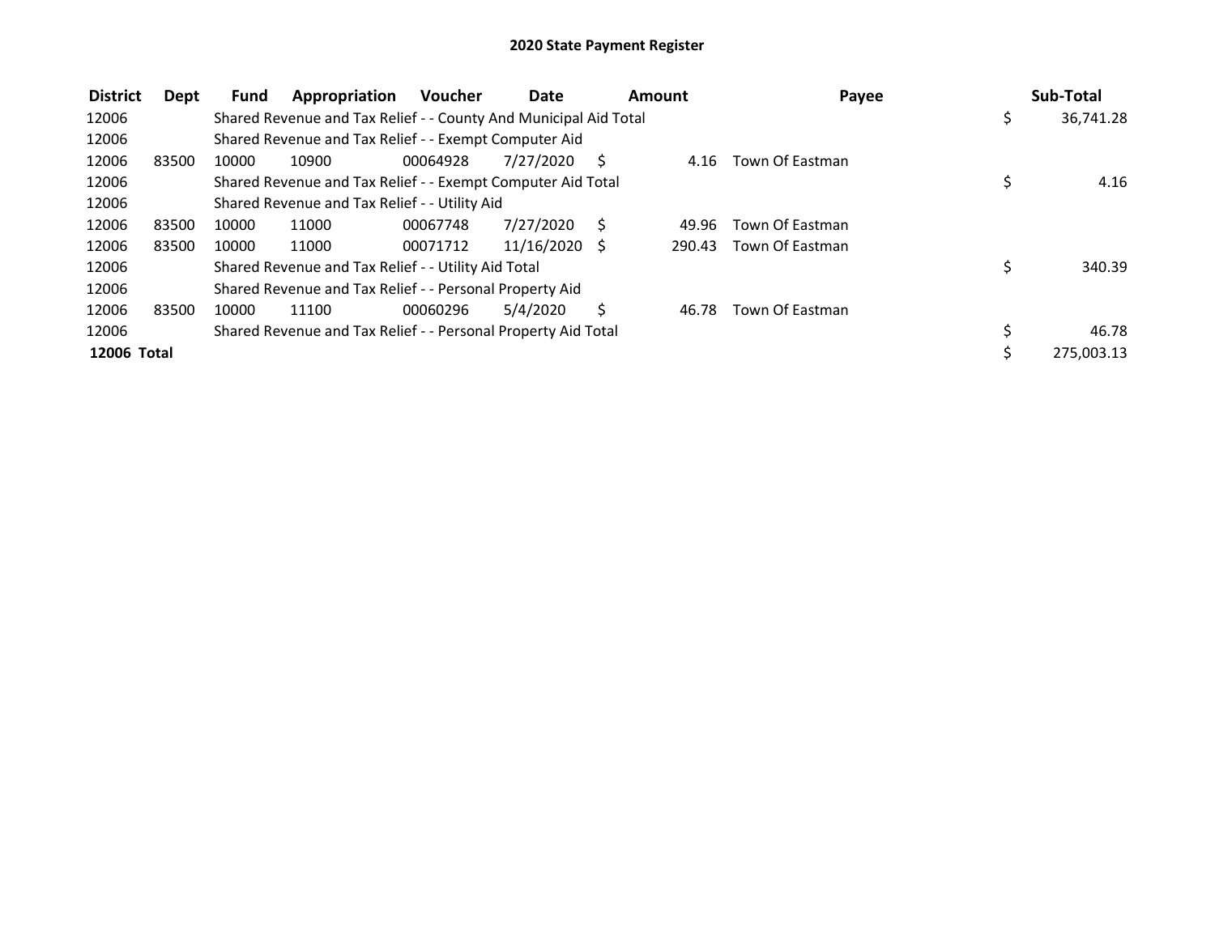# 2020 State Payment Register

| District | Dept | Fund | Appropriation | Voucher | Date | Amount | Payee | Sub-Total |
|---|---|---|---|---|---|---|---|---|
| 12006 | | Shared Revenue and Tax Relief - - County And Municipal Aid Total | | | | | | $ 36,741.28 |
| 12006 | | Shared Revenue and Tax Relief - - Exempt Computer Aid | | | | | | |
| 12006 | 83500 | 10000 | 10900 | 00064928 | 7/27/2020 | $ 4.16 | Town Of Eastman | |
| 12006 | | Shared Revenue and Tax Relief - - Exempt Computer Aid Total | | | | | | $ 4.16 |
| 12006 | | Shared Revenue and Tax Relief - - Utility Aid | | | | | | |
| 12006 | 83500 | 10000 | 11000 | 00067748 | 7/27/2020 | $ 49.96 | Town Of Eastman | |
| 12006 | 83500 | 10000 | 11000 | 00071712 | 11/16/2020 | $ 290.43 | Town Of Eastman | |
| 12006 | | Shared Revenue and Tax Relief - - Utility Aid Total | | | | | | $ 340.39 |
| 12006 | | Shared Revenue and Tax Relief - - Personal Property Aid | | | | | | |
| 12006 | 83500 | 10000 | 11100 | 00060296 | 5/4/2020 | $ 46.78 | Town Of Eastman | |
| 12006 | | Shared Revenue and Tax Relief - - Personal Property Aid Total | | | | | | $ 46.78 |
| **12006 Total** | | | | | | | | $ 275,003.13 |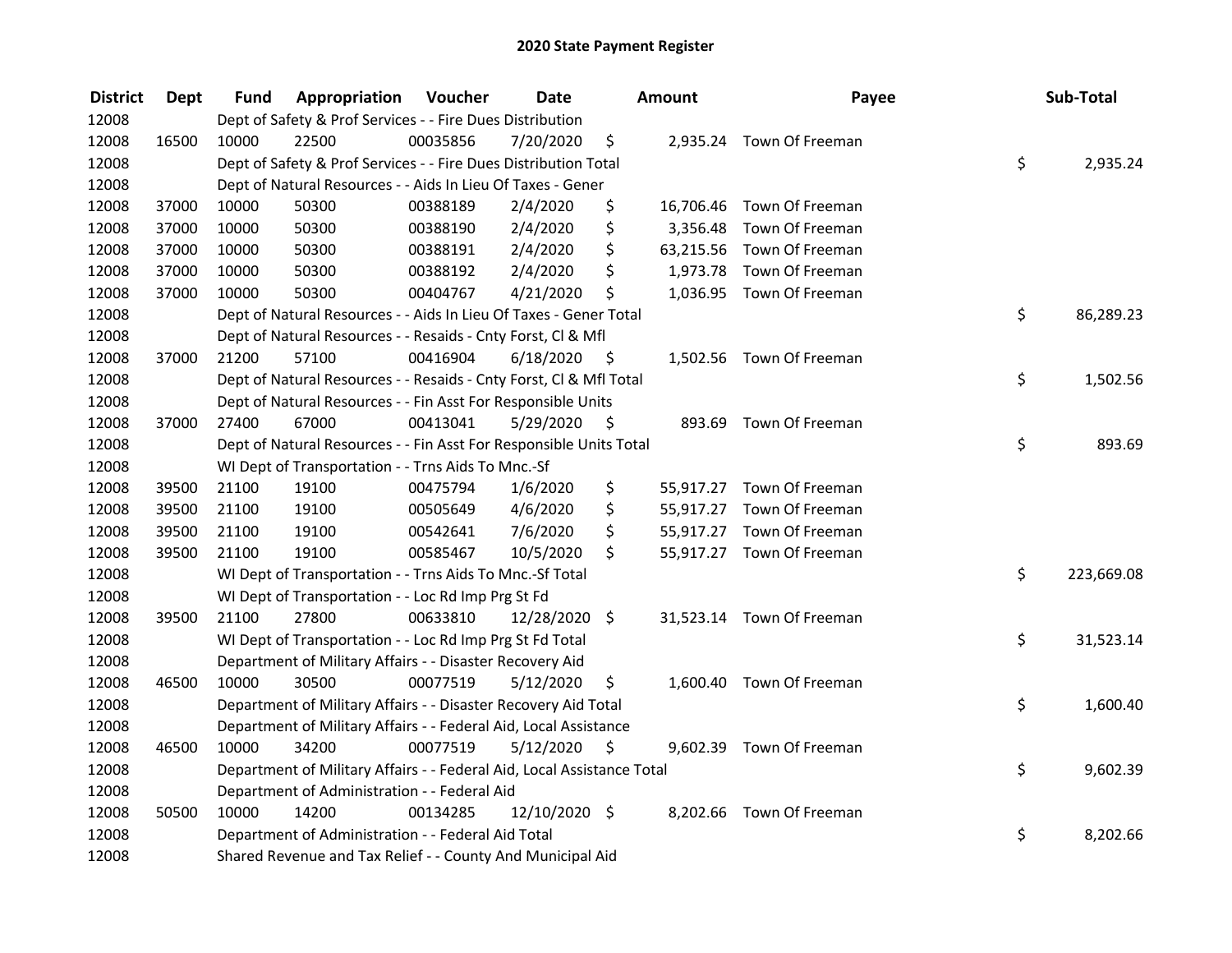# 2020 State Payment Register

| District | Dept | Fund | Appropriation | Voucher | Date | Amount | Payee | Sub-Total |
|---|---|---|---|---|---|---|---|---|
| 12008 | | Dept of Safety & Prof Services - - Fire Dues Distribution | | | | | | |
| 12008 | 16500 | 10000 | 22500 | 00035856 | 7/20/2020 | $ 2,935.24 | Town Of Freeman | |
| 12008 | | Dept of Safety & Prof Services - - Fire Dues Distribution Total | | | | | | $ 2,935.24 |
| 12008 | | Dept of Natural Resources - - Aids In Lieu Of Taxes - Gener | | | | | | |
| 12008 | 37000 | 10000 | 50300 | 00388189 | 2/4/2020 | $ 16,706.46 | Town Of Freeman | |
| 12008 | 37000 | 10000 | 50300 | 00388190 | 2/4/2020 | $ 3,356.48 | Town Of Freeman | |
| 12008 | 37000 | 10000 | 50300 | 00388191 | 2/4/2020 | $ 63,215.56 | Town Of Freeman | |
| 12008 | 37000 | 10000 | 50300 | 00388192 | 2/4/2020 | $ 1,973.78 | Town Of Freeman | |
| 12008 | 37000 | 10000 | 50300 | 00404767 | 4/21/2020 | $ 1,036.95 | Town Of Freeman | |
| 12008 | | Dept of Natural Resources - - Aids In Lieu Of Taxes - Gener Total | | | | | | $ 86,289.23 |
| 12008 | | Dept of Natural Resources - - Resaids - Cnty Forst, Cl & Mfl | | | | | | |
| 12008 | 37000 | 21200 | 57100 | 00416904 | 6/18/2020 | $ 1,502.56 | Town Of Freeman | |
| 12008 | | Dept of Natural Resources - - Resaids - Cnty Forst, Cl & Mfl Total | | | | | | $ 1,502.56 |
| 12008 | | Dept of Natural Resources - - Fin Asst For Responsible Units | | | | | | |
| 12008 | 37000 | 27400 | 67000 | 00413041 | 5/29/2020 | $ 893.69 | Town Of Freeman | |
| 12008 | | Dept of Natural Resources - - Fin Asst For Responsible Units Total | | | | | | $ 893.69 |
| 12008 | | WI Dept of Transportation - - Trns Aids To Mnc.-Sf | | | | | | |
| 12008 | 39500 | 21100 | 19100 | 00475794 | 1/6/2020 | $ 55,917.27 | Town Of Freeman | |
| 12008 | 39500 | 21100 | 19100 | 00505649 | 4/6/2020 | $ 55,917.27 | Town Of Freeman | |
| 12008 | 39500 | 21100 | 19100 | 00542641 | 7/6/2020 | $ 55,917.27 | Town Of Freeman | |
| 12008 | 39500 | 21100 | 19100 | 00585467 | 10/5/2020 | $ 55,917.27 | Town Of Freeman | |
| 12008 | | WI Dept of Transportation - - Trns Aids To Mnc.-Sf Total | | | | | | $ 223,669.08 |
| 12008 | | WI Dept of Transportation - - Loc Rd Imp Prg St Fd | | | | | | |
| 12008 | 39500 | 21100 | 27800 | 00633810 | 12/28/2020 | $ 31,523.14 | Town Of Freeman | |
| 12008 | | WI Dept of Transportation - - Loc Rd Imp Prg St Fd Total | | | | | | $ 31,523.14 |
| 12008 | | Department of Military Affairs - - Disaster Recovery Aid | | | | | | |
| 12008 | 46500 | 10000 | 30500 | 00077519 | 5/12/2020 | $ 1,600.40 | Town Of Freeman | |
| 12008 | | Department of Military Affairs - - Disaster Recovery Aid Total | | | | | | $ 1,600.40 |
| 12008 | | Department of Military Affairs - - Federal Aid, Local Assistance | | | | | | |
| 12008 | 46500 | 10000 | 34200 | 00077519 | 5/12/2020 | $ 9,602.39 | Town Of Freeman | |
| 12008 | | Department of Military Affairs - - Federal Aid, Local Assistance Total | | | | | | $ 9,602.39 |
| 12008 | | Department of Administration - - Federal Aid | | | | | | |
| 12008 | 50500 | 10000 | 14200 | 00134285 | 12/10/2020 | $ 8,202.66 | Town Of Freeman | |
| 12008 | | Department of Administration - - Federal Aid Total | | | | | | $ 8,202.66 |
| 12008 | | Shared Revenue and Tax Relief - - County And Municipal Aid | | | | | | |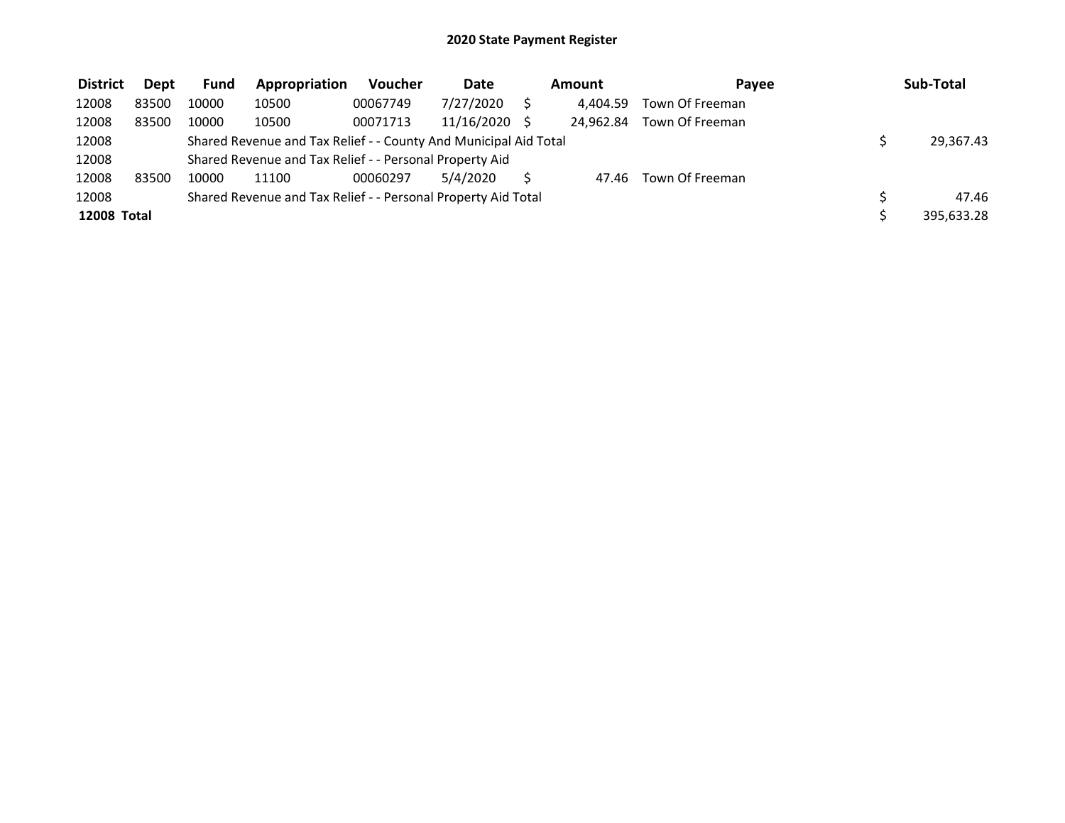## 2020 State Payment Register

| District | Dept | Fund | Appropriation | Voucher | Date | Amount | Payee | Sub-Total |
|---|---|---|---|---|---|---|---|---|
| 12008 | 83500 | 10000 | 10500 | 00067749 | 7/27/2020 | $ 4,404.59 | Town Of Freeman | |
| 12008 | 83500 | 10000 | 10500 | 00071713 | 11/16/2020 | $ 24,962.84 | Town Of Freeman | |
| 12008 | | Shared Revenue and Tax Relief - - County And Municipal Aid Total | | | | | | $ 29,367.43 |
| 12008 | | Shared Revenue and Tax Relief - - Personal Property Aid | | | | | | |
| 12008 | 83500 | 10000 | 11100 | 00060297 | 5/4/2020 | $ 47.46 | Town Of Freeman | |
| 12008 | | Shared Revenue and Tax Relief - - Personal Property Aid Total | | | | | | $ 47.46 |
| **12008 Total** | | | | | | | | $ 395,633.28 |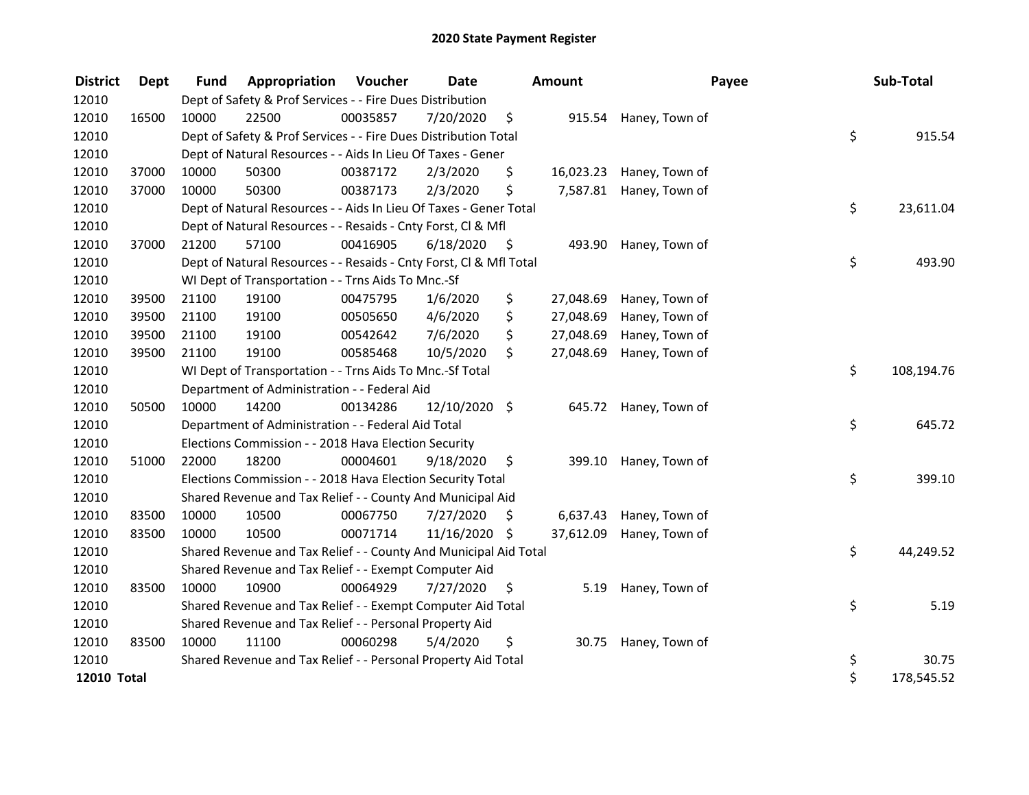# 2020 State Payment Register

| District | Dept | Fund | Appropriation | Voucher | Date | Amount | Payee | Sub-Total |
|---|---|---|---|---|---|---|---|---|
| 12010 | | Dept of Safety & Prof Services - - Fire Dues Distribution | | | | | | |
| 12010 | 16500 | 10000 | 22500 | 00035857 | 7/20/2020 | $ 915.54 | Haney, Town of | |
| 12010 | | Dept of Safety & Prof Services - - Fire Dues Distribution Total | | | | | | $ 915.54 |
| 12010 | | Dept of Natural Resources - - Aids In Lieu Of Taxes - Gener | | | | | | |
| 12010 | 37000 | 10000 | 50300 | 00387172 | 2/3/2020 | $ 16,023.23 | Haney, Town of | |
| 12010 | 37000 | 10000 | 50300 | 00387173 | 2/3/2020 | $ 7,587.81 | Haney, Town of | |
| 12010 | | Dept of Natural Resources - - Aids In Lieu Of Taxes - Gener Total | | | | | | $ 23,611.04 |
| 12010 | | Dept of Natural Resources - - Resaids - Cnty Forst, Cl & Mfl | | | | | | |
| 12010 | 37000 | 21200 | 57100 | 00416905 | 6/18/2020 | $ 493.90 | Haney, Town of | |
| 12010 | | Dept of Natural Resources - - Resaids - Cnty Forst, Cl & Mfl Total | | | | | | $ 493.90 |
| 12010 | | WI Dept of Transportation - - Trns Aids To Mnc.-Sf | | | | | | |
| 12010 | 39500 | 21100 | 19100 | 00475795 | 1/6/2020 | $ 27,048.69 | Haney, Town of | |
| 12010 | 39500 | 21100 | 19100 | 00505650 | 4/6/2020 | $ 27,048.69 | Haney, Town of | |
| 12010 | 39500 | 21100 | 19100 | 00542642 | 7/6/2020 | $ 27,048.69 | Haney, Town of | |
| 12010 | 39500 | 21100 | 19100 | 00585468 | 10/5/2020 | $ 27,048.69 | Haney, Town of | |
| 12010 | | WI Dept of Transportation - - Trns Aids To Mnc.-Sf Total | | | | | | $ 108,194.76 |
| 12010 | | Department of Administration - - Federal Aid | | | | | | |
| 12010 | 50500 | 10000 | 14200 | 00134286 | 12/10/2020 | $ 645.72 | Haney, Town of | |
| 12010 | | Department of Administration - - Federal Aid Total | | | | | | $ 645.72 |
| 12010 | | Elections Commission - - 2018 Hava Election Security | | | | | | |
| 12010 | 51000 | 22000 | 18200 | 00004601 | 9/18/2020 | $ 399.10 | Haney, Town of | |
| 12010 | | Elections Commission - - 2018 Hava Election Security Total | | | | | | $ 399.10 |
| 12010 | | Shared Revenue and Tax Relief - - County And Municipal Aid | | | | | | |
| 12010 | 83500 | 10000 | 10500 | 00067750 | 7/27/2020 | $ 6,637.43 | Haney, Town of | |
| 12010 | 83500 | 10000 | 10500 | 00071714 | 11/16/2020 | $ 37,612.09 | Haney, Town of | |
| 12010 | | Shared Revenue and Tax Relief - - County And Municipal Aid Total | | | | | | $ 44,249.52 |
| 12010 | | Shared Revenue and Tax Relief - - Exempt Computer Aid | | | | | | |
| 12010 | 83500 | 10000 | 10900 | 00064929 | 7/27/2020 | $ 5.19 | Haney, Town of | |
| 12010 | | Shared Revenue and Tax Relief - - Exempt Computer Aid Total | | | | | | $ 5.19 |
| 12010 | | Shared Revenue and Tax Relief - - Personal Property Aid | | | | | | |
| 12010 | 83500 | 10000 | 11100 | 00060298 | 5/4/2020 | $ 30.75 | Haney, Town of | |
| 12010 | | Shared Revenue and Tax Relief - - Personal Property Aid Total | | | | | | $ 30.75 |
| **12010 Total** | | | | | | | | $ 178,545.52 |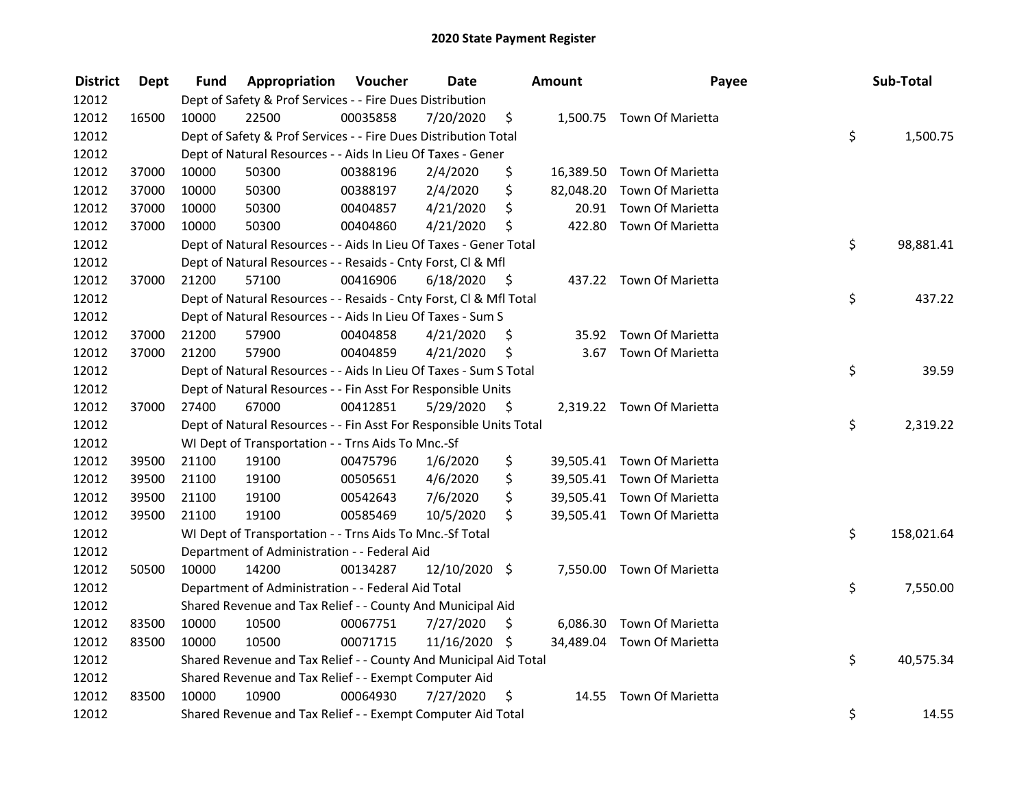# 2020 State Payment Register

| District | Dept | Fund | Appropriation | Voucher | Date | Amount | Payee | Sub-Total |
|---|---|---|---|---|---|---|---|---|
| 12012 | | Dept of Safety & Prof Services - - Fire Dues Distribution | | | | | | |
| 12012 | 16500 | 10000 | 22500 | 00035858 | 7/20/2020 | $ 1,500.75 | Town Of Marietta | |
| 12012 | | Dept of Safety & Prof Services - - Fire Dues Distribution Total | | | | | | $ 1,500.75 |
| 12012 | | Dept of Natural Resources - - Aids In Lieu Of Taxes - Gener | | | | | | |
| 12012 | 37000 | 10000 | 50300 | 00388196 | 2/4/2020 | $ 16,389.50 | Town Of Marietta | |
| 12012 | 37000 | 10000 | 50300 | 00388197 | 2/4/2020 | $ 82,048.20 | Town Of Marietta | |
| 12012 | 37000 | 10000 | 50300 | 00404857 | 4/21/2020 | $ 20.91 | Town Of Marietta | |
| 12012 | 37000 | 10000 | 50300 | 00404860 | 4/21/2020 | $ 422.80 | Town Of Marietta | |
| 12012 | | Dept of Natural Resources - - Aids In Lieu Of Taxes - Gener Total | | | | | | $ 98,881.41 |
| 12012 | | Dept of Natural Resources - - Resaids - Cnty Forst, Cl & Mfl | | | | | | |
| 12012 | 37000 | 21200 | 57100 | 00416906 | 6/18/2020 | $ 437.22 | Town Of Marietta | |
| 12012 | | Dept of Natural Resources - - Resaids - Cnty Forst, Cl & Mfl Total | | | | | | $ 437.22 |
| 12012 | | Dept of Natural Resources - - Aids In Lieu Of Taxes - Sum S | | | | | | |
| 12012 | 37000 | 21200 | 57900 | 00404858 | 4/21/2020 | $ 35.92 | Town Of Marietta | |
| 12012 | 37000 | 21200 | 57900 | 00404859 | 4/21/2020 | $ 3.67 | Town Of Marietta | |
| 12012 | | Dept of Natural Resources - - Aids In Lieu Of Taxes - Sum S Total | | | | | | $ 39.59 |
| 12012 | | Dept of Natural Resources - - Fin Asst For Responsible Units | | | | | | |
| 12012 | 37000 | 27400 | 67000 | 00412851 | 5/29/2020 | $ 2,319.22 | Town Of Marietta | |
| 12012 | | Dept of Natural Resources - - Fin Asst For Responsible Units Total | | | | | | $ 2,319.22 |
| 12012 | | WI Dept of Transportation - - Trns Aids To Mnc.-Sf | | | | | | |
| 12012 | 39500 | 21100 | 19100 | 00475796 | 1/6/2020 | $ 39,505.41 | Town Of Marietta | |
| 12012 | 39500 | 21100 | 19100 | 00505651 | 4/6/2020 | $ 39,505.41 | Town Of Marietta | |
| 12012 | 39500 | 21100 | 19100 | 00542643 | 7/6/2020 | $ 39,505.41 | Town Of Marietta | |
| 12012 | 39500 | 21100 | 19100 | 00585469 | 10/5/2020 | $ 39,505.41 | Town Of Marietta | |
| 12012 | | WI Dept of Transportation - - Trns Aids To Mnc.-Sf Total | | | | | | $ 158,021.64 |
| 12012 | | Department of Administration - - Federal Aid | | | | | | |
| 12012 | 50500 | 10000 | 14200 | 00134287 | 12/10/2020 | $ 7,550.00 | Town Of Marietta | |
| 12012 | | Department of Administration - - Federal Aid Total | | | | | | $ 7,550.00 |
| 12012 | | Shared Revenue and Tax Relief - - County And Municipal Aid | | | | | | |
| 12012 | 83500 | 10000 | 10500 | 00067751 | 7/27/2020 | $ 6,086.30 | Town Of Marietta | |
| 12012 | 83500 | 10000 | 10500 | 00071715 | 11/16/2020 | $ 34,489.04 | Town Of Marietta | |
| 12012 | | Shared Revenue and Tax Relief - - County And Municipal Aid Total | | | | | | $ 40,575.34 |
| 12012 | | Shared Revenue and Tax Relief - - Exempt Computer Aid | | | | | | |
| 12012 | 83500 | 10000 | 10900 | 00064930 | 7/27/2020 | $ 14.55 | Town Of Marietta | |
| 12012 | | Shared Revenue and Tax Relief - - Exempt Computer Aid Total | | | | | | $ 14.55 |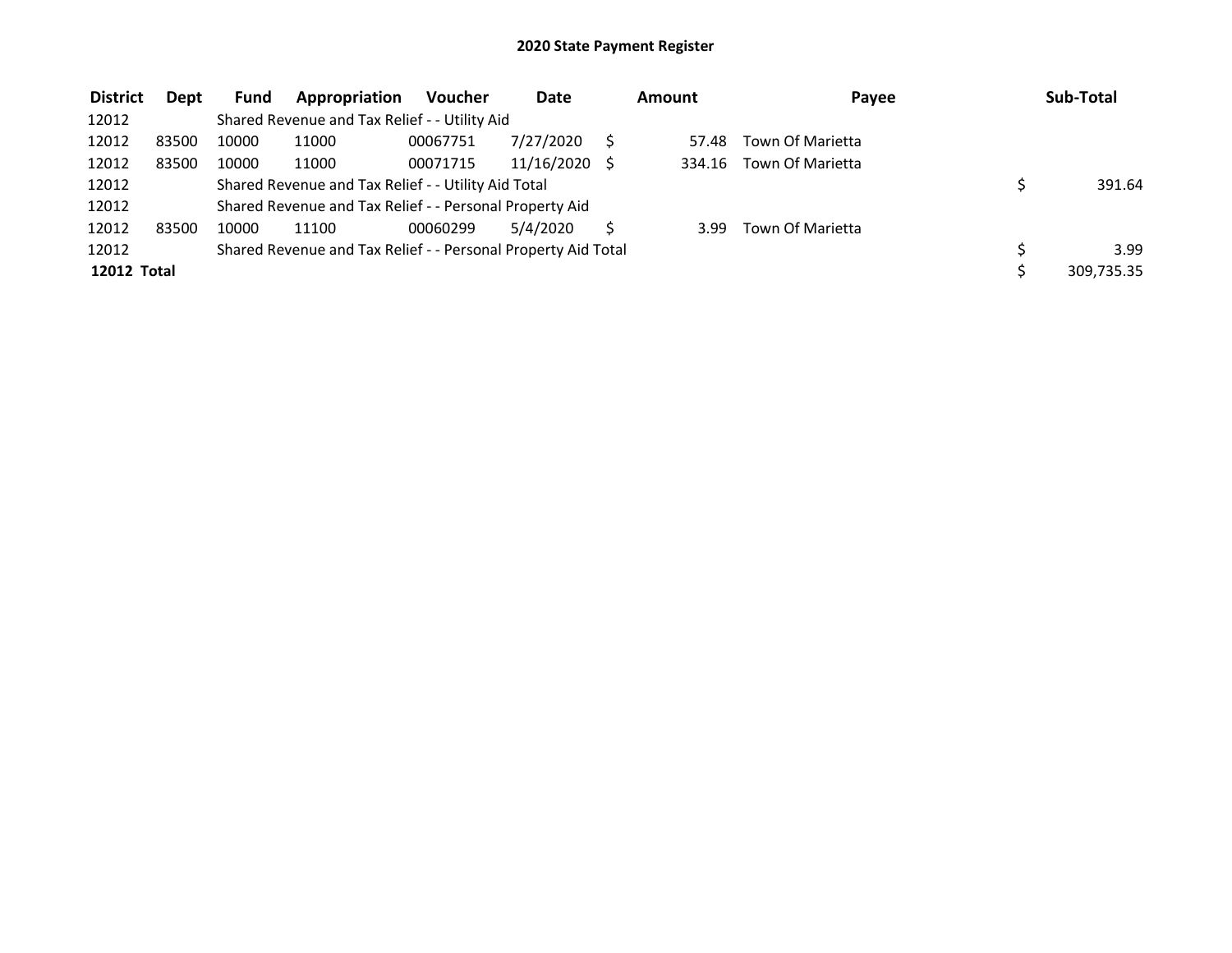# 2020 State Payment Register

| District | Dept | Fund | Appropriation | Voucher | Date | Amount | Payee | Sub-Total |
|---|---|---|---|---|---|---|---|---|
| 12012 | | Shared Revenue and Tax Relief - - Utility Aid | | | | | | |
| 12012 | 83500 | 10000 | 11000 | 00067751 | 7/27/2020 | $ 57.48 | Town Of Marietta | |
| 12012 | 83500 | 10000 | 11000 | 00071715 | 11/16/2020 | $ 334.16 | Town Of Marietta | |
| 12012 | | Shared Revenue and Tax Relief - - Utility Aid Total | | | | | | $ 391.64 |
| 12012 | | Shared Revenue and Tax Relief - - Personal Property Aid | | | | | | |
| 12012 | 83500 | 10000 | 11100 | 00060299 | 5/4/2020 | $ 3.99 | Town Of Marietta | |
| 12012 | | Shared Revenue and Tax Relief - - Personal Property Aid Total | | | | | | $ 3.99 |
| **12012 Total** | | | | | | | | $ 309,735.35 |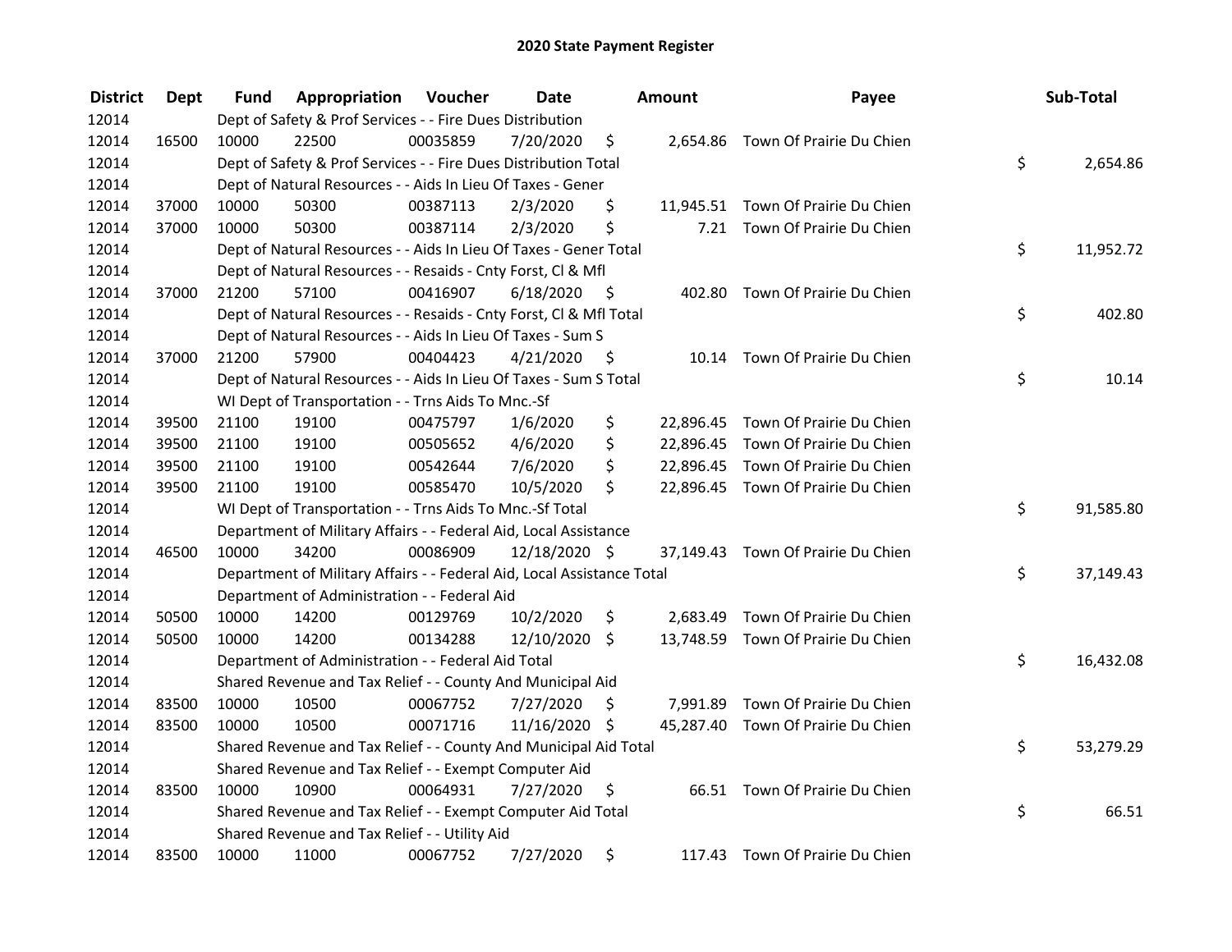# 2020 State Payment Register

| District | Dept | Fund | Appropriation | Voucher | Date | Amount | Payee | Sub-Total |
|---|---|---|---|---|---|---|---|---|
| 12014 | | Dept of Safety & Prof Services - - Fire Dues Distribution | | | | | | |
| 12014 | 16500 | 10000 | 22500 | 00035859 | 7/20/2020 | $ 2,654.86 | Town Of Prairie Du Chien | |
| 12014 | | Dept of Safety & Prof Services - - Fire Dues Distribution Total | | | | | | $ 2,654.86 |
| 12014 | | Dept of Natural Resources - - Aids In Lieu Of Taxes - Gener | | | | | | |
| 12014 | 37000 | 10000 | 50300 | 00387113 | 2/3/2020 | $ 11,945.51 | Town Of Prairie Du Chien | |
| 12014 | 37000 | 10000 | 50300 | 00387114 | 2/3/2020 | $ 7.21 | Town Of Prairie Du Chien | |
| 12014 | | Dept of Natural Resources - - Aids In Lieu Of Taxes - Gener Total | | | | | | $ 11,952.72 |
| 12014 | | Dept of Natural Resources - - Resaids - Cnty Forst, Cl & Mfl | | | | | | |
| 12014 | 37000 | 21200 | 57100 | 00416907 | 6/18/2020 | $ 402.80 | Town Of Prairie Du Chien | |
| 12014 | | Dept of Natural Resources - - Resaids - Cnty Forst, Cl & Mfl Total | | | | | | $ 402.80 |
| 12014 | | Dept of Natural Resources - - Aids In Lieu Of Taxes - Sum S | | | | | | |
| 12014 | 37000 | 21200 | 57900 | 00404423 | 4/21/2020 | $ 10.14 | Town Of Prairie Du Chien | |
| 12014 | | Dept of Natural Resources - - Aids In Lieu Of Taxes - Sum S Total | | | | | | $ 10.14 |
| 12014 | | WI Dept of Transportation - - Trns Aids To Mnc.-Sf | | | | | | |
| 12014 | 39500 | 21100 | 19100 | 00475797 | 1/6/2020 | $ 22,896.45 | Town Of Prairie Du Chien | |
| 12014 | 39500 | 21100 | 19100 | 00505652 | 4/6/2020 | $ 22,896.45 | Town Of Prairie Du Chien | |
| 12014 | 39500 | 21100 | 19100 | 00542644 | 7/6/2020 | $ 22,896.45 | Town Of Prairie Du Chien | |
| 12014 | 39500 | 21100 | 19100 | 00585470 | 10/5/2020 | $ 22,896.45 | Town Of Prairie Du Chien | |
| 12014 | | WI Dept of Transportation - - Trns Aids To Mnc.-Sf Total | | | | | | $ 91,585.80 |
| 12014 | | Department of Military Affairs - - Federal Aid, Local Assistance | | | | | | |
| 12014 | 46500 | 10000 | 34200 | 00086909 | 12/18/2020 | $ 37,149.43 | Town Of Prairie Du Chien | |
| 12014 | | Department of Military Affairs - - Federal Aid, Local Assistance Total | | | | | | $ 37,149.43 |
| 12014 | | Department of Administration - - Federal Aid | | | | | | |
| 12014 | 50500 | 10000 | 14200 | 00129769 | 10/2/2020 | $ 2,683.49 | Town Of Prairie Du Chien | |
| 12014 | 50500 | 10000 | 14200 | 00134288 | 12/10/2020 | $ 13,748.59 | Town Of Prairie Du Chien | |
| 12014 | | Department of Administration - - Federal Aid Total | | | | | | $ 16,432.08 |
| 12014 | | Shared Revenue and Tax Relief - - County And Municipal Aid | | | | | | |
| 12014 | 83500 | 10000 | 10500 | 00067752 | 7/27/2020 | $ 7,991.89 | Town Of Prairie Du Chien | |
| 12014 | 83500 | 10000 | 10500 | 00071716 | 11/16/2020 | $ 45,287.40 | Town Of Prairie Du Chien | |
| 12014 | | Shared Revenue and Tax Relief - - County And Municipal Aid Total | | | | | | $ 53,279.29 |
| 12014 | | Shared Revenue and Tax Relief - - Exempt Computer Aid | | | | | | |
| 12014 | 83500 | 10000 | 10900 | 00064931 | 7/27/2020 | $ 66.51 | Town Of Prairie Du Chien | |
| 12014 | | Shared Revenue and Tax Relief - - Exempt Computer Aid Total | | | | | | $ 66.51 |
| 12014 | | Shared Revenue and Tax Relief - - Utility Aid | | | | | | |
| 12014 | 83500 | 10000 | 11000 | 00067752 | 7/27/2020 | $ 117.43 | Town Of Prairie Du Chien | |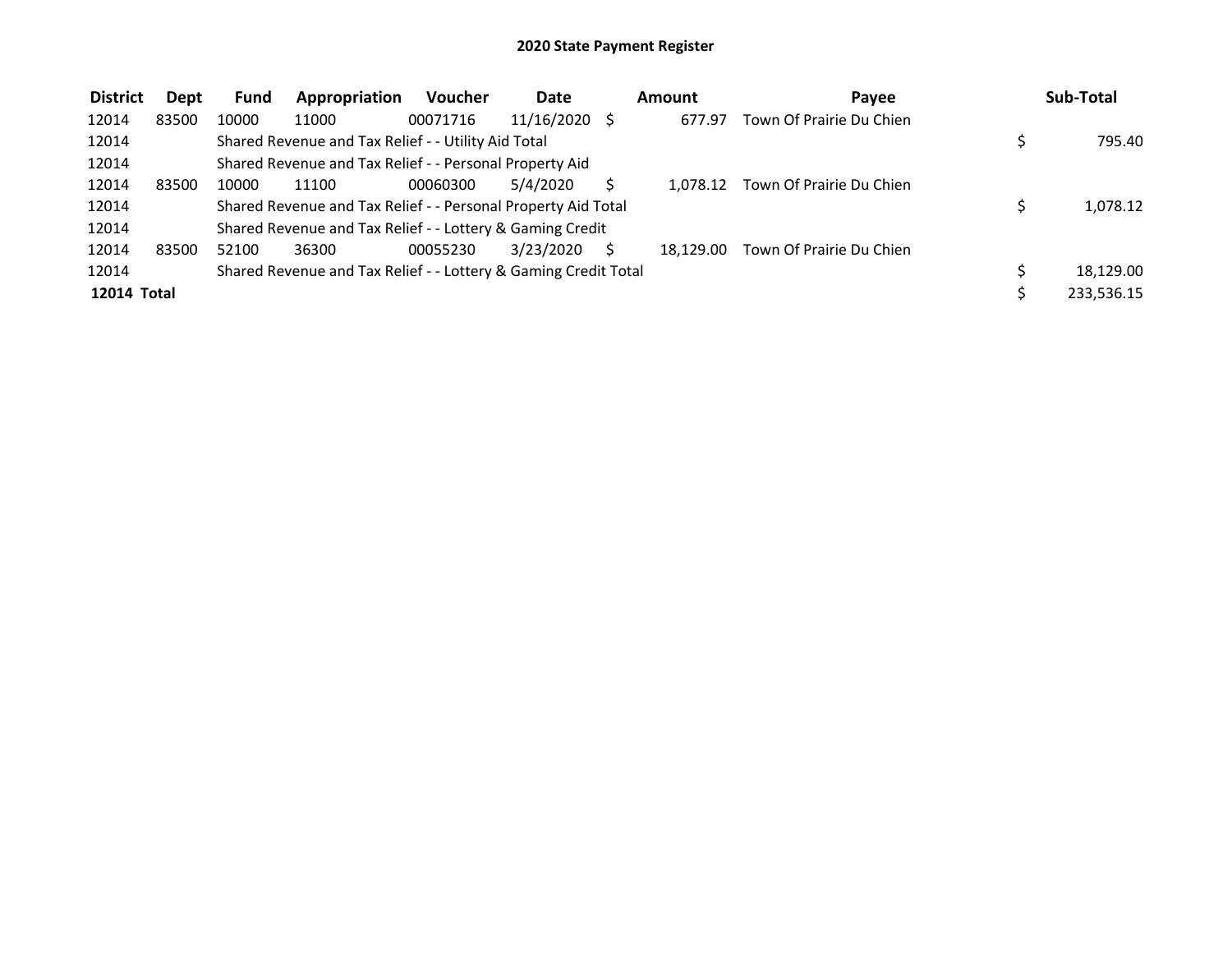# 2020 State Payment Register

| District | Dept | Fund | Appropriation | Voucher | Date | Amount | Payee | Sub-Total |
|---|---|---|---|---|---|---|---|---|
| 12014 | 83500 | 10000 | 11000 | 00071716 | 11/16/2020 | $ 677.97 | Town Of Prairie Du Chien | |
| 12014 | | Shared Revenue and Tax Relief - - Utility Aid Total | | | | | | $ 795.40 |
| 12014 | | Shared Revenue and Tax Relief - - Personal Property Aid | | | | | | |
| 12014 | 83500 | 10000 | 11100 | 00060300 | 5/4/2020 | $ 1,078.12 | Town Of Prairie Du Chien | |
| 12014 | | Shared Revenue and Tax Relief - - Personal Property Aid Total | | | | | | $ 1,078.12 |
| 12014 | | Shared Revenue and Tax Relief - - Lottery & Gaming Credit | | | | | | |
| 12014 | 83500 | 52100 | 36300 | 00055230 | 3/23/2020 | $ 18,129.00 | Town Of Prairie Du Chien | |
| 12014 | | Shared Revenue and Tax Relief - - Lottery & Gaming Credit Total | | | | | | $ 18,129.00 |
| **12014 Total** | | | | | | | | $ 233,536.15 |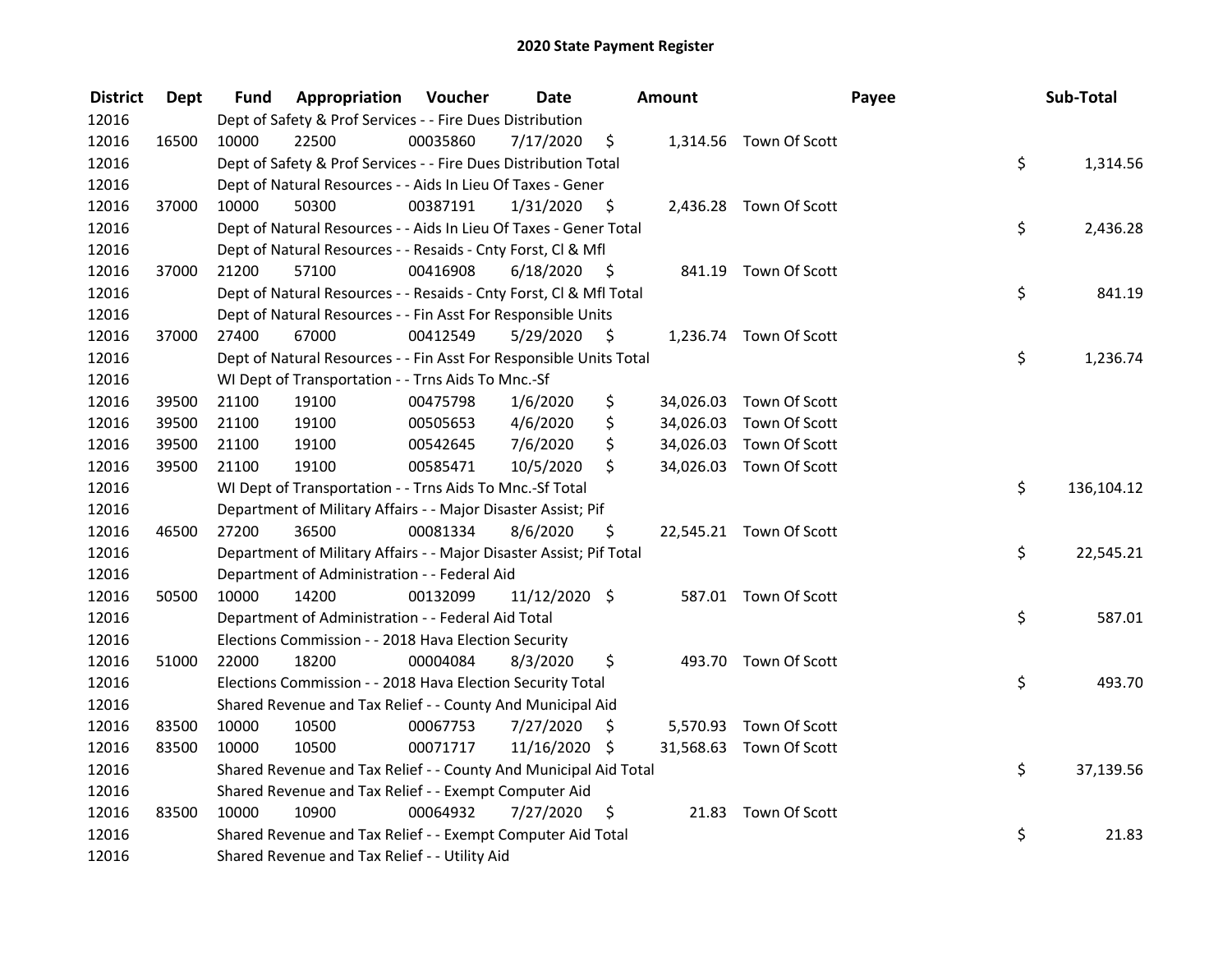# 2020 State Payment Register

| District | Dept | Fund | Appropriation | Voucher | Date | Amount | Payee | Sub-Total |
|---|---|---|---|---|---|---|---|---|
| 12016 | | Dept of Safety & Prof Services - - Fire Dues Distribution | | | | | | |
| 12016 | 16500 | 10000 | 22500 | 00035860 | 7/17/2020 | $ 1,314.56 | Town Of Scott | |
| 12016 | | Dept of Safety & Prof Services - - Fire Dues Distribution Total | | | | | | $ 1,314.56 |
| 12016 | | Dept of Natural Resources - - Aids In Lieu Of Taxes - Gener | | | | | | |
| 12016 | 37000 | 10000 | 50300 | 00387191 | 1/31/2020 | $ 2,436.28 | Town Of Scott | |
| 12016 | | Dept of Natural Resources - - Aids In Lieu Of Taxes - Gener Total | | | | | | $ 2,436.28 |
| 12016 | | Dept of Natural Resources - - Resaids - Cnty Forst, Cl & Mfl | | | | | | |
| 12016 | 37000 | 21200 | 57100 | 00416908 | 6/18/2020 | $ 841.19 | Town Of Scott | |
| 12016 | | Dept of Natural Resources - - Resaids - Cnty Forst, Cl & Mfl Total | | | | | | $ 841.19 |
| 12016 | | Dept of Natural Resources - - Fin Asst For Responsible Units | | | | | | |
| 12016 | 37000 | 27400 | 67000 | 00412549 | 5/29/2020 | $ 1,236.74 | Town Of Scott | |
| 12016 | | Dept of Natural Resources - - Fin Asst For Responsible Units Total | | | | | | $ 1,236.74 |
| 12016 | | WI Dept of Transportation - - Trns Aids To Mnc.-Sf | | | | | | |
| 12016 | 39500 | 21100 | 19100 | 00475798 | 1/6/2020 | $ 34,026.03 | Town Of Scott | |
| 12016 | 39500 | 21100 | 19100 | 00505653 | 4/6/2020 | $ 34,026.03 | Town Of Scott | |
| 12016 | 39500 | 21100 | 19100 | 00542645 | 7/6/2020 | $ 34,026.03 | Town Of Scott | |
| 12016 | 39500 | 21100 | 19100 | 00585471 | 10/5/2020 | $ 34,026.03 | Town Of Scott | |
| 12016 | | WI Dept of Transportation - - Trns Aids To Mnc.-Sf Total | | | | | | $ 136,104.12 |
| 12016 | | Department of Military Affairs - - Major Disaster Assist; Pif | | | | | | |
| 12016 | 46500 | 27200 | 36500 | 00081334 | 8/6/2020 | $ 22,545.21 | Town Of Scott | |
| 12016 | | Department of Military Affairs - - Major Disaster Assist; Pif Total | | | | | | $ 22,545.21 |
| 12016 | | Department of Administration - - Federal Aid | | | | | | |
| 12016 | 50500 | 10000 | 14200 | 00132099 | 11/12/2020 | $ 587.01 | Town Of Scott | |
| 12016 | | Department of Administration - - Federal Aid Total | | | | | | $ 587.01 |
| 12016 | | Elections Commission - - 2018 Hava Election Security | | | | | | |
| 12016 | 51000 | 22000 | 18200 | 00004084 | 8/3/2020 | $ 493.70 | Town Of Scott | |
| 12016 | | Elections Commission - - 2018 Hava Election Security Total | | | | | | $ 493.70 |
| 12016 | | Shared Revenue and Tax Relief - - County And Municipal Aid | | | | | | |
| 12016 | 83500 | 10000 | 10500 | 00067753 | 7/27/2020 | $ 5,570.93 | Town Of Scott | |
| 12016 | 83500 | 10000 | 10500 | 00071717 | 11/16/2020 | $ 31,568.63 | Town Of Scott | |
| 12016 | | Shared Revenue and Tax Relief - - County And Municipal Aid Total | | | | | | $ 37,139.56 |
| 12016 | | Shared Revenue and Tax Relief - - Exempt Computer Aid | | | | | | |
| 12016 | 83500 | 10000 | 10900 | 00064932 | 7/27/2020 | $ 21.83 | Town Of Scott | |
| 12016 | | Shared Revenue and Tax Relief - - Exempt Computer Aid Total | | | | | | $ 21.83 |
| 12016 | | Shared Revenue and Tax Relief - - Utility Aid | | | | | | |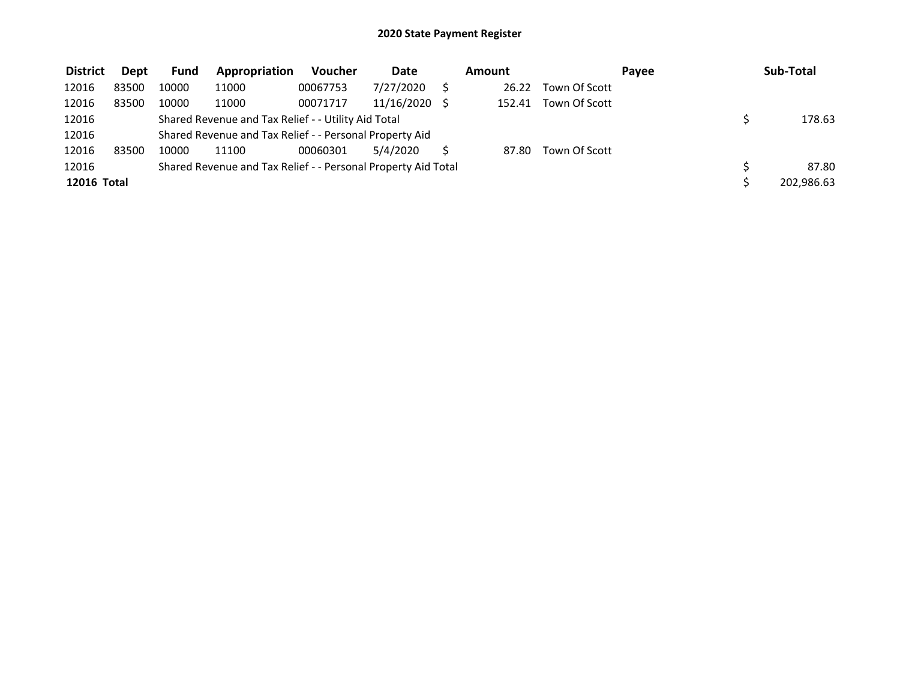## 2020 State Payment Register

| District | Dept | Fund | Appropriation | Voucher | Date | Amount | Payee | Sub-Total |
|---|---|---|---|---|---|---|---|---|
| 12016 | 83500 | 10000 | 11000 | 00067753 | 7/27/2020 | $ 26.22 | Town Of Scott | |
| 12016 | 83500 | 10000 | 11000 | 00071717 | 11/16/2020 | $ 152.41 | Town Of Scott | |
| 12016 | | Shared Revenue and Tax Relief - - Utility Aid Total | | | | | | $ 178.63 |
| 12016 | | Shared Revenue and Tax Relief - - Personal Property Aid | | | | | | |
| 12016 | 83500 | 10000 | 11100 | 00060301 | 5/4/2020 | $ 87.80 | Town Of Scott | |
| 12016 | | Shared Revenue and Tax Relief - - Personal Property Aid Total | | | | | | $ 87.80 |
| **12016 Total** | | | | | | | | $ 202,986.63 |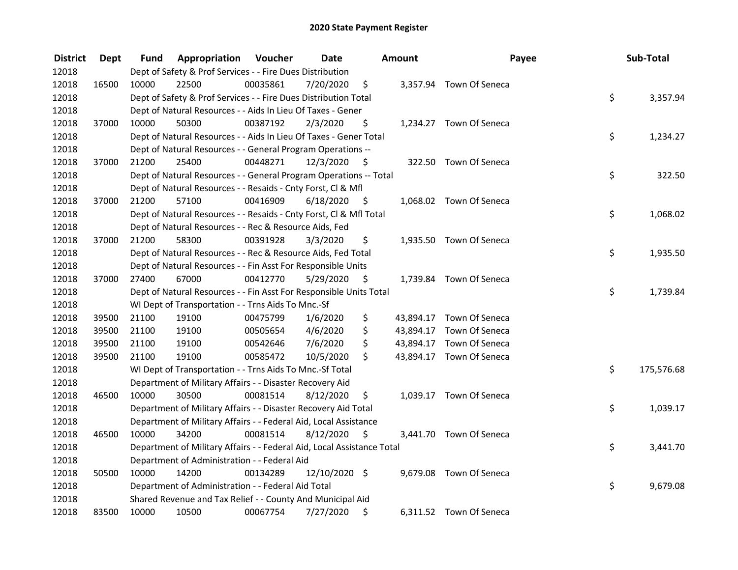# 2020 State Payment Register

| District | Dept | Fund | Appropriation | Voucher | Date | Amount | Payee | Sub-Total |
|---|---|---|---|---|---|---|---|---|
| 12018 | | Dept of Safety & Prof Services - - Fire Dues Distribution | | | | | | |
| 12018 | 16500 | 10000 | 22500 | 00035861 | 7/20/2020 | $ 3,357.94 | Town Of Seneca | |
| 12018 | | Dept of Safety & Prof Services - - Fire Dues Distribution Total | | | | | | $ 3,357.94 |
| 12018 | | Dept of Natural Resources - - Aids In Lieu Of Taxes - Gener | | | | | | |
| 12018 | 37000 | 10000 | 50300 | 00387192 | 2/3/2020 | $ 1,234.27 | Town Of Seneca | |
| 12018 | | Dept of Natural Resources - - Aids In Lieu Of Taxes - Gener Total | | | | | | $ 1,234.27 |
| 12018 | | Dept of Natural Resources - - General Program Operations -- | | | | | | |
| 12018 | 37000 | 21200 | 25400 | 00448271 | 12/3/2020 | $ 322.50 | Town Of Seneca | |
| 12018 | | Dept of Natural Resources - - General Program Operations -- Total | | | | | | $ 322.50 |
| 12018 | | Dept of Natural Resources - - Resaids - Cnty Forst, Cl & Mfl | | | | | | |
| 12018 | 37000 | 21200 | 57100 | 00416909 | 6/18/2020 | $ 1,068.02 | Town Of Seneca | |
| 12018 | | Dept of Natural Resources - - Resaids - Cnty Forst, Cl & Mfl Total | | | | | | $ 1,068.02 |
| 12018 | | Dept of Natural Resources - - Rec & Resource Aids, Fed | | | | | | |
| 12018 | 37000 | 21200 | 58300 | 00391928 | 3/3/2020 | $ 1,935.50 | Town Of Seneca | |
| 12018 | | Dept of Natural Resources - - Rec & Resource Aids, Fed Total | | | | | | $ 1,935.50 |
| 12018 | | Dept of Natural Resources - - Fin Asst For Responsible Units | | | | | | |
| 12018 | 37000 | 27400 | 67000 | 00412770 | 5/29/2020 | $ 1,739.84 | Town Of Seneca | |
| 12018 | | Dept of Natural Resources - - Fin Asst For Responsible Units Total | | | | | | $ 1,739.84 |
| 12018 | | WI Dept of Transportation - - Trns Aids To Mnc.-Sf | | | | | | |
| 12018 | 39500 | 21100 | 19100 | 00475799 | 1/6/2020 | $ 43,894.17 | Town Of Seneca | |
| 12018 | 39500 | 21100 | 19100 | 00505654 | 4/6/2020 | $ 43,894.17 | Town Of Seneca | |
| 12018 | 39500 | 21100 | 19100 | 00542646 | 7/6/2020 | $ 43,894.17 | Town Of Seneca | |
| 12018 | 39500 | 21100 | 19100 | 00585472 | 10/5/2020 | $ 43,894.17 | Town Of Seneca | |
| 12018 | | WI Dept of Transportation - - Trns Aids To Mnc.-Sf Total | | | | | | $ 175,576.68 |
| 12018 | | Department of Military Affairs - - Disaster Recovery Aid | | | | | | |
| 12018 | 46500 | 10000 | 30500 | 00081514 | 8/12/2020 | $ 1,039.17 | Town Of Seneca | |
| 12018 | | Department of Military Affairs - - Disaster Recovery Aid Total | | | | | | $ 1,039.17 |
| 12018 | | Department of Military Affairs - - Federal Aid, Local Assistance | | | | | | |
| 12018 | 46500 | 10000 | 34200 | 00081514 | 8/12/2020 | $ 3,441.70 | Town Of Seneca | |
| 12018 | | Department of Military Affairs - - Federal Aid, Local Assistance Total | | | | | | $ 3,441.70 |
| 12018 | | Department of Administration - - Federal Aid | | | | | | |
| 12018 | 50500 | 10000 | 14200 | 00134289 | 12/10/2020 | $ 9,679.08 | Town Of Seneca | |
| 12018 | | Department of Administration - - Federal Aid Total | | | | | | $ 9,679.08 |
| 12018 | | Shared Revenue and Tax Relief - - County And Municipal Aid | | | | | | |
| 12018 | 83500 | 10000 | 10500 | 00067754 | 7/27/2020 | $ 6,311.52 | Town Of Seneca | |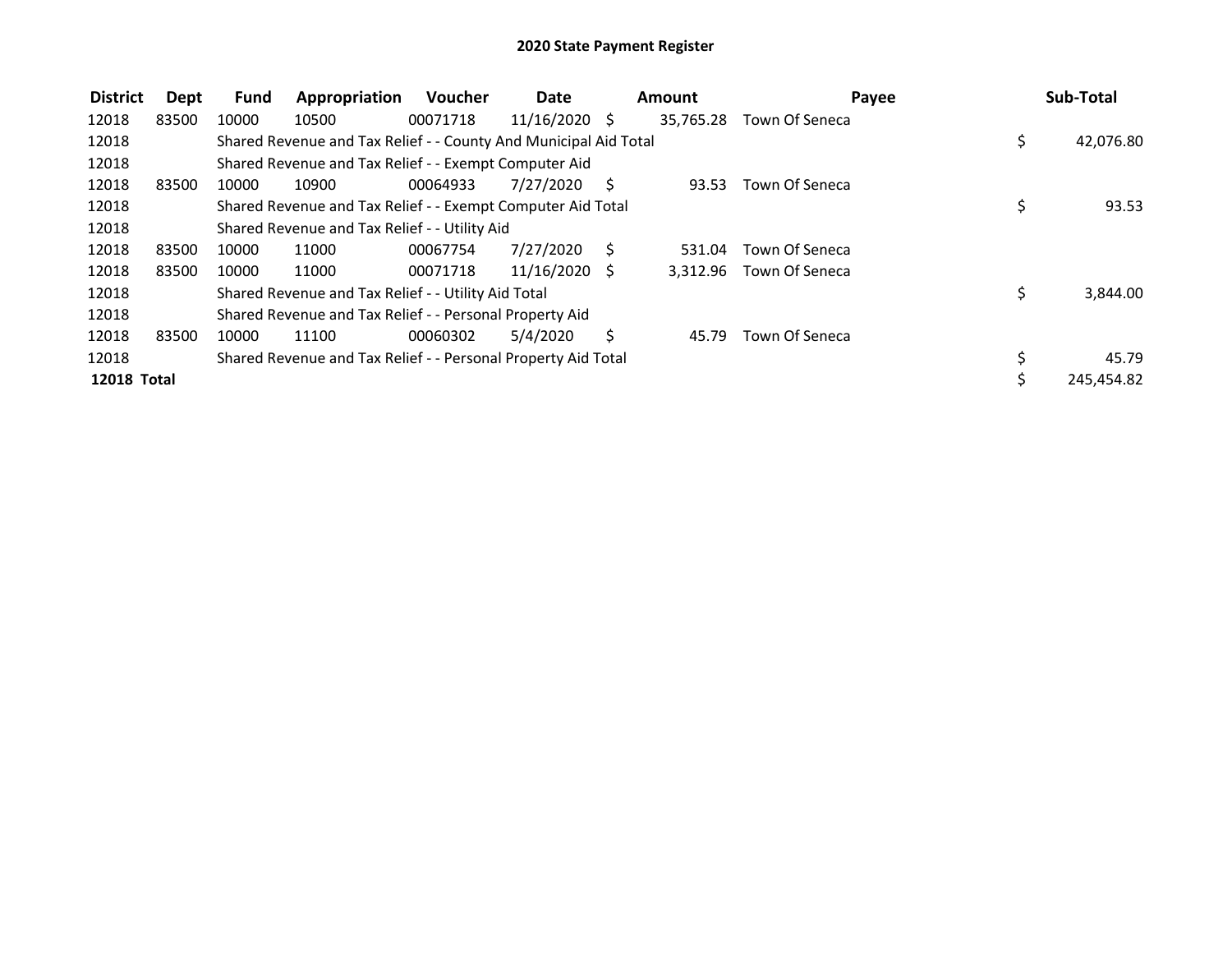# 2020 State Payment Register

| District | Dept | Fund | Appropriation | Voucher | Date | Amount | Payee | Sub-Total |
|---|---|---|---|---|---|---|---|---|
| 12018 | 83500 | 10000 | 10500 | 00071718 | 11/16/2020 | $ 35,765.28 | Town Of Seneca | |
| 12018 | | Shared Revenue and Tax Relief - - County And Municipal Aid Total | | | | | | $ 42,076.80 |
| 12018 | | Shared Revenue and Tax Relief - - Exempt Computer Aid | | | | | | |
| 12018 | 83500 | 10000 | 10900 | 00064933 | 7/27/2020 | $ 93.53 | Town Of Seneca | |
| 12018 | | Shared Revenue and Tax Relief - - Exempt Computer Aid Total | | | | | | $ 93.53 |
| 12018 | | Shared Revenue and Tax Relief - - Utility Aid | | | | | | |
| 12018 | 83500 | 10000 | 11000 | 00067754 | 7/27/2020 | $ 531.04 | Town Of Seneca | |
| 12018 | 83500 | 10000 | 11000 | 00071718 | 11/16/2020 | $ 3,312.96 | Town Of Seneca | |
| 12018 | | Shared Revenue and Tax Relief - - Utility Aid Total | | | | | | $ 3,844.00 |
| 12018 | | Shared Revenue and Tax Relief - - Personal Property Aid | | | | | | |
| 12018 | 83500 | 10000 | 11100 | 00060302 | 5/4/2020 | $ 45.79 | Town Of Seneca | |
| 12018 | | Shared Revenue and Tax Relief - - Personal Property Aid Total | | | | | | $ 45.79 |
| **12018 Total** | | | | | | | | $ 245,454.82 |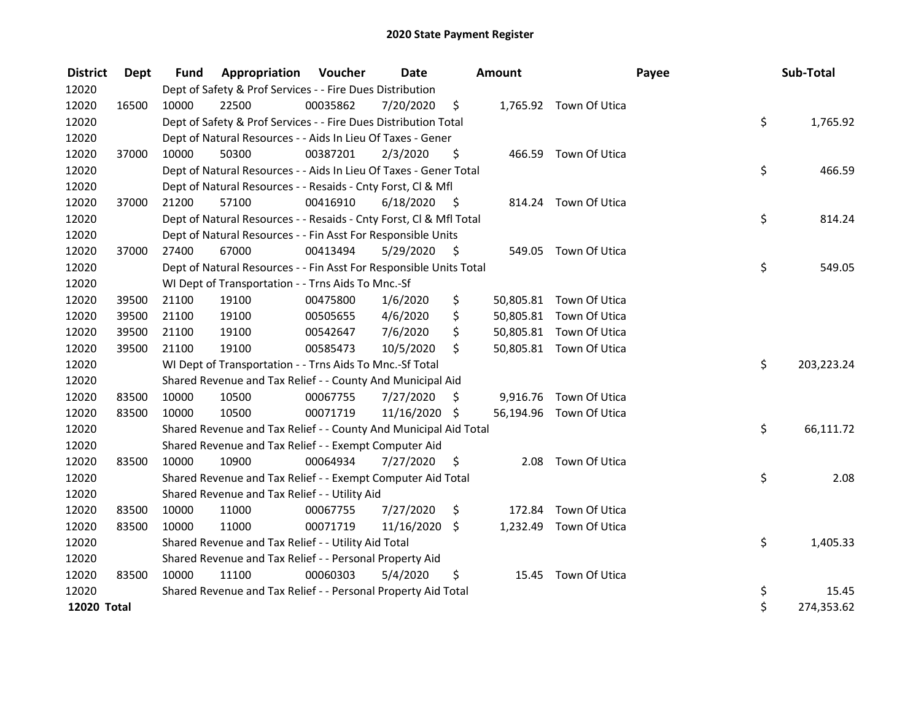## 2020 State Payment Register

| District | Dept | Fund | Appropriation | Voucher | Date | Amount | Payee | Sub-Total |
|---|---|---|---|---|---|---|---|---|
| 12020 | | Dept of Safety & Prof Services - - Fire Dues Distribution | | | | | | |
| 12020 | 16500 | 10000 | 22500 | 00035862 | 7/20/2020 | $ 1,765.92 | Town Of Utica | |
| 12020 | | Dept of Safety & Prof Services - - Fire Dues Distribution Total | | | | | | $ 1,765.92 |
| 12020 | | Dept of Natural Resources - - Aids In Lieu Of Taxes - Gener | | | | | | |
| 12020 | 37000 | 10000 | 50300 | 00387201 | 2/3/2020 | $ 466.59 | Town Of Utica | |
| 12020 | | Dept of Natural Resources - - Aids In Lieu Of Taxes - Gener Total | | | | | | $ 466.59 |
| 12020 | | Dept of Natural Resources - - Resaids - Cnty Forst, Cl & Mfl | | | | | | |
| 12020 | 37000 | 21200 | 57100 | 00416910 | 6/18/2020 | $ 814.24 | Town Of Utica | |
| 12020 | | Dept of Natural Resources - - Resaids - Cnty Forst, Cl & Mfl Total | | | | | | $ 814.24 |
| 12020 | | Dept of Natural Resources - - Fin Asst For Responsible Units | | | | | | |
| 12020 | 37000 | 27400 | 67000 | 00413494 | 5/29/2020 | $ 549.05 | Town Of Utica | |
| 12020 | | Dept of Natural Resources - - Fin Asst For Responsible Units Total | | | | | | $ 549.05 |
| 12020 | | WI Dept of Transportation - - Trns Aids To Mnc.-Sf | | | | | | |
| 12020 | 39500 | 21100 | 19100 | 00475800 | 1/6/2020 | $ 50,805.81 | Town Of Utica | |
| 12020 | 39500 | 21100 | 19100 | 00505655 | 4/6/2020 | $ 50,805.81 | Town Of Utica | |
| 12020 | 39500 | 21100 | 19100 | 00542647 | 7/6/2020 | $ 50,805.81 | Town Of Utica | |
| 12020 | 39500 | 21100 | 19100 | 00585473 | 10/5/2020 | $ 50,805.81 | Town Of Utica | |
| 12020 | | WI Dept of Transportation - - Trns Aids To Mnc.-Sf Total | | | | | | $ 203,223.24 |
| 12020 | | Shared Revenue and Tax Relief - - County And Municipal Aid | | | | | | |
| 12020 | 83500 | 10000 | 10500 | 00067755 | 7/27/2020 | $ 9,916.76 | Town Of Utica | |
| 12020 | 83500 | 10000 | 10500 | 00071719 | 11/16/2020 | $ 56,194.96 | Town Of Utica | |
| 12020 | | Shared Revenue and Tax Relief - - County And Municipal Aid Total | | | | | | $ 66,111.72 |
| 12020 | | Shared Revenue and Tax Relief - - Exempt Computer Aid | | | | | | |
| 12020 | 83500 | 10000 | 10900 | 00064934 | 7/27/2020 | $ 2.08 | Town Of Utica | |
| 12020 | | Shared Revenue and Tax Relief - - Exempt Computer Aid Total | | | | | | $ 2.08 |
| 12020 | | Shared Revenue and Tax Relief - - Utility Aid | | | | | | |
| 12020 | 83500 | 10000 | 11000 | 00067755 | 7/27/2020 | $ 172.84 | Town Of Utica | |
| 12020 | 83500 | 10000 | 11000 | 00071719 | 11/16/2020 | $ 1,232.49 | Town Of Utica | |
| 12020 | | Shared Revenue and Tax Relief - - Utility Aid Total | | | | | | $ 1,405.33 |
| 12020 | | Shared Revenue and Tax Relief - - Personal Property Aid | | | | | | |
| 12020 | 83500 | 10000 | 11100 | 00060303 | 5/4/2020 | $ 15.45 | Town Of Utica | |
| 12020 | | Shared Revenue and Tax Relief - - Personal Property Aid Total | | | | | | $ 15.45 |
| **12020 Total** | | | | | | | | $ 274,353.62 |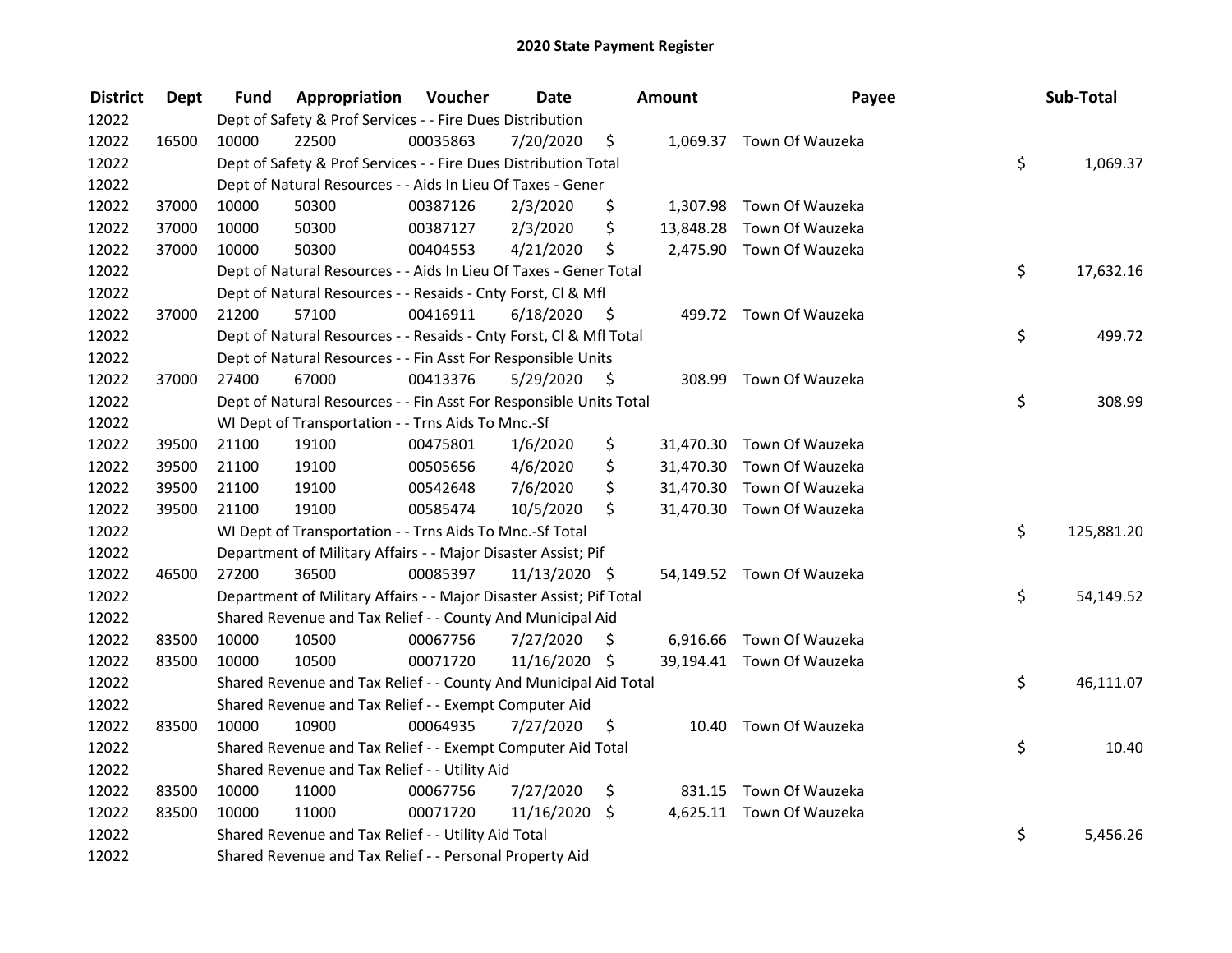# 2020 State Payment Register

| District | Dept | Fund | Appropriation | Voucher | Date | Amount | Payee | Sub-Total |
|---|---|---|---|---|---|---|---|---|
| 12022 | | Dept of Safety & Prof Services - - Fire Dues Distribution | | | | | | |
| 12022 | 16500 | 10000 | 22500 | 00035863 | 7/20/2020 | $ 1,069.37 | Town Of Wauzeka | |
| 12022 | | Dept of Safety & Prof Services - - Fire Dues Distribution Total | | | | | | $ 1,069.37 |
| 12022 | | Dept of Natural Resources - - Aids In Lieu Of Taxes - Gener | | | | | | |
| 12022 | 37000 | 10000 | 50300 | 00387126 | 2/3/2020 | $ 1,307.98 | Town Of Wauzeka | |
| 12022 | 37000 | 10000 | 50300 | 00387127 | 2/3/2020 | $ 13,848.28 | Town Of Wauzeka | |
| 12022 | 37000 | 10000 | 50300 | 00404553 | 4/21/2020 | $ 2,475.90 | Town Of Wauzeka | |
| 12022 | | Dept of Natural Resources - - Aids In Lieu Of Taxes - Gener Total | | | | | | $ 17,632.16 |
| 12022 | | Dept of Natural Resources - - Resaids - Cnty Forst, Cl & Mfl | | | | | | |
| 12022 | 37000 | 21200 | 57100 | 00416911 | 6/18/2020 | $ 499.72 | Town Of Wauzeka | |
| 12022 | | Dept of Natural Resources - - Resaids - Cnty Forst, Cl & Mfl Total | | | | | | $ 499.72 |
| 12022 | | Dept of Natural Resources - - Fin Asst For Responsible Units | | | | | | |
| 12022 | 37000 | 27400 | 67000 | 00413376 | 5/29/2020 | $ 308.99 | Town Of Wauzeka | |
| 12022 | | Dept of Natural Resources - - Fin Asst For Responsible Units Total | | | | | | $ 308.99 |
| 12022 | | WI Dept of Transportation - - Trns Aids To Mnc.-Sf | | | | | | |
| 12022 | 39500 | 21100 | 19100 | 00475801 | 1/6/2020 | $ 31,470.30 | Town Of Wauzeka | |
| 12022 | 39500 | 21100 | 19100 | 00505656 | 4/6/2020 | $ 31,470.30 | Town Of Wauzeka | |
| 12022 | 39500 | 21100 | 19100 | 00542648 | 7/6/2020 | $ 31,470.30 | Town Of Wauzeka | |
| 12022 | 39500 | 21100 | 19100 | 00585474 | 10/5/2020 | $ 31,470.30 | Town Of Wauzeka | |
| 12022 | | WI Dept of Transportation - - Trns Aids To Mnc.-Sf Total | | | | | | $ 125,881.20 |
| 12022 | | Department of Military Affairs - - Major Disaster Assist; Pif | | | | | | |
| 12022 | 46500 | 27200 | 36500 | 00085397 | 11/13/2020 | $ 54,149.52 | Town Of Wauzeka | |
| 12022 | | Department of Military Affairs - - Major Disaster Assist; Pif Total | | | | | | $ 54,149.52 |
| 12022 | | Shared Revenue and Tax Relief - - County And Municipal Aid | | | | | | |
| 12022 | 83500 | 10000 | 10500 | 00067756 | 7/27/2020 | $ 6,916.66 | Town Of Wauzeka | |
| 12022 | 83500 | 10000 | 10500 | 00071720 | 11/16/2020 | $ 39,194.41 | Town Of Wauzeka | |
| 12022 | | Shared Revenue and Tax Relief - - County And Municipal Aid Total | | | | | | $ 46,111.07 |
| 12022 | | Shared Revenue and Tax Relief - - Exempt Computer Aid | | | | | | |
| 12022 | 83500 | 10000 | 10900 | 00064935 | 7/27/2020 | $ 10.40 | Town Of Wauzeka | |
| 12022 | | Shared Revenue and Tax Relief - - Exempt Computer Aid Total | | | | | | $ 10.40 |
| 12022 | | Shared Revenue and Tax Relief - - Utility Aid | | | | | | |
| 12022 | 83500 | 10000 | 11000 | 00067756 | 7/27/2020 | $ 831.15 | Town Of Wauzeka | |
| 12022 | 83500 | 10000 | 11000 | 00071720 | 11/16/2020 | $ 4,625.11 | Town Of Wauzeka | |
| 12022 | | Shared Revenue and Tax Relief - - Utility Aid Total | | | | | | $ 5,456.26 |
| 12022 | | Shared Revenue and Tax Relief - - Personal Property Aid | | | | | | |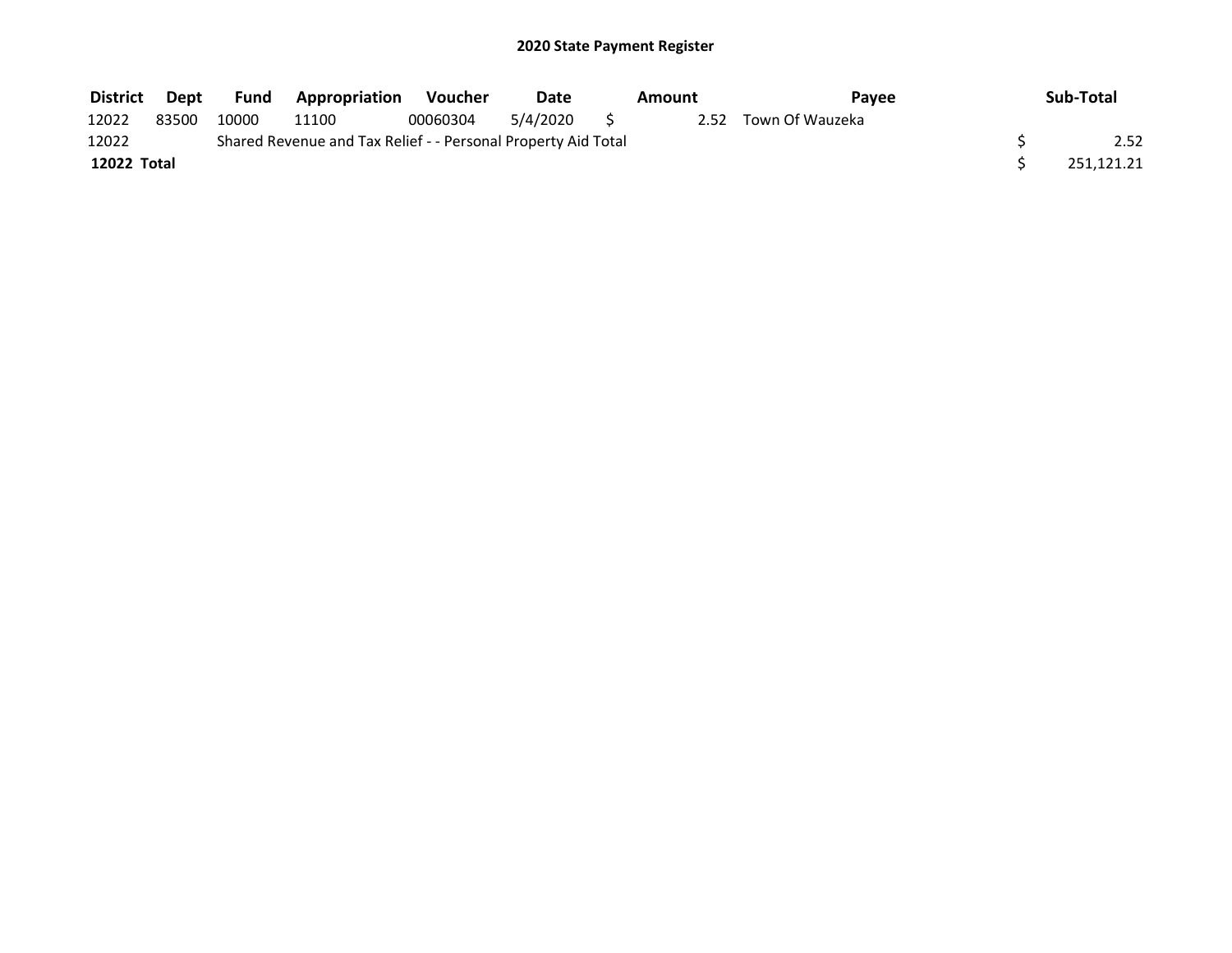# 2020 State Payment Register

| District | Dept | Fund | Appropriation | Voucher | Date | Amount | Payee | Sub-Total |
|---|---|---|---|---|---|---|---|---|
| 12022 | 83500 | 10000 | 11100 | 00060304 | 5/4/2020 | $ 2.52 | Town Of Wauzeka | |
| 12022 | | Shared Revenue and Tax Relief - - Personal Property Aid Total | | | | | | $ 2.52 |
| **12022 Total** | | | | | | | | $ 251,121.21 |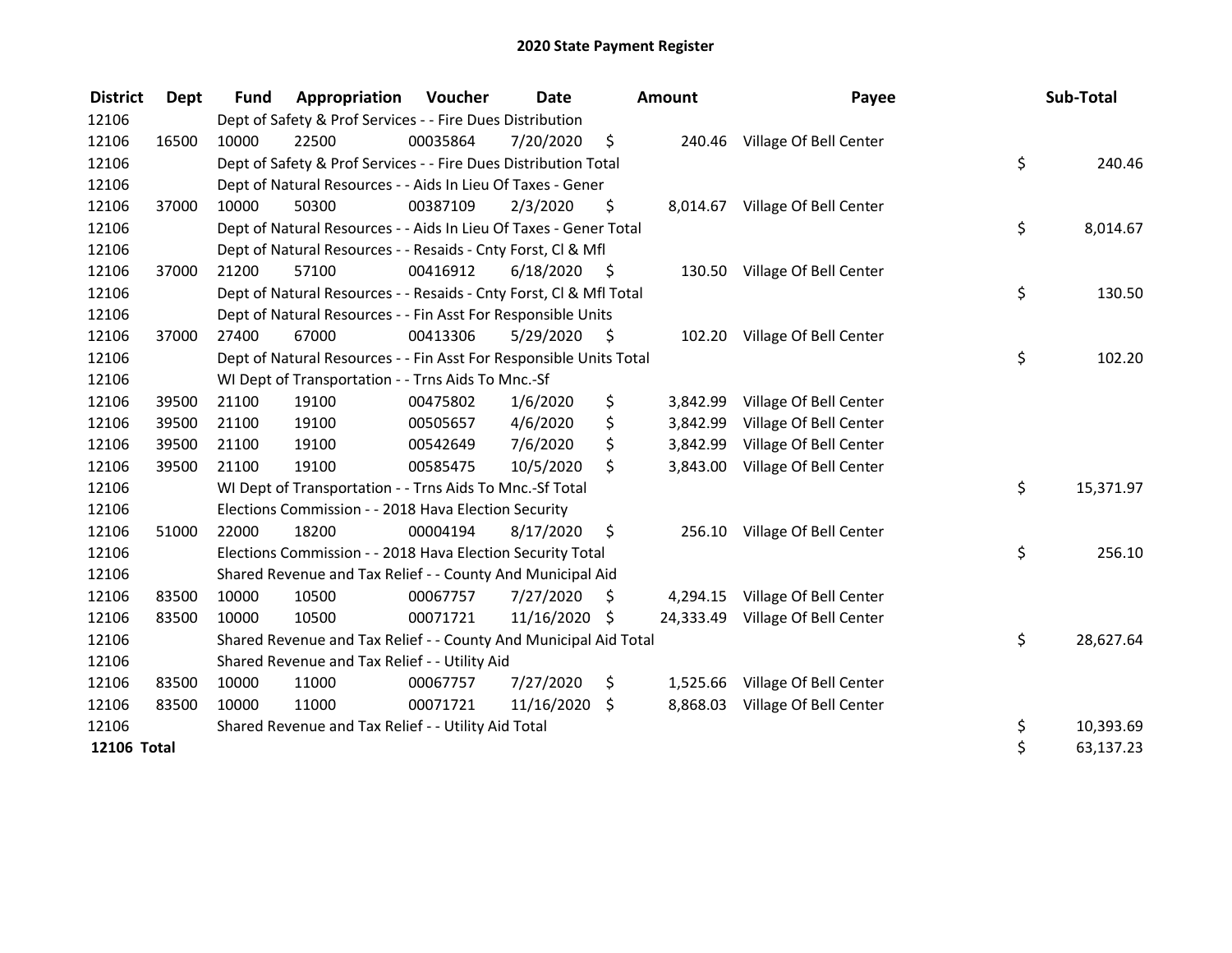# 2020 State Payment Register

| District | Dept | Fund | Appropriation | Voucher | Date | Amount | Payee | Sub-Total |
|---|---|---|---|---|---|---|---|---|
| 12106 | | Dept of Safety & Prof Services - - Fire Dues Distribution | | | | | | |
| 12106 | 16500 | 10000 | 22500 | 00035864 | 7/20/2020 | $ 240.46 | Village Of Bell Center | |
| 12106 | | Dept of Safety & Prof Services - - Fire Dues Distribution Total | | | | | | $ 240.46 |
| 12106 | | Dept of Natural Resources - - Aids In Lieu Of Taxes - Gener | | | | | | |
| 12106 | 37000 | 10000 | 50300 | 00387109 | 2/3/2020 | $ 8,014.67 | Village Of Bell Center | |
| 12106 | | Dept of Natural Resources - - Aids In Lieu Of Taxes - Gener Total | | | | | | $ 8,014.67 |
| 12106 | | Dept of Natural Resources - - Resaids - Cnty Forst, Cl & Mfl | | | | | | |
| 12106 | 37000 | 21200 | 57100 | 00416912 | 6/18/2020 | $ 130.50 | Village Of Bell Center | |
| 12106 | | Dept of Natural Resources - - Resaids - Cnty Forst, Cl & Mfl Total | | | | | | $ 130.50 |
| 12106 | | Dept of Natural Resources - - Fin Asst For Responsible Units | | | | | | |
| 12106 | 37000 | 27400 | 67000 | 00413306 | 5/29/2020 | $ 102.20 | Village Of Bell Center | |
| 12106 | | Dept of Natural Resources - - Fin Asst For Responsible Units Total | | | | | | $ 102.20 |
| 12106 | | WI Dept of Transportation - - Trns Aids To Mnc.-Sf | | | | | | |
| 12106 | 39500 | 21100 | 19100 | 00475802 | 1/6/2020 | $ 3,842.99 | Village Of Bell Center | |
| 12106 | 39500 | 21100 | 19100 | 00505657 | 4/6/2020 | $ 3,842.99 | Village Of Bell Center | |
| 12106 | 39500 | 21100 | 19100 | 00542649 | 7/6/2020 | $ 3,842.99 | Village Of Bell Center | |
| 12106 | 39500 | 21100 | 19100 | 00585475 | 10/5/2020 | $ 3,843.00 | Village Of Bell Center | |
| 12106 | | WI Dept of Transportation - - Trns Aids To Mnc.-Sf Total | | | | | | $ 15,371.97 |
| 12106 | | Elections Commission - - 2018 Hava Election Security | | | | | | |
| 12106 | 51000 | 22000 | 18200 | 00004194 | 8/17/2020 | $ 256.10 | Village Of Bell Center | |
| 12106 | | Elections Commission - - 2018 Hava Election Security Total | | | | | | $ 256.10 |
| 12106 | | Shared Revenue and Tax Relief - - County And Municipal Aid | | | | | | |
| 12106 | 83500 | 10000 | 10500 | 00067757 | 7/27/2020 | $ 4,294.15 | Village Of Bell Center | |
| 12106 | 83500 | 10000 | 10500 | 00071721 | 11/16/2020 | $ 24,333.49 | Village Of Bell Center | |
| 12106 | | Shared Revenue and Tax Relief - - County And Municipal Aid Total | | | | | | $ 28,627.64 |
| 12106 | | Shared Revenue and Tax Relief - - Utility Aid | | | | | | |
| 12106 | 83500 | 10000 | 11000 | 00067757 | 7/27/2020 | $ 1,525.66 | Village Of Bell Center | |
| 12106 | 83500 | 10000 | 11000 | 00071721 | 11/16/2020 | $ 8,868.03 | Village Of Bell Center | |
| 12106 | | Shared Revenue and Tax Relief - - Utility Aid Total | | | | | | $ 10,393.69 |
| **12106 Total** | | | | | | | | $ 63,137.23 |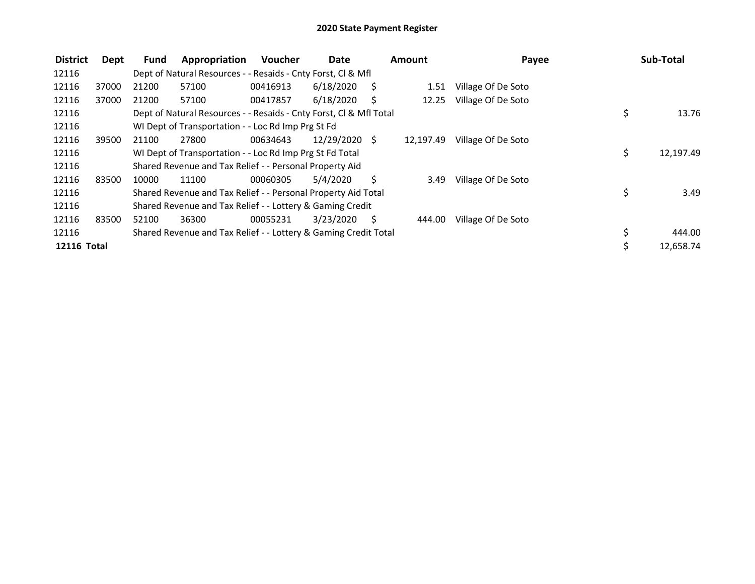# 2020 State Payment Register

| District | Dept | Fund | Appropriation | Voucher | Date | Amount | Payee | Sub-Total |
|---|---|---|---|---|---|---|---|---|
| 12116 | | Dept of Natural Resources - - Resaids - Cnty Forst, Cl & Mfl | | | | | | |
| 12116 | 37000 | 21200 | 57100 | 00416913 | 6/18/2020 | $ 1.51 | Village Of De Soto | |
| 12116 | 37000 | 21200 | 57100 | 00417857 | 6/18/2020 | $ 12.25 | Village Of De Soto | |
| 12116 | | Dept of Natural Resources - - Resaids - Cnty Forst, Cl & Mfl Total | | | | | | $ 13.76 |
| 12116 | | WI Dept of Transportation - - Loc Rd Imp Prg St Fd | | | | | | |
| 12116 | 39500 | 21100 | 27800 | 00634643 | 12/29/2020 | $ 12,197.49 | Village Of De Soto | |
| 12116 | | WI Dept of Transportation - - Loc Rd Imp Prg St Fd Total | | | | | | $ 12,197.49 |
| 12116 | | Shared Revenue and Tax Relief - - Personal Property Aid | | | | | | |
| 12116 | 83500 | 10000 | 11100 | 00060305 | 5/4/2020 | $ 3.49 | Village Of De Soto | |
| 12116 | | Shared Revenue and Tax Relief - - Personal Property Aid Total | | | | | | $ 3.49 |
| 12116 | | Shared Revenue and Tax Relief - - Lottery & Gaming Credit | | | | | | |
| 12116 | 83500 | 52100 | 36300 | 00055231 | 3/23/2020 | $ 444.00 | Village Of De Soto | |
| 12116 | | Shared Revenue and Tax Relief - - Lottery & Gaming Credit Total | | | | | | $ 444.00 |
| **12116 Total** | | | | | | | | $ 12,658.74 |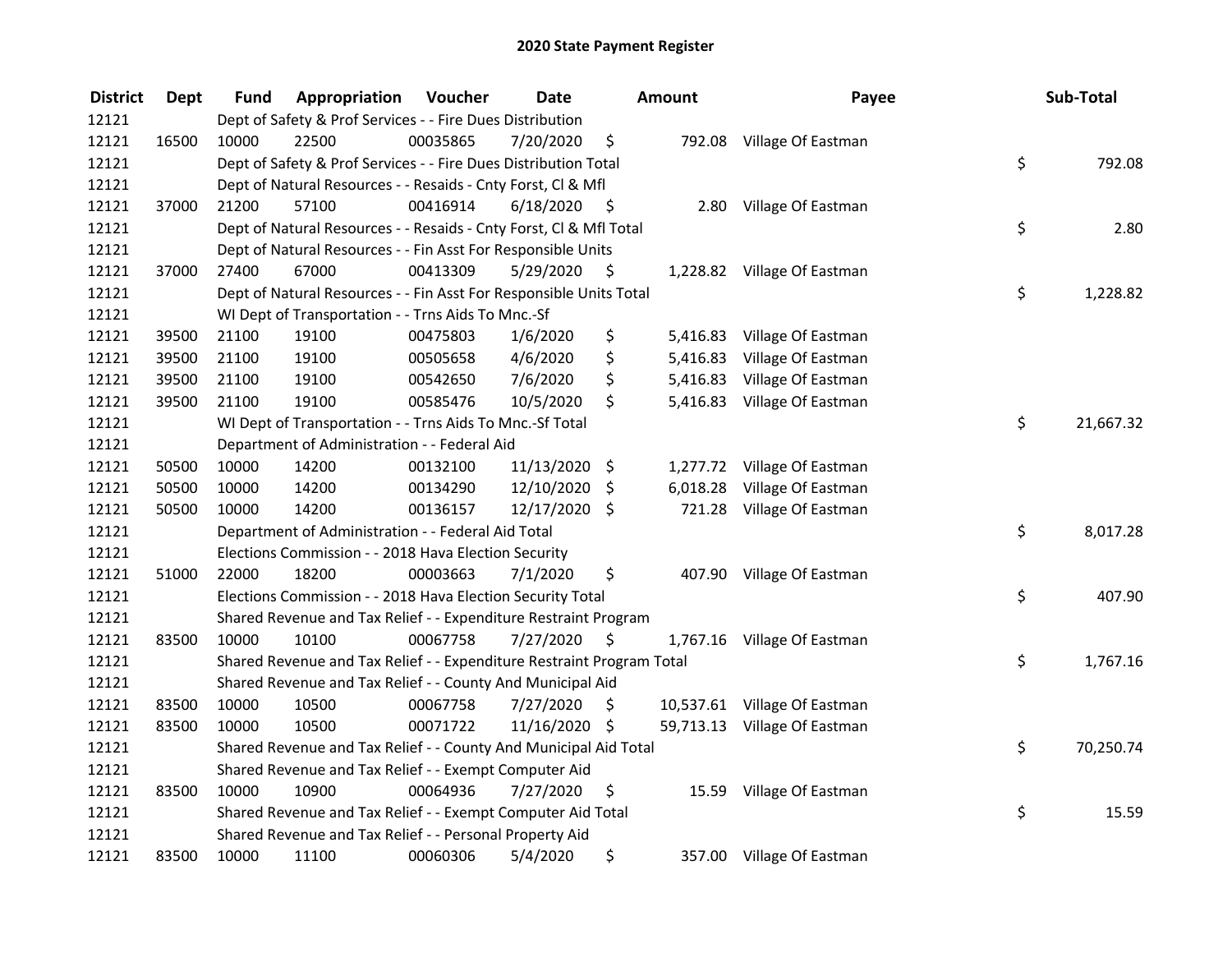# 2020 State Payment Register

| District | Dept | Fund | Appropriation | Voucher | Date | Amount | Payee | Sub-Total |
|---|---|---|---|---|---|---|---|---|
| 12121 | | Dept of Safety & Prof Services - - Fire Dues Distribution | | | | | | |
| 12121 | 16500 | 10000 | 22500 | 00035865 | 7/20/2020 | $ 792.08 | Village Of Eastman | |
| 12121 | | Dept of Safety & Prof Services - - Fire Dues Distribution Total | | | | | | $ 792.08 |
| 12121 | | Dept of Natural Resources - - Resaids - Cnty Forst, Cl & Mfl | | | | | | |
| 12121 | 37000 | 21200 | 57100 | 00416914 | 6/18/2020 | $ 2.80 | Village Of Eastman | |
| 12121 | | Dept of Natural Resources - - Resaids - Cnty Forst, Cl & Mfl Total | | | | | | $ 2.80 |
| 12121 | | Dept of Natural Resources - - Fin Asst For Responsible Units | | | | | | |
| 12121 | 37000 | 27400 | 67000 | 00413309 | 5/29/2020 | $ 1,228.82 | Village Of Eastman | |
| 12121 | | Dept of Natural Resources - - Fin Asst For Responsible Units Total | | | | | | $ 1,228.82 |
| 12121 | | WI Dept of Transportation - - Trns Aids To Mnc.-Sf | | | | | | |
| 12121 | 39500 | 21100 | 19100 | 00475803 | 1/6/2020 | $ 5,416.83 | Village Of Eastman | |
| 12121 | 39500 | 21100 | 19100 | 00505658 | 4/6/2020 | $ 5,416.83 | Village Of Eastman | |
| 12121 | 39500 | 21100 | 19100 | 00542650 | 7/6/2020 | $ 5,416.83 | Village Of Eastman | |
| 12121 | 39500 | 21100 | 19100 | 00585476 | 10/5/2020 | $ 5,416.83 | Village Of Eastman | |
| 12121 | | WI Dept of Transportation - - Trns Aids To Mnc.-Sf Total | | | | | | $ 21,667.32 |
| 12121 | | Department of Administration - - Federal Aid | | | | | | |
| 12121 | 50500 | 10000 | 14200 | 00132100 | 11/13/2020 | $ 1,277.72 | Village Of Eastman | |
| 12121 | 50500 | 10000 | 14200 | 00134290 | 12/10/2020 | $ 6,018.28 | Village Of Eastman | |
| 12121 | 50500 | 10000 | 14200 | 00136157 | 12/17/2020 | $ 721.28 | Village Of Eastman | |
| 12121 | | Department of Administration - - Federal Aid Total | | | | | | $ 8,017.28 |
| 12121 | | Elections Commission - - 2018 Hava Election Security | | | | | | |
| 12121 | 51000 | 22000 | 18200 | 00003663 | 7/1/2020 | $ 407.90 | Village Of Eastman | |
| 12121 | | Elections Commission - - 2018 Hava Election Security Total | | | | | | $ 407.90 |
| 12121 | | Shared Revenue and Tax Relief - - Expenditure Restraint Program | | | | | | |
| 12121 | 83500 | 10000 | 10100 | 00067758 | 7/27/2020 | $ 1,767.16 | Village Of Eastman | |
| 12121 | | Shared Revenue and Tax Relief - - Expenditure Restraint Program Total | | | | | | $ 1,767.16 |
| 12121 | | Shared Revenue and Tax Relief - - County And Municipal Aid | | | | | | |
| 12121 | 83500 | 10000 | 10500 | 00067758 | 7/27/2020 | $ 10,537.61 | Village Of Eastman | |
| 12121 | 83500 | 10000 | 10500 | 00071722 | 11/16/2020 | $ 59,713.13 | Village Of Eastman | |
| 12121 | | Shared Revenue and Tax Relief - - County And Municipal Aid Total | | | | | | $ 70,250.74 |
| 12121 | | Shared Revenue and Tax Relief - - Exempt Computer Aid | | | | | | |
| 12121 | 83500 | 10000 | 10900 | 00064936 | 7/27/2020 | $ 15.59 | Village Of Eastman | |
| 12121 | | Shared Revenue and Tax Relief - - Exempt Computer Aid Total | | | | | | $ 15.59 |
| 12121 | | Shared Revenue and Tax Relief - - Personal Property Aid | | | | | | |
| 12121 | 83500 | 10000 | 11100 | 00060306 | 5/4/2020 | $ 357.00 | Village Of Eastman | |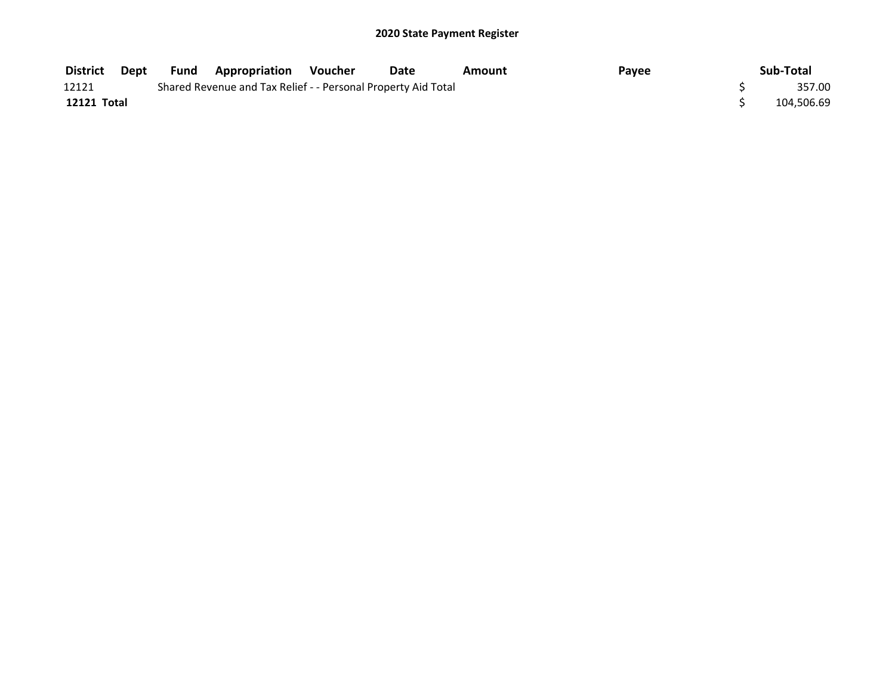## 2020 State Payment Register

| District | Dept | Fund | Appropriation | Voucher | Date | Amount | Payee | Sub-Total |
|---|---|---|---|---|---|---|---|---|
| 12121 | | Shared Revenue and Tax Relief - - Personal Property Aid Total | | | | | | $ 357.00 |
| **12121 Total** | | | | | | | | $ 104,506.69 |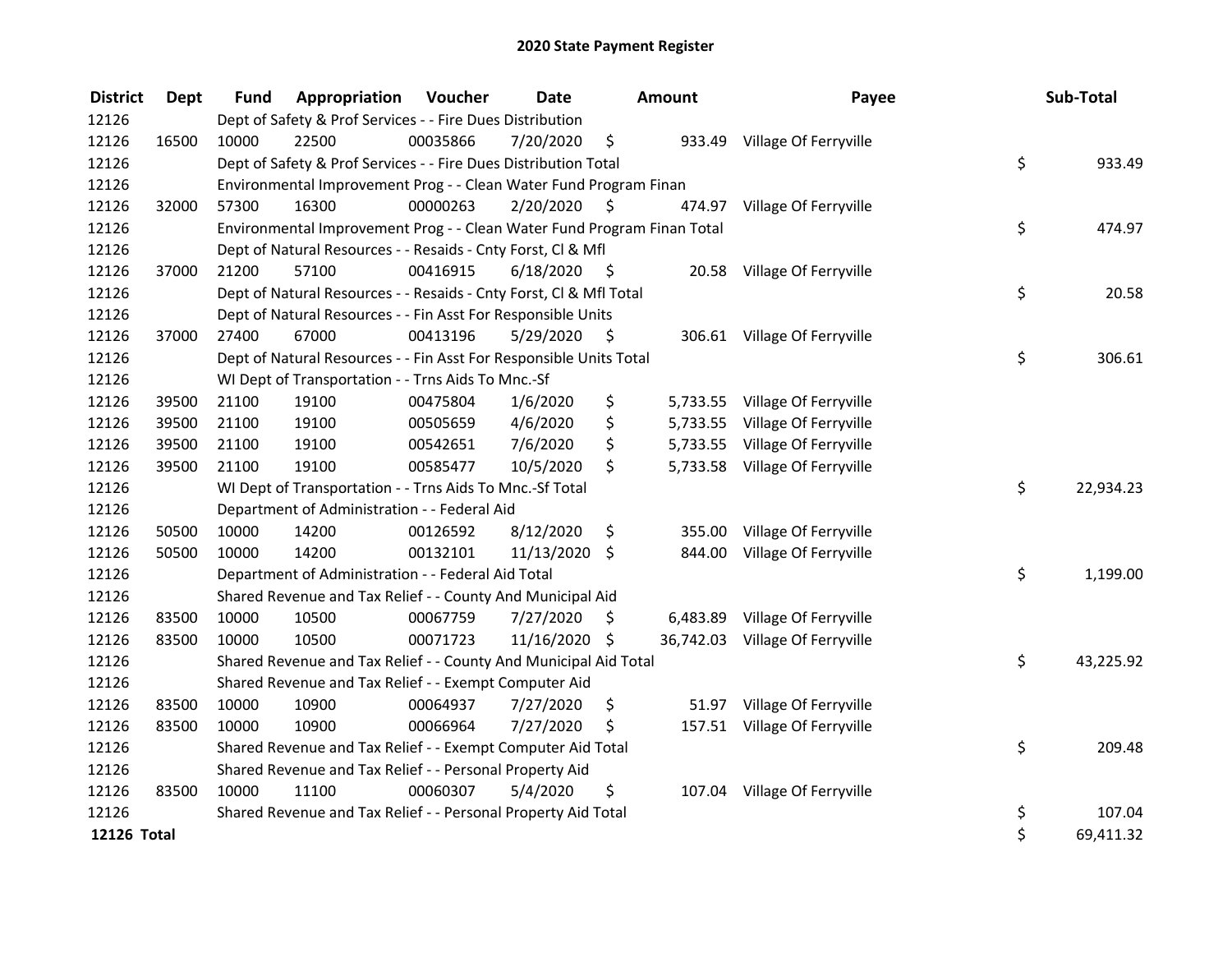# 2020 State Payment Register

| District | Dept | Fund | Appropriation | Voucher | Date | Amount | Payee | Sub-Total |
|---|---|---|---|---|---|---|---|---|
| 12126 | | Dept of Safety & Prof Services - - Fire Dues Distribution | | | | | | |
| 12126 | 16500 | 10000 | 22500 | 00035866 | 7/20/2020 | $ 933.49 | Village Of Ferryville | |
| 12126 | | Dept of Safety & Prof Services - - Fire Dues Distribution Total | | | | | | $ 933.49 |
| 12126 | | Environmental Improvement Prog - - Clean Water Fund Program Finan | | | | | | |
| 12126 | 32000 | 57300 | 16300 | 00000263 | 2/20/2020 | $ 474.97 | Village Of Ferryville | |
| 12126 | | Environmental Improvement Prog - - Clean Water Fund Program Finan Total | | | | | | $ 474.97 |
| 12126 | | Dept of Natural Resources - - Resaids - Cnty Forst, Cl & Mfl | | | | | | |
| 12126 | 37000 | 21200 | 57100 | 00416915 | 6/18/2020 | $ 20.58 | Village Of Ferryville | |
| 12126 | | Dept of Natural Resources - - Resaids - Cnty Forst, Cl & Mfl Total | | | | | | $ 20.58 |
| 12126 | | Dept of Natural Resources - - Fin Asst For Responsible Units | | | | | | |
| 12126 | 37000 | 27400 | 67000 | 00413196 | 5/29/2020 | $ 306.61 | Village Of Ferryville | |
| 12126 | | Dept of Natural Resources - - Fin Asst For Responsible Units Total | | | | | | $ 306.61 |
| 12126 | | WI Dept of Transportation - - Trns Aids To Mnc.-Sf | | | | | | |
| 12126 | 39500 | 21100 | 19100 | 00475804 | 1/6/2020 | $ 5,733.55 | Village Of Ferryville | |
| 12126 | 39500 | 21100 | 19100 | 00505659 | 4/6/2020 | $ 5,733.55 | Village Of Ferryville | |
| 12126 | 39500 | 21100 | 19100 | 00542651 | 7/6/2020 | $ 5,733.55 | Village Of Ferryville | |
| 12126 | 39500 | 21100 | 19100 | 00585477 | 10/5/2020 | $ 5,733.58 | Village Of Ferryville | |
| 12126 | | WI Dept of Transportation - - Trns Aids To Mnc.-Sf Total | | | | | | $ 22,934.23 |
| 12126 | | Department of Administration - - Federal Aid | | | | | | |
| 12126 | 50500 | 10000 | 14200 | 00126592 | 8/12/2020 | $ 355.00 | Village Of Ferryville | |
| 12126 | 50500 | 10000 | 14200 | 00132101 | 11/13/2020 | $ 844.00 | Village Of Ferryville | |
| 12126 | | Department of Administration - - Federal Aid Total | | | | | | $ 1,199.00 |
| 12126 | | Shared Revenue and Tax Relief - - County And Municipal Aid | | | | | | |
| 12126 | 83500 | 10000 | 10500 | 00067759 | 7/27/2020 | $ 6,483.89 | Village Of Ferryville | |
| 12126 | 83500 | 10000 | 10500 | 00071723 | 11/16/2020 | $ 36,742.03 | Village Of Ferryville | |
| 12126 | | Shared Revenue and Tax Relief - - County And Municipal Aid Total | | | | | | $ 43,225.92 |
| 12126 | | Shared Revenue and Tax Relief - - Exempt Computer Aid | | | | | | |
| 12126 | 83500 | 10000 | 10900 | 00064937 | 7/27/2020 | $ 51.97 | Village Of Ferryville | |
| 12126 | 83500 | 10000 | 10900 | 00066964 | 7/27/2020 | $ 157.51 | Village Of Ferryville | |
| 12126 | | Shared Revenue and Tax Relief - - Exempt Computer Aid Total | | | | | | $ 209.48 |
| 12126 | | Shared Revenue and Tax Relief - - Personal Property Aid | | | | | | |
| 12126 | 83500 | 10000 | 11100 | 00060307 | 5/4/2020 | $ 107.04 | Village Of Ferryville | |
| 12126 | | Shared Revenue and Tax Relief - - Personal Property Aid Total | | | | | | $ 107.04 |
| **12126 Total** | | | | | | | | $ 69,411.32 |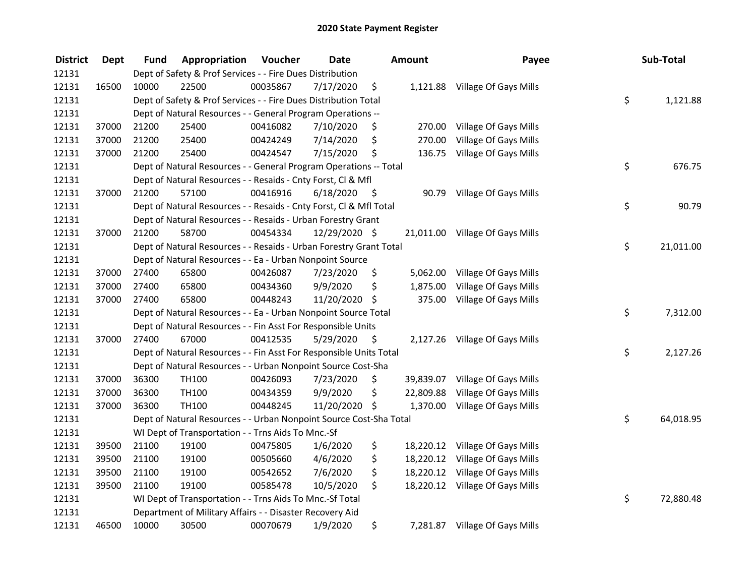# 2020 State Payment Register

| District | Dept | Fund | Appropriation | Voucher | Date | Amount | Payee | Sub-Total |
|---|---|---|---|---|---|---|---|---|
| 12131 | | | Dept of Safety & Prof Services - - Fire Dues Distribution | | | | | |
| 12131 | 16500 | 10000 | 22500 | 00035867 | 7/17/2020 | $ 1,121.88 | Village Of Gays Mills | |
| 12131 | | | Dept of Safety & Prof Services - - Fire Dues Distribution Total | | | | | $ 1,121.88 |
| 12131 | | | Dept of Natural Resources - - General Program Operations -- | | | | | |
| 12131 | 37000 | 21200 | 25400 | 00416082 | 7/10/2020 | $ 270.00 | Village Of Gays Mills | |
| 12131 | 37000 | 21200 | 25400 | 00424249 | 7/14/2020 | $ 270.00 | Village Of Gays Mills | |
| 12131 | 37000 | 21200 | 25400 | 00424547 | 7/15/2020 | $ 136.75 | Village Of Gays Mills | |
| 12131 | | | Dept of Natural Resources - - General Program Operations -- Total | | | | | $ 676.75 |
| 12131 | | | Dept of Natural Resources - - Resaids - Cnty Forst, Cl & Mfl | | | | | |
| 12131 | 37000 | 21200 | 57100 | 00416916 | 6/18/2020 | $ 90.79 | Village Of Gays Mills | |
| 12131 | | | Dept of Natural Resources - - Resaids - Cnty Forst, Cl & Mfl Total | | | | | $ 90.79 |
| 12131 | | | Dept of Natural Resources - - Resaids - Urban Forestry Grant | | | | | |
| 12131 | 37000 | 21200 | 58700 | 00454334 | 12/29/2020 | $ 21,011.00 | Village Of Gays Mills | |
| 12131 | | | Dept of Natural Resources - - Resaids - Urban Forestry Grant Total | | | | | $ 21,011.00 |
| 12131 | | | Dept of Natural Resources - - Ea - Urban Nonpoint Source | | | | | |
| 12131 | 37000 | 27400 | 65800 | 00426087 | 7/23/2020 | $ 5,062.00 | Village Of Gays Mills | |
| 12131 | 37000 | 27400 | 65800 | 00434360 | 9/9/2020 | $ 1,875.00 | Village Of Gays Mills | |
| 12131 | 37000 | 27400 | 65800 | 00448243 | 11/20/2020 | $ 375.00 | Village Of Gays Mills | |
| 12131 | | | Dept of Natural Resources - - Ea - Urban Nonpoint Source Total | | | | | $ 7,312.00 |
| 12131 | | | Dept of Natural Resources - - Fin Asst For Responsible Units | | | | | |
| 12131 | 37000 | 27400 | 67000 | 00412535 | 5/29/2020 | $ 2,127.26 | Village Of Gays Mills | |
| 12131 | | | Dept of Natural Resources - - Fin Asst For Responsible Units Total | | | | | $ 2,127.26 |
| 12131 | | | Dept of Natural Resources - - Urban Nonpoint Source Cost-Sha | | | | | |
| 12131 | 37000 | 36300 | TH100 | 00426093 | 7/23/2020 | $ 39,839.07 | Village Of Gays Mills | |
| 12131 | 37000 | 36300 | TH100 | 00434359 | 9/9/2020 | $ 22,809.88 | Village Of Gays Mills | |
| 12131 | 37000 | 36300 | TH100 | 00448245 | 11/20/2020 | $ 1,370.00 | Village Of Gays Mills | |
| 12131 | | | Dept of Natural Resources - - Urban Nonpoint Source Cost-Sha Total | | | | | $ 64,018.95 |
| 12131 | | | WI Dept of Transportation - - Trns Aids To Mnc.-Sf | | | | | |
| 12131 | 39500 | 21100 | 19100 | 00475805 | 1/6/2020 | $ 18,220.12 | Village Of Gays Mills | |
| 12131 | 39500 | 21100 | 19100 | 00505660 | 4/6/2020 | $ 18,220.12 | Village Of Gays Mills | |
| 12131 | 39500 | 21100 | 19100 | 00542652 | 7/6/2020 | $ 18,220.12 | Village Of Gays Mills | |
| 12131 | 39500 | 21100 | 19100 | 00585478 | 10/5/2020 | $ 18,220.12 | Village Of Gays Mills | |
| 12131 | | | WI Dept of Transportation - - Trns Aids To Mnc.-Sf Total | | | | | $ 72,880.48 |
| 12131 | | | Department of Military Affairs - - Disaster Recovery Aid | | | | | |
| 12131 | 46500 | 10000 | 30500 | 00070679 | 1/9/2020 | $ 7,281.87 | Village Of Gays Mills | |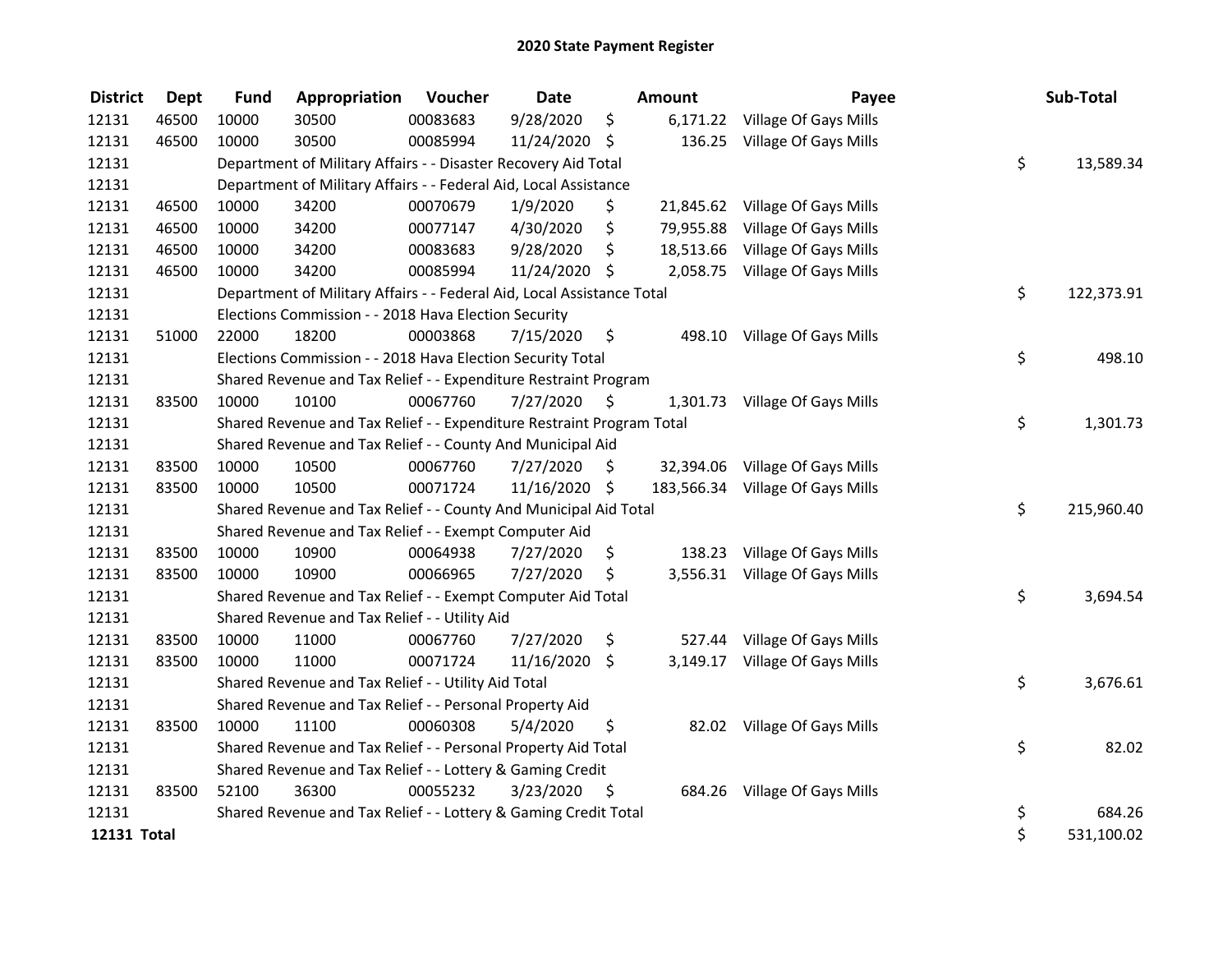## 2020 State Payment Register

| District | Dept | Fund | Appropriation | Voucher | Date | Amount | Payee | Sub-Total |
|---|---|---|---|---|---|---|---|---|
| 12131 | 46500 | 10000 | 30500 | 00083683 | 9/28/2020 | $ 6,171.22 | Village Of Gays Mills | |
| 12131 | 46500 | 10000 | 30500 | 00085994 | 11/24/2020 | $ 136.25 | Village Of Gays Mills | |
| 12131 | | Department of Military Affairs - - Disaster Recovery Aid Total | | | | | | $ 13,589.34 |
| 12131 | | Department of Military Affairs - - Federal Aid, Local Assistance | | | | | | |
| 12131 | 46500 | 10000 | 34200 | 00070679 | 1/9/2020 | $ 21,845.62 | Village Of Gays Mills | |
| 12131 | 46500 | 10000 | 34200 | 00077147 | 4/30/2020 | $ 79,955.88 | Village Of Gays Mills | |
| 12131 | 46500 | 10000 | 34200 | 00083683 | 9/28/2020 | $ 18,513.66 | Village Of Gays Mills | |
| 12131 | 46500 | 10000 | 34200 | 00085994 | 11/24/2020 | $ 2,058.75 | Village Of Gays Mills | |
| 12131 | | Department of Military Affairs - - Federal Aid, Local Assistance Total | | | | | | $ 122,373.91 |
| 12131 | | Elections Commission - - 2018 Hava Election Security | | | | | | |
| 12131 | 51000 | 22000 | 18200 | 00003868 | 7/15/2020 | $ 498.10 | Village Of Gays Mills | |
| 12131 | | Elections Commission - - 2018 Hava Election Security Total | | | | | | $ 498.10 |
| 12131 | | Shared Revenue and Tax Relief - - Expenditure Restraint Program | | | | | | |
| 12131 | 83500 | 10000 | 10100 | 00067760 | 7/27/2020 | $ 1,301.73 | Village Of Gays Mills | |
| 12131 | | Shared Revenue and Tax Relief - - Expenditure Restraint Program Total | | | | | | $ 1,301.73 |
| 12131 | | Shared Revenue and Tax Relief - - County And Municipal Aid | | | | | | |
| 12131 | 83500 | 10000 | 10500 | 00067760 | 7/27/2020 | $ 32,394.06 | Village Of Gays Mills | |
| 12131 | 83500 | 10000 | 10500 | 00071724 | 11/16/2020 | $ 183,566.34 | Village Of Gays Mills | |
| 12131 | | Shared Revenue and Tax Relief - - County And Municipal Aid Total | | | | | | $ 215,960.40 |
| 12131 | | Shared Revenue and Tax Relief - - Exempt Computer Aid | | | | | | |
| 12131 | 83500 | 10000 | 10900 | 00064938 | 7/27/2020 | $ 138.23 | Village Of Gays Mills | |
| 12131 | 83500 | 10000 | 10900 | 00066965 | 7/27/2020 | $ 3,556.31 | Village Of Gays Mills | |
| 12131 | | Shared Revenue and Tax Relief - - Exempt Computer Aid Total | | | | | | $ 3,694.54 |
| 12131 | | Shared Revenue and Tax Relief - - Utility Aid | | | | | | |
| 12131 | 83500 | 10000 | 11000 | 00067760 | 7/27/2020 | $ 527.44 | Village Of Gays Mills | |
| 12131 | 83500 | 10000 | 11000 | 00071724 | 11/16/2020 | $ 3,149.17 | Village Of Gays Mills | |
| 12131 | | Shared Revenue and Tax Relief - - Utility Aid Total | | | | | | $ 3,676.61 |
| 12131 | | Shared Revenue and Tax Relief - - Personal Property Aid | | | | | | |
| 12131 | 83500 | 10000 | 11100 | 00060308 | 5/4/2020 | $ 82.02 | Village Of Gays Mills | |
| 12131 | | Shared Revenue and Tax Relief - - Personal Property Aid Total | | | | | | $ 82.02 |
| 12131 | | Shared Revenue and Tax Relief - - Lottery & Gaming Credit | | | | | | |
| 12131 | 83500 | 52100 | 36300 | 00055232 | 3/23/2020 | $ 684.26 | Village Of Gays Mills | |
| 12131 | | Shared Revenue and Tax Relief - - Lottery & Gaming Credit Total | | | | | | $ 684.26 |
| **12131 Total** | | | | | | | | $ 531,100.02 |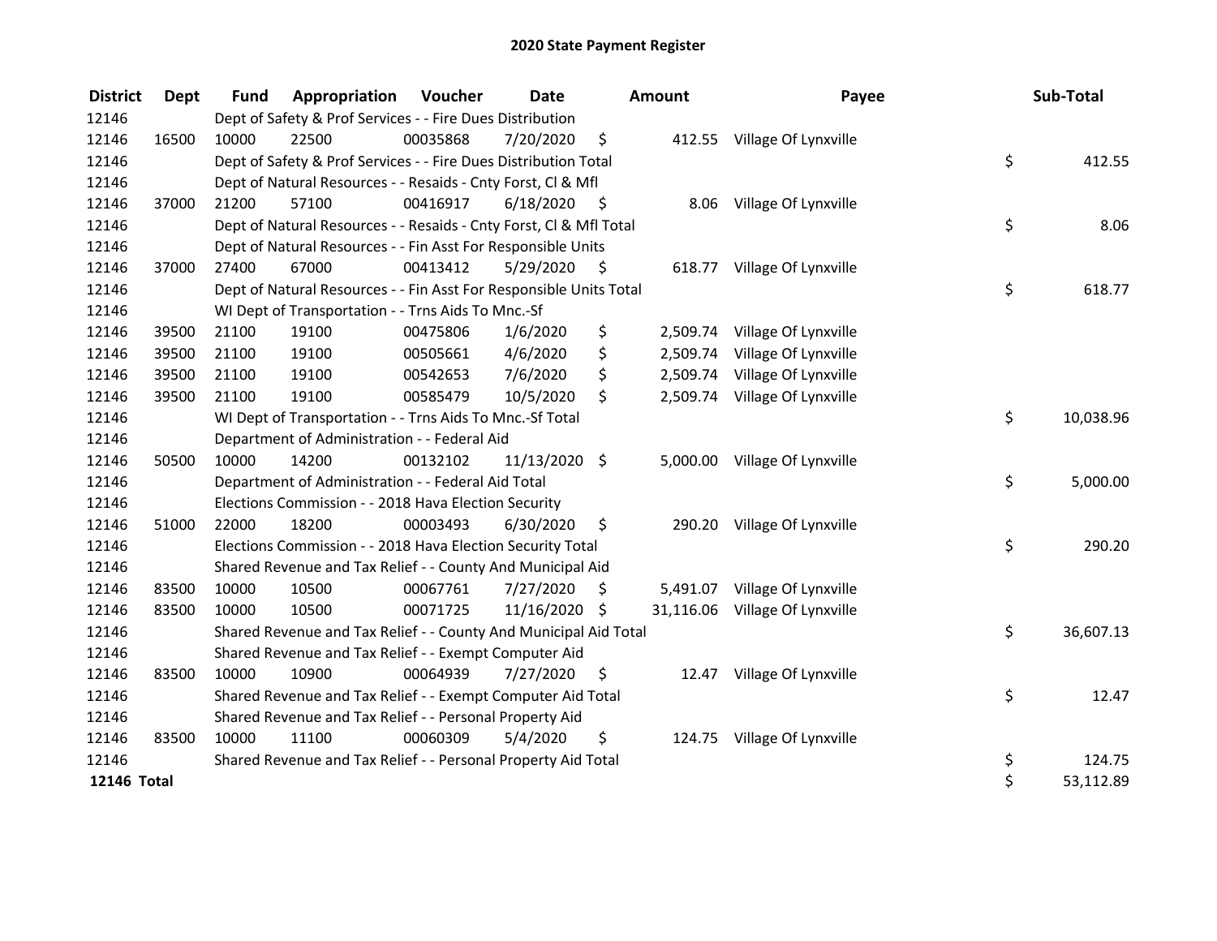# 2020 State Payment Register

| District | Dept | Fund | Appropriation | Voucher | Date | Amount | Payee | Sub-Total |
|---|---|---|---|---|---|---|---|---|
| 12146 | | Dept of Safety & Prof Services - - Fire Dues Distribution | | | | | | |
| 12146 | 16500 | 10000 | 22500 | 00035868 | 7/20/2020 | $ 412.55 | Village Of Lynxville | |
| 12146 | | Dept of Safety & Prof Services - - Fire Dues Distribution Total | | | | | | $ 412.55 |
| 12146 | | Dept of Natural Resources - - Resaids - Cnty Forst, Cl & Mfl | | | | | | |
| 12146 | 37000 | 21200 | 57100 | 00416917 | 6/18/2020 | $ 8.06 | Village Of Lynxville | |
| 12146 | | Dept of Natural Resources - - Resaids - Cnty Forst, Cl & Mfl Total | | | | | | $ 8.06 |
| 12146 | | Dept of Natural Resources - - Fin Asst For Responsible Units | | | | | | |
| 12146 | 37000 | 27400 | 67000 | 00413412 | 5/29/2020 | $ 618.77 | Village Of Lynxville | |
| 12146 | | Dept of Natural Resources - - Fin Asst For Responsible Units Total | | | | | | $ 618.77 |
| 12146 | | WI Dept of Transportation - - Trns Aids To Mnc.-Sf | | | | | | |
| 12146 | 39500 | 21100 | 19100 | 00475806 | 1/6/2020 | $ 2,509.74 | Village Of Lynxville | |
| 12146 | 39500 | 21100 | 19100 | 00505661 | 4/6/2020 | $ 2,509.74 | Village Of Lynxville | |
| 12146 | 39500 | 21100 | 19100 | 00542653 | 7/6/2020 | $ 2,509.74 | Village Of Lynxville | |
| 12146 | 39500 | 21100 | 19100 | 00585479 | 10/5/2020 | $ 2,509.74 | Village Of Lynxville | |
| 12146 | | WI Dept of Transportation - - Trns Aids To Mnc.-Sf Total | | | | | | $ 10,038.96 |
| 12146 | | Department of Administration - - Federal Aid | | | | | | |
| 12146 | 50500 | 10000 | 14200 | 00132102 | 11/13/2020 | $ 5,000.00 | Village Of Lynxville | |
| 12146 | | Department of Administration - - Federal Aid Total | | | | | | $ 5,000.00 |
| 12146 | | Elections Commission - - 2018 Hava Election Security | | | | | | |
| 12146 | 51000 | 22000 | 18200 | 00003493 | 6/30/2020 | $ 290.20 | Village Of Lynxville | |
| 12146 | | Elections Commission - - 2018 Hava Election Security Total | | | | | | $ 290.20 |
| 12146 | | Shared Revenue and Tax Relief - - County And Municipal Aid | | | | | | |
| 12146 | 83500 | 10000 | 10500 | 00067761 | 7/27/2020 | $ 5,491.07 | Village Of Lynxville | |
| 12146 | 83500 | 10000 | 10500 | 00071725 | 11/16/2020 | $ 31,116.06 | Village Of Lynxville | |
| 12146 | | Shared Revenue and Tax Relief - - County And Municipal Aid Total | | | | | | $ 36,607.13 |
| 12146 | | Shared Revenue and Tax Relief - - Exempt Computer Aid | | | | | | |
| 12146 | 83500 | 10000 | 10900 | 00064939 | 7/27/2020 | $ 12.47 | Village Of Lynxville | |
| 12146 | | Shared Revenue and Tax Relief - - Exempt Computer Aid Total | | | | | | $ 12.47 |
| 12146 | | Shared Revenue and Tax Relief - - Personal Property Aid | | | | | | |
| 12146 | 83500 | 10000 | 11100 | 00060309 | 5/4/2020 | $ 124.75 | Village Of Lynxville | |
| 12146 | | Shared Revenue and Tax Relief - - Personal Property Aid Total | | | | | | $ 124.75 |
| **12146 Total** | | | | | | | | $ 53,112.89 |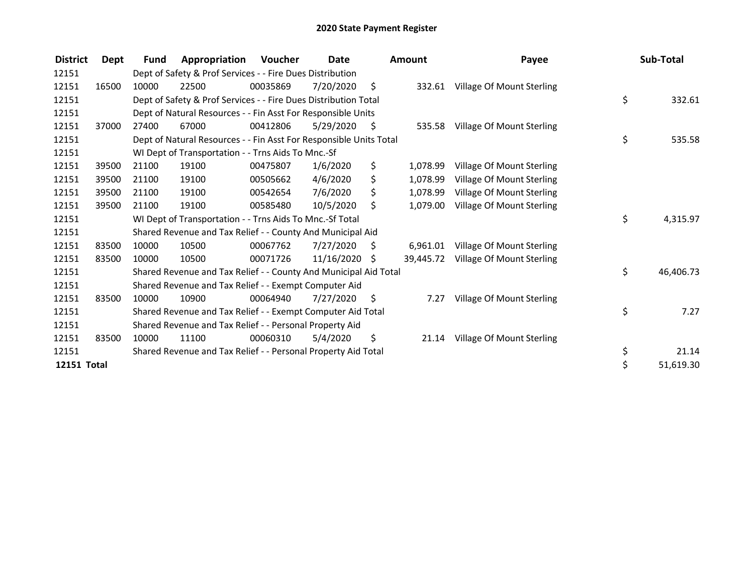# 2020 State Payment Register

| District | Dept | Fund | Appropriation | Voucher | Date | Amount | Payee | Sub-Total |
|---|---|---|---|---|---|---|---|---|
| 12151 | | Dept of Safety & Prof Services - - Fire Dues Distribution | | | | | | |
| 12151 | 16500 | 10000 | 22500 | 00035869 | 7/20/2020 | $ 332.61 | Village Of Mount Sterling | |
| 12151 | | Dept of Safety & Prof Services - - Fire Dues Distribution Total | | | | | | $ 332.61 |
| 12151 | | Dept of Natural Resources - - Fin Asst For Responsible Units | | | | | | |
| 12151 | 37000 | 27400 | 67000 | 00412806 | 5/29/2020 | $ 535.58 | Village Of Mount Sterling | |
| 12151 | | Dept of Natural Resources - - Fin Asst For Responsible Units Total | | | | | | $ 535.58 |
| 12151 | | WI Dept of Transportation - - Trns Aids To Mnc.-Sf | | | | | | |
| 12151 | 39500 | 21100 | 19100 | 00475807 | 1/6/2020 | $ 1,078.99 | Village Of Mount Sterling | |
| 12151 | 39500 | 21100 | 19100 | 00505662 | 4/6/2020 | $ 1,078.99 | Village Of Mount Sterling | |
| 12151 | 39500 | 21100 | 19100 | 00542654 | 7/6/2020 | $ 1,078.99 | Village Of Mount Sterling | |
| 12151 | 39500 | 21100 | 19100 | 00585480 | 10/5/2020 | $ 1,079.00 | Village Of Mount Sterling | |
| 12151 | | WI Dept of Transportation - - Trns Aids To Mnc.-Sf Total | | | | | | $ 4,315.97 |
| 12151 | | Shared Revenue and Tax Relief - - County And Municipal Aid | | | | | | |
| 12151 | 83500 | 10000 | 10500 | 00067762 | 7/27/2020 | $ 6,961.01 | Village Of Mount Sterling | |
| 12151 | 83500 | 10000 | 10500 | 00071726 | 11/16/2020 | $ 39,445.72 | Village Of Mount Sterling | |
| 12151 | | Shared Revenue and Tax Relief - - County And Municipal Aid Total | | | | | | $ 46,406.73 |
| 12151 | | Shared Revenue and Tax Relief - - Exempt Computer Aid | | | | | | |
| 12151 | 83500 | 10000 | 10900 | 00064940 | 7/27/2020 | $ 7.27 | Village Of Mount Sterling | |
| 12151 | | Shared Revenue and Tax Relief - - Exempt Computer Aid Total | | | | | | $ 7.27 |
| 12151 | | Shared Revenue and Tax Relief - - Personal Property Aid | | | | | | |
| 12151 | 83500 | 10000 | 11100 | 00060310 | 5/4/2020 | $ 21.14 | Village Of Mount Sterling | |
| 12151 | | Shared Revenue and Tax Relief - - Personal Property Aid Total | | | | | | $ 21.14 |
| **12151 Total** | | | | | | | | $ 51,619.30 |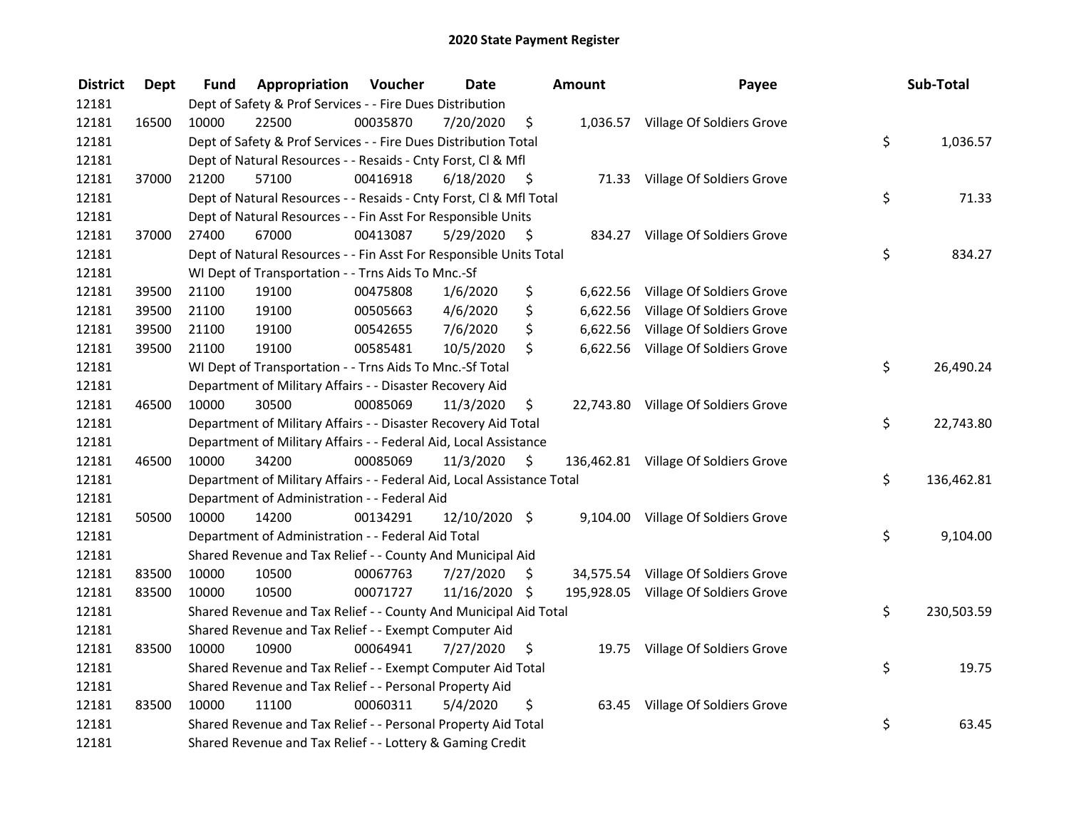# 2020 State Payment Register

| District | Dept | Fund | Appropriation | Voucher | Date | Amount | Payee | Sub-Total |
|---|---|---|---|---|---|---|---|---|
| 12181 | | Dept of Safety & Prof Services - - Fire Dues Distribution | | | | | | |
| 12181 | 16500 | 10000 | 22500 | 00035870 | 7/20/2020 | $ 1,036.57 | Village Of Soldiers Grove | |
| 12181 | | Dept of Safety & Prof Services - - Fire Dues Distribution Total | | | | | | $ 1,036.57 |
| 12181 | | Dept of Natural Resources - - Resaids - Cnty Forst, Cl & Mfl | | | | | | |
| 12181 | 37000 | 21200 | 57100 | 00416918 | 6/18/2020 | $ 71.33 | Village Of Soldiers Grove | |
| 12181 | | Dept of Natural Resources - - Resaids - Cnty Forst, Cl & Mfl Total | | | | | | $ 71.33 |
| 12181 | | Dept of Natural Resources - - Fin Asst For Responsible Units | | | | | | |
| 12181 | 37000 | 27400 | 67000 | 00413087 | 5/29/2020 | $ 834.27 | Village Of Soldiers Grove | |
| 12181 | | Dept of Natural Resources - - Fin Asst For Responsible Units Total | | | | | | $ 834.27 |
| 12181 | | WI Dept of Transportation - - Trns Aids To Mnc.-Sf | | | | | | |
| 12181 | 39500 | 21100 | 19100 | 00475808 | 1/6/2020 | $ 6,622.56 | Village Of Soldiers Grove | |
| 12181 | 39500 | 21100 | 19100 | 00505663 | 4/6/2020 | $ 6,622.56 | Village Of Soldiers Grove | |
| 12181 | 39500 | 21100 | 19100 | 00542655 | 7/6/2020 | $ 6,622.56 | Village Of Soldiers Grove | |
| 12181 | 39500 | 21100 | 19100 | 00585481 | 10/5/2020 | $ 6,622.56 | Village Of Soldiers Grove | |
| 12181 | | WI Dept of Transportation - - Trns Aids To Mnc.-Sf Total | | | | | | $ 26,490.24 |
| 12181 | | Department of Military Affairs - - Disaster Recovery Aid | | | | | | |
| 12181 | 46500 | 10000 | 30500 | 00085069 | 11/3/2020 | $ 22,743.80 | Village Of Soldiers Grove | |
| 12181 | | Department of Military Affairs - - Disaster Recovery Aid Total | | | | | | $ 22,743.80 |
| 12181 | | Department of Military Affairs - - Federal Aid, Local Assistance | | | | | | |
| 12181 | 46500 | 10000 | 34200 | 00085069 | 11/3/2020 | $ 136,462.81 | Village Of Soldiers Grove | |
| 12181 | | Department of Military Affairs - - Federal Aid, Local Assistance Total | | | | | | $ 136,462.81 |
| 12181 | | Department of Administration - - Federal Aid | | | | | | |
| 12181 | 50500 | 10000 | 14200 | 00134291 | 12/10/2020 | $ 9,104.00 | Village Of Soldiers Grove | |
| 12181 | | Department of Administration - - Federal Aid Total | | | | | | $ 9,104.00 |
| 12181 | | Shared Revenue and Tax Relief - - County And Municipal Aid | | | | | | |
| 12181 | 83500 | 10000 | 10500 | 00067763 | 7/27/2020 | $ 34,575.54 | Village Of Soldiers Grove | |
| 12181 | 83500 | 10000 | 10500 | 00071727 | 11/16/2020 | $ 195,928.05 | Village Of Soldiers Grove | |
| 12181 | | Shared Revenue and Tax Relief - - County And Municipal Aid Total | | | | | | $ 230,503.59 |
| 12181 | | Shared Revenue and Tax Relief - - Exempt Computer Aid | | | | | | |
| 12181 | 83500 | 10000 | 10900 | 00064941 | 7/27/2020 | $ 19.75 | Village Of Soldiers Grove | |
| 12181 | | Shared Revenue and Tax Relief - - Exempt Computer Aid Total | | | | | | $ 19.75 |
| 12181 | | Shared Revenue and Tax Relief - - Personal Property Aid | | | | | | |
| 12181 | 83500 | 10000 | 11100 | 00060311 | 5/4/2020 | $ 63.45 | Village Of Soldiers Grove | |
| 12181 | | Shared Revenue and Tax Relief - - Personal Property Aid Total | | | | | | $ 63.45 |
| 12181 | | Shared Revenue and Tax Relief - - Lottery & Gaming Credit | | | | | | |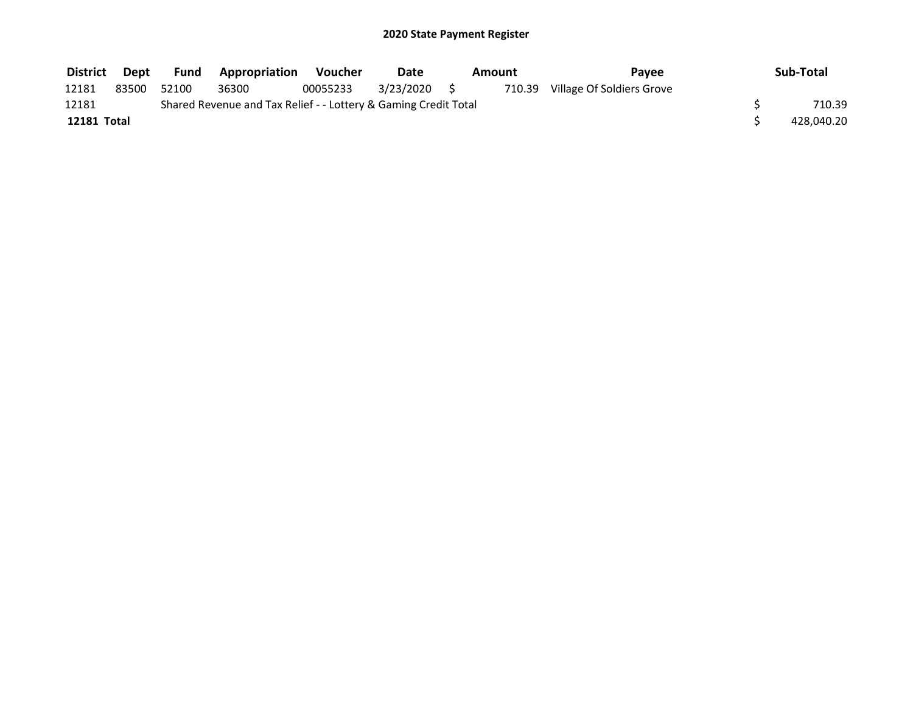# 2020 State Payment Register

| District | Dept | Fund | Appropriation | Voucher | Date | Amount | Payee | Sub-Total |
|---|---|---|---|---|---|---|---|---|
| 12181 | 83500 | 52100 | 36300 | 00055233 | 3/23/2020 | $ 710.39 | Village Of Soldiers Grove | |
| 12181 | | Shared Revenue and Tax Relief - - Lottery & Gaming Credit Total | | | | | | $ 710.39 |
| **12181 Total** | | | | | | | | $ 428,040.20 |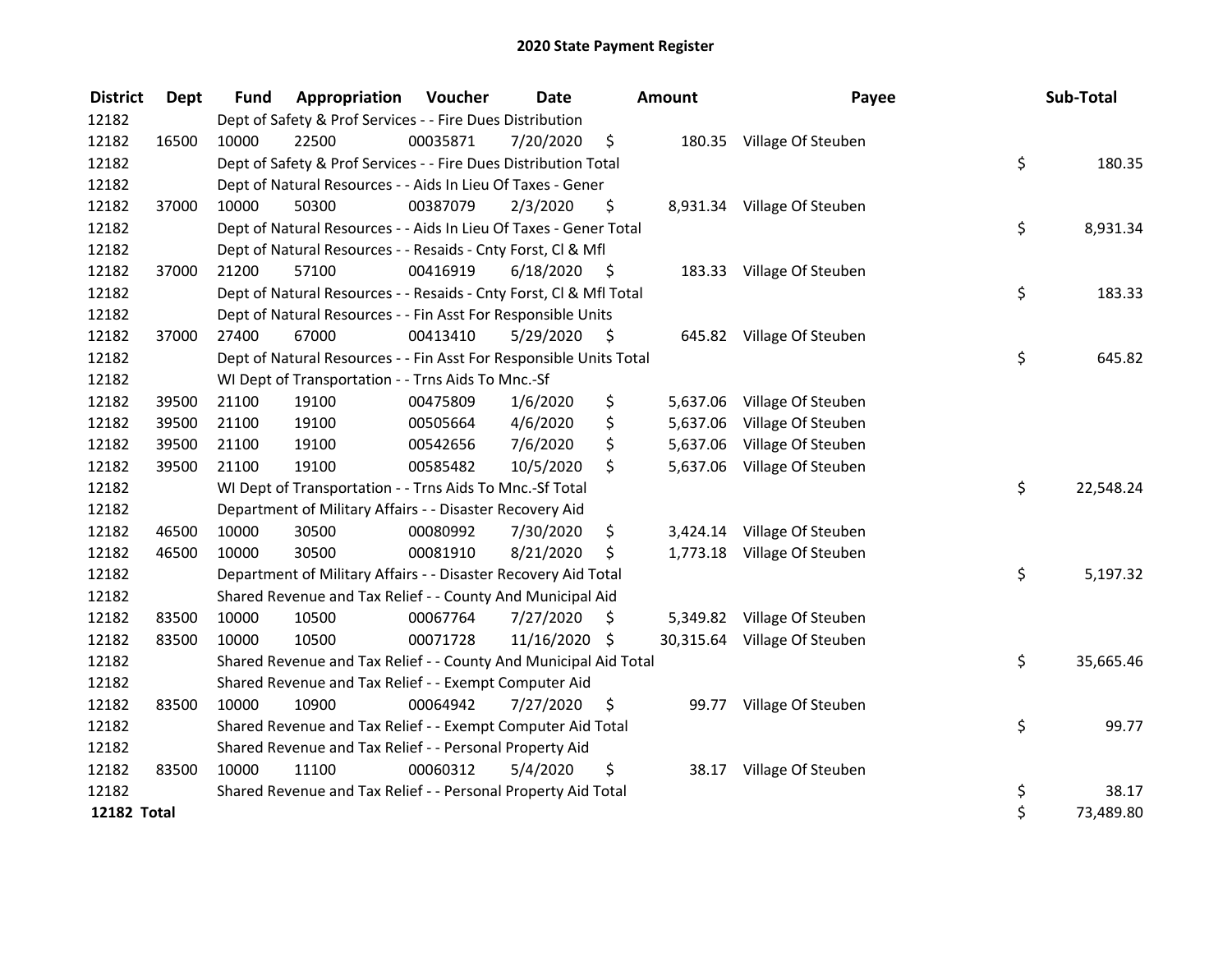# 2020 State Payment Register

| District | Dept | Fund | Appropriation | Voucher | Date | Amount | Payee | Sub-Total |
|---|---|---|---|---|---|---|---|---|
| 12182 | | Dept of Safety & Prof Services - - Fire Dues Distribution | | | | | | |
| 12182 | 16500 | 10000 | 22500 | 00035871 | 7/20/2020 | $ 180.35 | Village Of Steuben | |
| 12182 | | Dept of Safety & Prof Services - - Fire Dues Distribution Total | | | | | | $ 180.35 |
| 12182 | | Dept of Natural Resources - - Aids In Lieu Of Taxes - Gener | | | | | | |
| 12182 | 37000 | 10000 | 50300 | 00387079 | 2/3/2020 | $ 8,931.34 | Village Of Steuben | |
| 12182 | | Dept of Natural Resources - - Aids In Lieu Of Taxes - Gener Total | | | | | | $ 8,931.34 |
| 12182 | | Dept of Natural Resources - - Resaids - Cnty Forst, Cl & Mfl | | | | | | |
| 12182 | 37000 | 21200 | 57100 | 00416919 | 6/18/2020 | $ 183.33 | Village Of Steuben | |
| 12182 | | Dept of Natural Resources - - Resaids - Cnty Forst, Cl & Mfl Total | | | | | | $ 183.33 |
| 12182 | | Dept of Natural Resources - - Fin Asst For Responsible Units | | | | | | |
| 12182 | 37000 | 27400 | 67000 | 00413410 | 5/29/2020 | $ 645.82 | Village Of Steuben | |
| 12182 | | Dept of Natural Resources - - Fin Asst For Responsible Units Total | | | | | | $ 645.82 |
| 12182 | | WI Dept of Transportation - - Trns Aids To Mnc.-Sf | | | | | | |
| 12182 | 39500 | 21100 | 19100 | 00475809 | 1/6/2020 | $ 5,637.06 | Village Of Steuben | |
| 12182 | 39500 | 21100 | 19100 | 00505664 | 4/6/2020 | $ 5,637.06 | Village Of Steuben | |
| 12182 | 39500 | 21100 | 19100 | 00542656 | 7/6/2020 | $ 5,637.06 | Village Of Steuben | |
| 12182 | 39500 | 21100 | 19100 | 00585482 | 10/5/2020 | $ 5,637.06 | Village Of Steuben | |
| 12182 | | WI Dept of Transportation - - Trns Aids To Mnc.-Sf Total | | | | | | $ 22,548.24 |
| 12182 | | Department of Military Affairs - - Disaster Recovery Aid | | | | | | |
| 12182 | 46500 | 10000 | 30500 | 00080992 | 7/30/2020 | $ 3,424.14 | Village Of Steuben | |
| 12182 | 46500 | 10000 | 30500 | 00081910 | 8/21/2020 | $ 1,773.18 | Village Of Steuben | |
| 12182 | | Department of Military Affairs - - Disaster Recovery Aid Total | | | | | | $ 5,197.32 |
| 12182 | | Shared Revenue and Tax Relief - - County And Municipal Aid | | | | | | |
| 12182 | 83500 | 10000 | 10500 | 00067764 | 7/27/2020 | $ 5,349.82 | Village Of Steuben | |
| 12182 | 83500 | 10000 | 10500 | 00071728 | 11/16/2020 | $ 30,315.64 | Village Of Steuben | |
| 12182 | | Shared Revenue and Tax Relief - - County And Municipal Aid Total | | | | | | $ 35,665.46 |
| 12182 | | Shared Revenue and Tax Relief - - Exempt Computer Aid | | | | | | |
| 12182 | 83500 | 10000 | 10900 | 00064942 | 7/27/2020 | $ 99.77 | Village Of Steuben | |
| 12182 | | Shared Revenue and Tax Relief - - Exempt Computer Aid Total | | | | | | $ 99.77 |
| 12182 | | Shared Revenue and Tax Relief - - Personal Property Aid | | | | | | |
| 12182 | 83500 | 10000 | 11100 | 00060312 | 5/4/2020 | $ 38.17 | Village Of Steuben | |
| 12182 | | Shared Revenue and Tax Relief - - Personal Property Aid Total | | | | | | $ 38.17 |
| **12182 Total** | | | | | | | | $ 73,489.80 |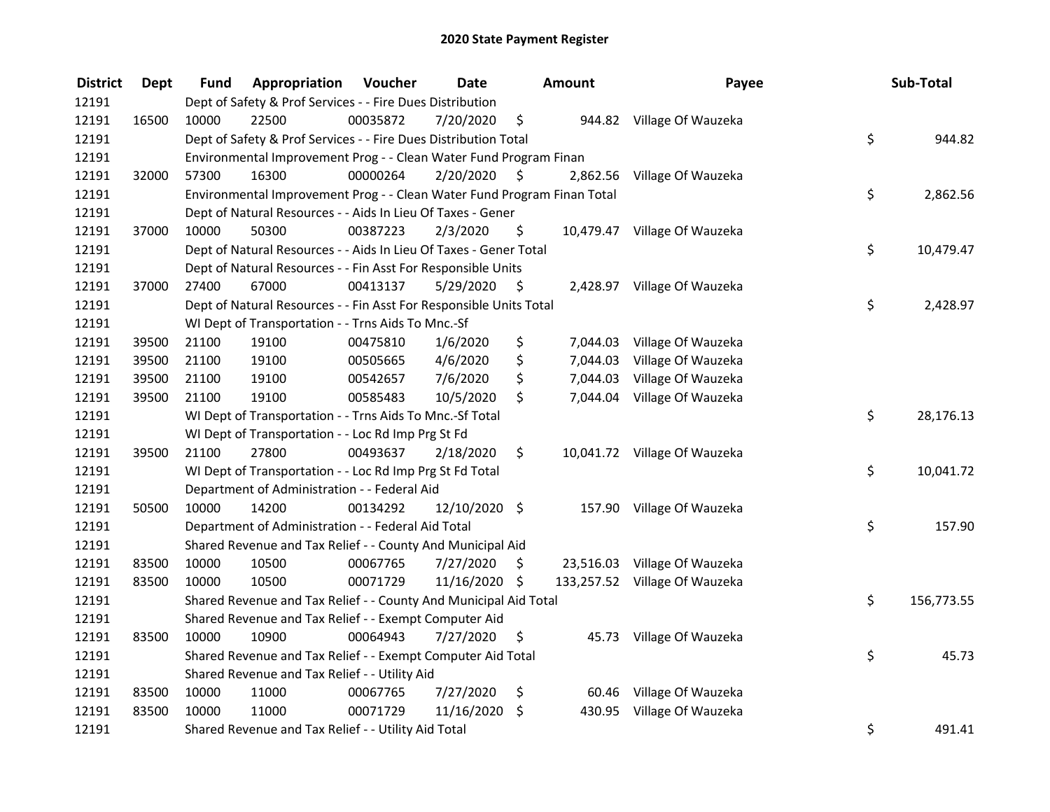# 2020 State Payment Register

| District | Dept | Fund | Appropriation | Voucher | Date | Amount | Payee | Sub-Total |
|---|---|---|---|---|---|---|---|---|
| 12191 | | Dept of Safety & Prof Services - - Fire Dues Distribution | | | | | | |
| 12191 | 16500 | 10000 | 22500 | 00035872 | 7/20/2020 | $ 944.82 | Village Of Wauzeka | |
| 12191 | | Dept of Safety & Prof Services - - Fire Dues Distribution Total | | | | | | $ 944.82 |
| 12191 | | Environmental Improvement Prog - - Clean Water Fund Program Finan | | | | | | |
| 12191 | 32000 | 57300 | 16300 | 00000264 | 2/20/2020 | $ 2,862.56 | Village Of Wauzeka | |
| 12191 | | Environmental Improvement Prog - - Clean Water Fund Program Finan Total | | | | | | $ 2,862.56 |
| 12191 | | Dept of Natural Resources - - Aids In Lieu Of Taxes - Gener | | | | | | |
| 12191 | 37000 | 10000 | 50300 | 00387223 | 2/3/2020 | $ 10,479.47 | Village Of Wauzeka | |
| 12191 | | Dept of Natural Resources - - Aids In Lieu Of Taxes - Gener Total | | | | | | $ 10,479.47 |
| 12191 | | Dept of Natural Resources - - Fin Asst For Responsible Units | | | | | | |
| 12191 | 37000 | 27400 | 67000 | 00413137 | 5/29/2020 | $ 2,428.97 | Village Of Wauzeka | |
| 12191 | | Dept of Natural Resources - - Fin Asst For Responsible Units Total | | | | | | $ 2,428.97 |
| 12191 | | WI Dept of Transportation - - Trns Aids To Mnc.-Sf | | | | | | |
| 12191 | 39500 | 21100 | 19100 | 00475810 | 1/6/2020 | $ 7,044.03 | Village Of Wauzeka | |
| 12191 | 39500 | 21100 | 19100 | 00505665 | 4/6/2020 | $ 7,044.03 | Village Of Wauzeka | |
| 12191 | 39500 | 21100 | 19100 | 00542657 | 7/6/2020 | $ 7,044.03 | Village Of Wauzeka | |
| 12191 | 39500 | 21100 | 19100 | 00585483 | 10/5/2020 | $ 7,044.04 | Village Of Wauzeka | |
| 12191 | | WI Dept of Transportation - - Trns Aids To Mnc.-Sf Total | | | | | | $ 28,176.13 |
| 12191 | | WI Dept of Transportation - - Loc Rd Imp Prg St Fd | | | | | | |
| 12191 | 39500 | 21100 | 27800 | 00493637 | 2/18/2020 | $ 10,041.72 | Village Of Wauzeka | |
| 12191 | | WI Dept of Transportation - - Loc Rd Imp Prg St Fd Total | | | | | | $ 10,041.72 |
| 12191 | | Department of Administration - - Federal Aid | | | | | | |
| 12191 | 50500 | 10000 | 14200 | 00134292 | 12/10/2020 | $ 157.90 | Village Of Wauzeka | |
| 12191 | | Department of Administration - - Federal Aid Total | | | | | | $ 157.90 |
| 12191 | | Shared Revenue and Tax Relief - - County And Municipal Aid | | | | | | |
| 12191 | 83500 | 10000 | 10500 | 00067765 | 7/27/2020 | $ 23,516.03 | Village Of Wauzeka | |
| 12191 | 83500 | 10000 | 10500 | 00071729 | 11/16/2020 | $ 133,257.52 | Village Of Wauzeka | |
| 12191 | | Shared Revenue and Tax Relief - - County And Municipal Aid Total | | | | | | $ 156,773.55 |
| 12191 | | Shared Revenue and Tax Relief - - Exempt Computer Aid | | | | | | |
| 12191 | 83500 | 10000 | 10900 | 00064943 | 7/27/2020 | $ 45.73 | Village Of Wauzeka | |
| 12191 | | Shared Revenue and Tax Relief - - Exempt Computer Aid Total | | | | | | $ 45.73 |
| 12191 | | Shared Revenue and Tax Relief - - Utility Aid | | | | | | |
| 12191 | 83500 | 10000 | 11000 | 00067765 | 7/27/2020 | $ 60.46 | Village Of Wauzeka | |
| 12191 | 83500 | 10000 | 11000 | 00071729 | 11/16/2020 | $ 430.95 | Village Of Wauzeka | |
| 12191 | | Shared Revenue and Tax Relief - - Utility Aid Total | | | | | | $ 491.41 |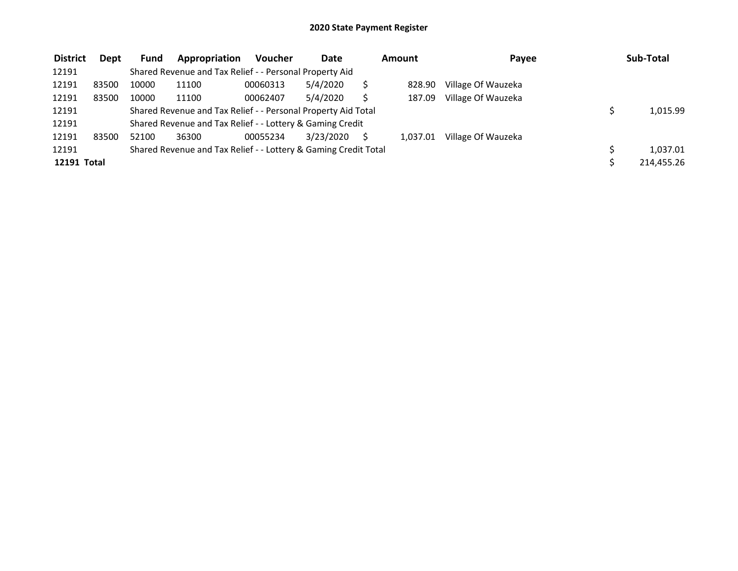# 2020 State Payment Register

| District | Dept | Fund | Appropriation | Voucher | Date | Amount | Payee | Sub-Total |
|---|---|---|---|---|---|---|---|---|
| 12191 | | Shared Revenue and Tax Relief - - Personal Property Aid | | | | | | |
| 12191 | 83500 | 10000 | 11100 | 00060313 | 5/4/2020 | $ 828.90 | Village Of Wauzeka | |
| 12191 | 83500 | 10000 | 11100 | 00062407 | 5/4/2020 | $ 187.09 | Village Of Wauzeka | |
| 12191 | | Shared Revenue and Tax Relief - - Personal Property Aid Total | | | | | | $ 1,015.99 |
| 12191 | | Shared Revenue and Tax Relief - - Lottery & Gaming Credit | | | | | | |
| 12191 | 83500 | 52100 | 36300 | 00055234 | 3/23/2020 | $ 1,037.01 | Village Of Wauzeka | |
| 12191 | | Shared Revenue and Tax Relief - - Lottery & Gaming Credit Total | | | | | | $ 1,037.01 |
| **12191 Total** | | | | | | | | $ 214,455.26 |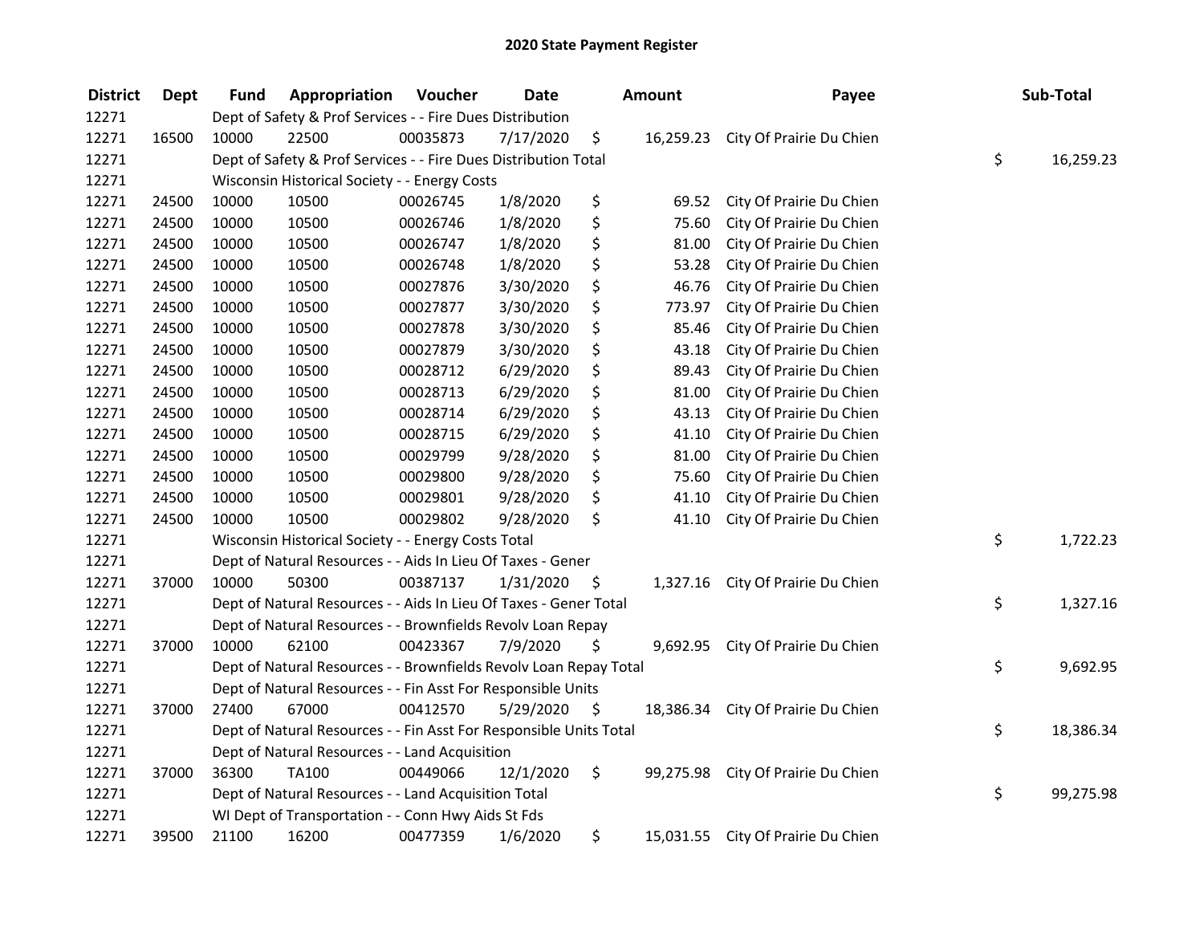# 2020 State Payment Register

| District | Dept | Fund | Appropriation | Voucher | Date | Amount | Payee | Sub-Total |
|---|---|---|---|---|---|---|---|---|
| 12271 | | Dept of Safety & Prof Services - - Fire Dues Distribution | | | | | | |
| 12271 | 16500 | 10000 | 22500 | 00035873 | 7/17/2020 | $ 16,259.23 | City Of Prairie Du Chien | |
| 12271 | | Dept of Safety & Prof Services - - Fire Dues Distribution Total | | | | | | $ 16,259.23 |
| 12271 | | Wisconsin Historical Society - - Energy Costs | | | | | | |
| 12271 | 24500 | 10000 | 10500 | 00026745 | 1/8/2020 | $ 69.52 | City Of Prairie Du Chien | |
| 12271 | 24500 | 10000 | 10500 | 00026746 | 1/8/2020 | $ 75.60 | City Of Prairie Du Chien | |
| 12271 | 24500 | 10000 | 10500 | 00026747 | 1/8/2020 | $ 81.00 | City Of Prairie Du Chien | |
| 12271 | 24500 | 10000 | 10500 | 00026748 | 1/8/2020 | $ 53.28 | City Of Prairie Du Chien | |
| 12271 | 24500 | 10000 | 10500 | 00027876 | 3/30/2020 | $ 46.76 | City Of Prairie Du Chien | |
| 12271 | 24500 | 10000 | 10500 | 00027877 | 3/30/2020 | $ 773.97 | City Of Prairie Du Chien | |
| 12271 | 24500 | 10000 | 10500 | 00027878 | 3/30/2020 | $ 85.46 | City Of Prairie Du Chien | |
| 12271 | 24500 | 10000 | 10500 | 00027879 | 3/30/2020 | $ 43.18 | City Of Prairie Du Chien | |
| 12271 | 24500 | 10000 | 10500 | 00028712 | 6/29/2020 | $ 89.43 | City Of Prairie Du Chien | |
| 12271 | 24500 | 10000 | 10500 | 00028713 | 6/29/2020 | $ 81.00 | City Of Prairie Du Chien | |
| 12271 | 24500 | 10000 | 10500 | 00028714 | 6/29/2020 | $ 43.13 | City Of Prairie Du Chien | |
| 12271 | 24500 | 10000 | 10500 | 00028715 | 6/29/2020 | $ 41.10 | City Of Prairie Du Chien | |
| 12271 | 24500 | 10000 | 10500 | 00029799 | 9/28/2020 | $ 81.00 | City Of Prairie Du Chien | |
| 12271 | 24500 | 10000 | 10500 | 00029800 | 9/28/2020 | $ 75.60 | City Of Prairie Du Chien | |
| 12271 | 24500 | 10000 | 10500 | 00029801 | 9/28/2020 | $ 41.10 | City Of Prairie Du Chien | |
| 12271 | 24500 | 10000 | 10500 | 00029802 | 9/28/2020 | $ 41.10 | City Of Prairie Du Chien | |
| 12271 | | Wisconsin Historical Society - - Energy Costs Total | | | | | | $ 1,722.23 |
| 12271 | | Dept of Natural Resources - - Aids In Lieu Of Taxes - Gener | | | | | | |
| 12271 | 37000 | 10000 | 50300 | 00387137 | 1/31/2020 | $ 1,327.16 | City Of Prairie Du Chien | |
| 12271 | | Dept of Natural Resources - - Aids In Lieu Of Taxes - Gener Total | | | | | | $ 1,327.16 |
| 12271 | | Dept of Natural Resources - - Brownfields Revolv Loan Repay | | | | | | |
| 12271 | 37000 | 10000 | 62100 | 00423367 | 7/9/2020 | $ 9,692.95 | City Of Prairie Du Chien | |
| 12271 | | Dept of Natural Resources - - Brownfields Revolv Loan Repay Total | | | | | | $ 9,692.95 |
| 12271 | | Dept of Natural Resources - - Fin Asst For Responsible Units | | | | | | |
| 12271 | 37000 | 27400 | 67000 | 00412570 | 5/29/2020 | $ 18,386.34 | City Of Prairie Du Chien | |
| 12271 | | Dept of Natural Resources - - Fin Asst For Responsible Units Total | | | | | | $ 18,386.34 |
| 12271 | | Dept of Natural Resources - - Land Acquisition | | | | | | |
| 12271 | 37000 | 36300 | TA100 | 00449066 | 12/1/2020 | $ 99,275.98 | City Of Prairie Du Chien | |
| 12271 | | Dept of Natural Resources - - Land Acquisition Total | | | | | | $ 99,275.98 |
| 12271 | | WI Dept of Transportation - - Conn Hwy Aids St Fds | | | | | | |
| 12271 | 39500 | 21100 | 16200 | 00477359 | 1/6/2020 | $ 15,031.55 | City Of Prairie Du Chien | |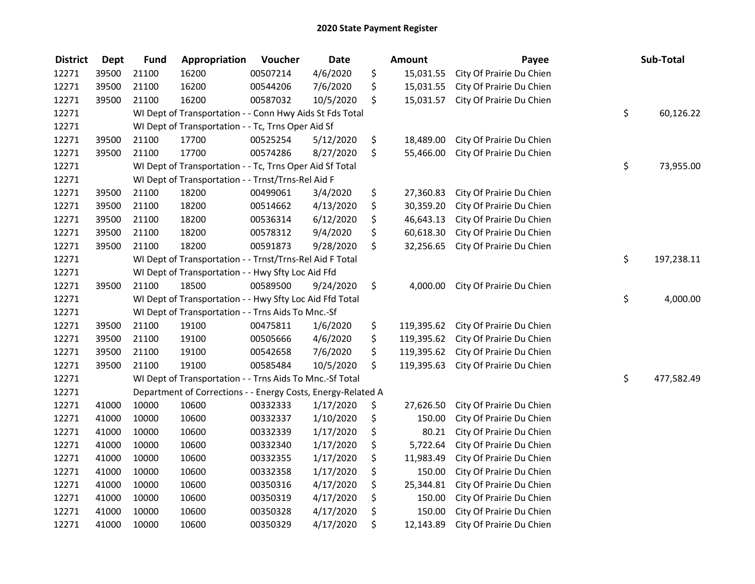# 2020 State Payment Register

| District | Dept | Fund | Appropriation | Voucher | Date | Amount | Payee | Sub-Total |
|---|---|---|---|---|---|---|---|---|
| 12271 | 39500 | 21100 | 16200 | 00507214 | 4/6/2020 | $ 15,031.55 | City Of Prairie Du Chien | |
| 12271 | 39500 | 21100 | 16200 | 00544206 | 7/6/2020 | $ 15,031.55 | City Of Prairie Du Chien | |
| 12271 | 39500 | 21100 | 16200 | 00587032 | 10/5/2020 | $ 15,031.57 | City Of Prairie Du Chien | |
| 12271 | | WI Dept of Transportation - - Conn Hwy Aids St Fds Total | | | | | | $ 60,126.22 |
| 12271 | | WI Dept of Transportation - - Tc, Trns Oper Aid Sf | | | | | | |
| 12271 | 39500 | 21100 | 17700 | 00525254 | 5/12/2020 | $ 18,489.00 | City Of Prairie Du Chien | |
| 12271 | 39500 | 21100 | 17700 | 00574286 | 8/27/2020 | $ 55,466.00 | City Of Prairie Du Chien | |
| 12271 | | WI Dept of Transportation - - Tc, Trns Oper Aid Sf Total | | | | | | $ 73,955.00 |
| 12271 | | WI Dept of Transportation - - Trnst/Trns-Rel Aid F | | | | | | |
| 12271 | 39500 | 21100 | 18200 | 00499061 | 3/4/2020 | $ 27,360.83 | City Of Prairie Du Chien | |
| 12271 | 39500 | 21100 | 18200 | 00514662 | 4/13/2020 | $ 30,359.20 | City Of Prairie Du Chien | |
| 12271 | 39500 | 21100 | 18200 | 00536314 | 6/12/2020 | $ 46,643.13 | City Of Prairie Du Chien | |
| 12271 | 39500 | 21100 | 18200 | 00578312 | 9/4/2020 | $ 60,618.30 | City Of Prairie Du Chien | |
| 12271 | 39500 | 21100 | 18200 | 00591873 | 9/28/2020 | $ 32,256.65 | City Of Prairie Du Chien | |
| 12271 | | WI Dept of Transportation - - Trnst/Trns-Rel Aid F Total | | | | | | $ 197,238.11 |
| 12271 | | WI Dept of Transportation - - Hwy Sfty Loc Aid Ffd | | | | | | |
| 12271 | 39500 | 21100 | 18500 | 00589500 | 9/24/2020 | $ 4,000.00 | City Of Prairie Du Chien | |
| 12271 | | WI Dept of Transportation - - Hwy Sfty Loc Aid Ffd Total | | | | | | $ 4,000.00 |
| 12271 | | WI Dept of Transportation - - Trns Aids To Mnc.-Sf | | | | | | |
| 12271 | 39500 | 21100 | 19100 | 00475811 | 1/6/2020 | $ 119,395.62 | City Of Prairie Du Chien | |
| 12271 | 39500 | 21100 | 19100 | 00505666 | 4/6/2020 | $ 119,395.62 | City Of Prairie Du Chien | |
| 12271 | 39500 | 21100 | 19100 | 00542658 | 7/6/2020 | $ 119,395.62 | City Of Prairie Du Chien | |
| 12271 | 39500 | 21100 | 19100 | 00585484 | 10/5/2020 | $ 119,395.63 | City Of Prairie Du Chien | |
| 12271 | | WI Dept of Transportation - - Trns Aids To Mnc.-Sf Total | | | | | | $ 477,582.49 |
| 12271 | | Department of Corrections - - Energy Costs, Energy-Related A | | | | | | |
| 12271 | 41000 | 10000 | 10600 | 00332333 | 1/17/2020 | $ 27,626.50 | City Of Prairie Du Chien | |
| 12271 | 41000 | 10000 | 10600 | 00332337 | 1/10/2020 | $ 150.00 | City Of Prairie Du Chien | |
| 12271 | 41000 | 10000 | 10600 | 00332339 | 1/17/2020 | $ 80.21 | City Of Prairie Du Chien | |
| 12271 | 41000 | 10000 | 10600 | 00332340 | 1/17/2020 | $ 5,722.64 | City Of Prairie Du Chien | |
| 12271 | 41000 | 10000 | 10600 | 00332355 | 1/17/2020 | $ 11,983.49 | City Of Prairie Du Chien | |
| 12271 | 41000 | 10000 | 10600 | 00332358 | 1/17/2020 | $ 150.00 | City Of Prairie Du Chien | |
| 12271 | 41000 | 10000 | 10600 | 00350316 | 4/17/2020 | $ 25,344.81 | City Of Prairie Du Chien | |
| 12271 | 41000 | 10000 | 10600 | 00350319 | 4/17/2020 | $ 150.00 | City Of Prairie Du Chien | |
| 12271 | 41000 | 10000 | 10600 | 00350328 | 4/17/2020 | $ 150.00 | City Of Prairie Du Chien | |
| 12271 | 41000 | 10000 | 10600 | 00350329 | 4/17/2020 | $ 12,143.89 | City Of Prairie Du Chien | |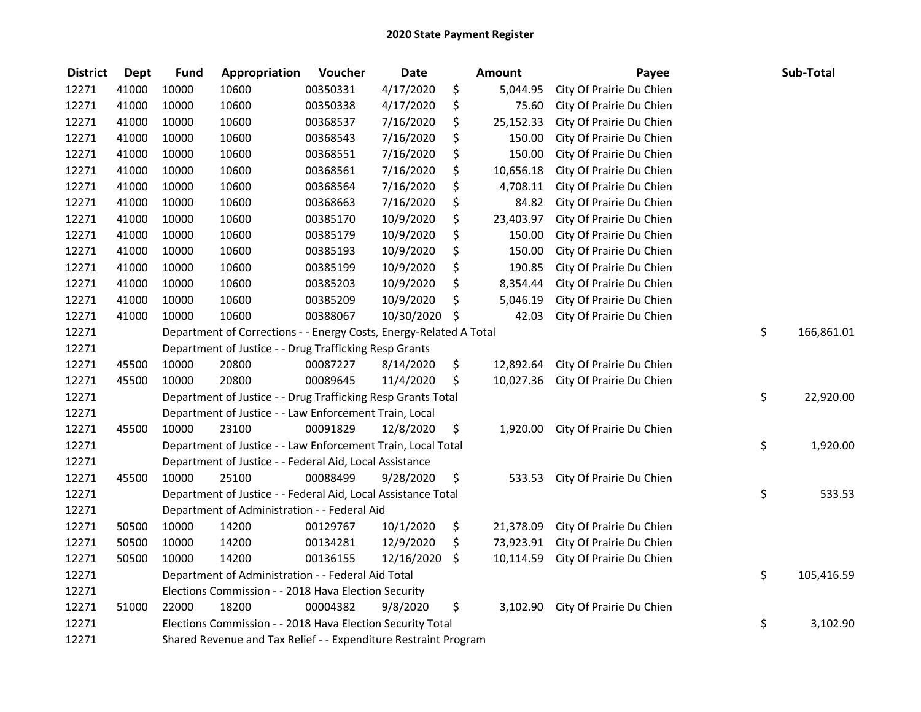# 2020 State Payment Register

| District | Dept | Fund | Appropriation | Voucher | Date | Amount | Payee | Sub-Total |
|---|---|---|---|---|---|---|---|---|
| 12271 | 41000 | 10000 | 10600 | 00350331 | 4/17/2020 | $ 5,044.95 | City Of Prairie Du Chien | |
| 12271 | 41000 | 10000 | 10600 | 00350338 | 4/17/2020 | $ 75.60 | City Of Prairie Du Chien | |
| 12271 | 41000 | 10000 | 10600 | 00368537 | 7/16/2020 | $ 25,152.33 | City Of Prairie Du Chien | |
| 12271 | 41000 | 10000 | 10600 | 00368543 | 7/16/2020 | $ 150.00 | City Of Prairie Du Chien | |
| 12271 | 41000 | 10000 | 10600 | 00368551 | 7/16/2020 | $ 150.00 | City Of Prairie Du Chien | |
| 12271 | 41000 | 10000 | 10600 | 00368561 | 7/16/2020 | $ 10,656.18 | City Of Prairie Du Chien | |
| 12271 | 41000 | 10000 | 10600 | 00368564 | 7/16/2020 | $ 4,708.11 | City Of Prairie Du Chien | |
| 12271 | 41000 | 10000 | 10600 | 00368663 | 7/16/2020 | $ 84.82 | City Of Prairie Du Chien | |
| 12271 | 41000 | 10000 | 10600 | 00385170 | 10/9/2020 | $ 23,403.97 | City Of Prairie Du Chien | |
| 12271 | 41000 | 10000 | 10600 | 00385179 | 10/9/2020 | $ 150.00 | City Of Prairie Du Chien | |
| 12271 | 41000 | 10000 | 10600 | 00385193 | 10/9/2020 | $ 150.00 | City Of Prairie Du Chien | |
| 12271 | 41000 | 10000 | 10600 | 00385199 | 10/9/2020 | $ 190.85 | City Of Prairie Du Chien | |
| 12271 | 41000 | 10000 | 10600 | 00385203 | 10/9/2020 | $ 8,354.44 | City Of Prairie Du Chien | |
| 12271 | 41000 | 10000 | 10600 | 00385209 | 10/9/2020 | $ 5,046.19 | City Of Prairie Du Chien | |
| 12271 | 41000 | 10000 | 10600 | 00388067 | 10/30/2020 | $ 42.03 | City Of Prairie Du Chien | |
| 12271 | | | Department of Corrections - - Energy Costs, Energy-Related A Total | | | | | $ 166,861.01 |
| 12271 | | | Department of Justice - - Drug Trafficking Resp Grants | | | | | |
| 12271 | 45500 | 10000 | 20800 | 00087227 | 8/14/2020 | $ 12,892.64 | City Of Prairie Du Chien | |
| 12271 | 45500 | 10000 | 20800 | 00089645 | 11/4/2020 | $ 10,027.36 | City Of Prairie Du Chien | |
| 12271 | | | Department of Justice - - Drug Trafficking Resp Grants Total | | | | | $ 22,920.00 |
| 12271 | | | Department of Justice - - Law Enforcement Train, Local | | | | | |
| 12271 | 45500 | 10000 | 23100 | 00091829 | 12/8/2020 | $ 1,920.00 | City Of Prairie Du Chien | |
| 12271 | | | Department of Justice - - Law Enforcement Train, Local Total | | | | | $ 1,920.00 |
| 12271 | | | Department of Justice - - Federal Aid, Local Assistance | | | | | |
| 12271 | 45500 | 10000 | 25100 | 00088499 | 9/28/2020 | $ 533.53 | City Of Prairie Du Chien | |
| 12271 | | | Department of Justice - - Federal Aid, Local Assistance Total | | | | | $ 533.53 |
| 12271 | | | Department of Administration - - Federal Aid | | | | | |
| 12271 | 50500 | 10000 | 14200 | 00129767 | 10/1/2020 | $ 21,378.09 | City Of Prairie Du Chien | |
| 12271 | 50500 | 10000 | 14200 | 00134281 | 12/9/2020 | $ 73,923.91 | City Of Prairie Du Chien | |
| 12271 | 50500 | 10000 | 14200 | 00136155 | 12/16/2020 | $ 10,114.59 | City Of Prairie Du Chien | |
| 12271 | | | Department of Administration - - Federal Aid Total | | | | | $ 105,416.59 |
| 12271 | | | Elections Commission - - 2018 Hava Election Security | | | | | |
| 12271 | 51000 | 22000 | 18200 | 00004382 | 9/8/2020 | $ 3,102.90 | City Of Prairie Du Chien | |
| 12271 | | | Elections Commission - - 2018 Hava Election Security Total | | | | | $ 3,102.90 |
| 12271 | | | Shared Revenue and Tax Relief - - Expenditure Restraint Program | | | | | |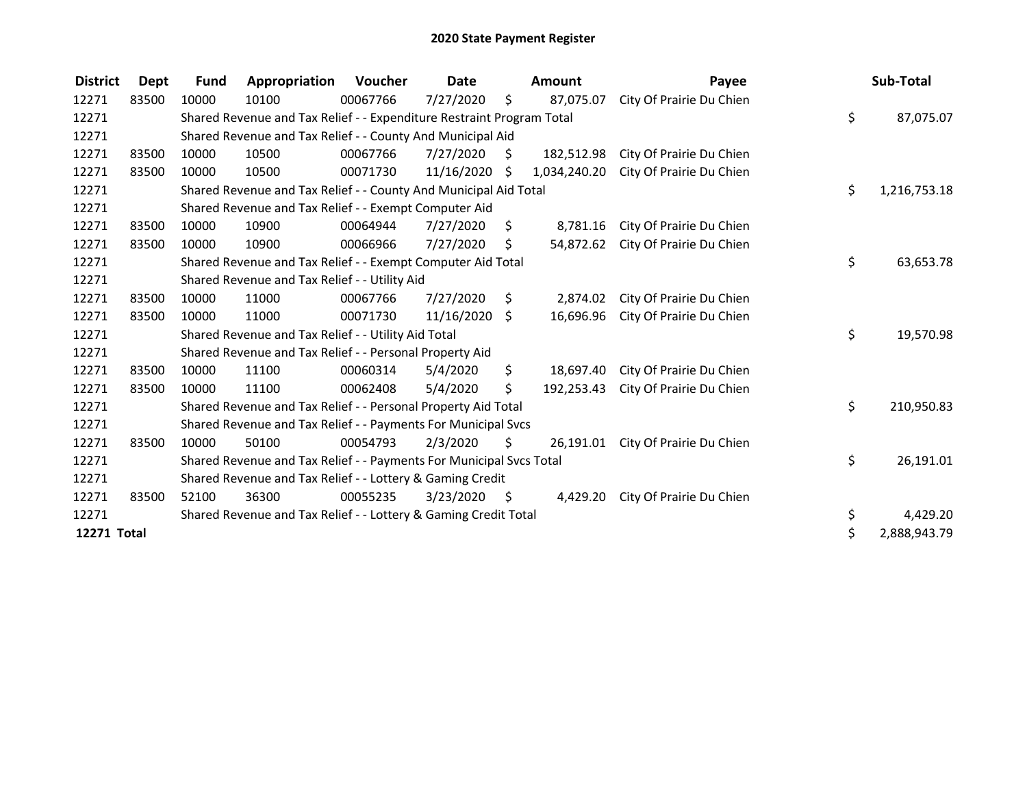# 2020 State Payment Register

| District | Dept | Fund | Appropriation | Voucher | Date | Amount | Payee | Sub-Total |
|---|---|---|---|---|---|---|---|---|
| 12271 | 83500 | 10000 | 10100 | 00067766 | 7/27/2020 | $ 87,075.07 | City Of Prairie Du Chien | |
| 12271 | | Shared Revenue and Tax Relief - - Expenditure Restraint Program Total | | | | | | $ 87,075.07 |
| 12271 | | Shared Revenue and Tax Relief - - County And Municipal Aid | | | | | | |
| 12271 | 83500 | 10000 | 10500 | 00067766 | 7/27/2020 | $ 182,512.98 | City Of Prairie Du Chien | |
| 12271 | 83500 | 10000 | 10500 | 00071730 | 11/16/2020 | $ 1,034,240.20 | City Of Prairie Du Chien | |
| 12271 | | Shared Revenue and Tax Relief - - County And Municipal Aid Total | | | | | | $ 1,216,753.18 |
| 12271 | | Shared Revenue and Tax Relief - - Exempt Computer Aid | | | | | | |
| 12271 | 83500 | 10000 | 10900 | 00064944 | 7/27/2020 | $ 8,781.16 | City Of Prairie Du Chien | |
| 12271 | 83500 | 10000 | 10900 | 00066966 | 7/27/2020 | $ 54,872.62 | City Of Prairie Du Chien | |
| 12271 | | Shared Revenue and Tax Relief - - Exempt Computer Aid Total | | | | | | $ 63,653.78 |
| 12271 | | Shared Revenue and Tax Relief - - Utility Aid | | | | | | |
| 12271 | 83500 | 10000 | 11000 | 00067766 | 7/27/2020 | $ 2,874.02 | City Of Prairie Du Chien | |
| 12271 | 83500 | 10000 | 11000 | 00071730 | 11/16/2020 | $ 16,696.96 | City Of Prairie Du Chien | |
| 12271 | | Shared Revenue and Tax Relief - - Utility Aid Total | | | | | | $ 19,570.98 |
| 12271 | | Shared Revenue and Tax Relief - - Personal Property Aid | | | | | | |
| 12271 | 83500 | 10000 | 11100 | 00060314 | 5/4/2020 | $ 18,697.40 | City Of Prairie Du Chien | |
| 12271 | 83500 | 10000 | 11100 | 00062408 | 5/4/2020 | $ 192,253.43 | City Of Prairie Du Chien | |
| 12271 | | Shared Revenue and Tax Relief - - Personal Property Aid Total | | | | | | $ 210,950.83 |
| 12271 | | Shared Revenue and Tax Relief - - Payments For Municipal Svcs | | | | | | |
| 12271 | 83500 | 10000 | 50100 | 00054793 | 2/3/2020 | $ 26,191.01 | City Of Prairie Du Chien | |
| 12271 | | Shared Revenue and Tax Relief - - Payments For Municipal Svcs Total | | | | | | $ 26,191.01 |
| 12271 | | Shared Revenue and Tax Relief - - Lottery & Gaming Credit | | | | | | |
| 12271 | 83500 | 52100 | 36300 | 00055235 | 3/23/2020 | $ 4,429.20 | City Of Prairie Du Chien | |
| 12271 | | Shared Revenue and Tax Relief - - Lottery & Gaming Credit Total | | | | | | $ 4,429.20 |
| **12271 Total** | | | | | | | | $ 2,888,943.79 |